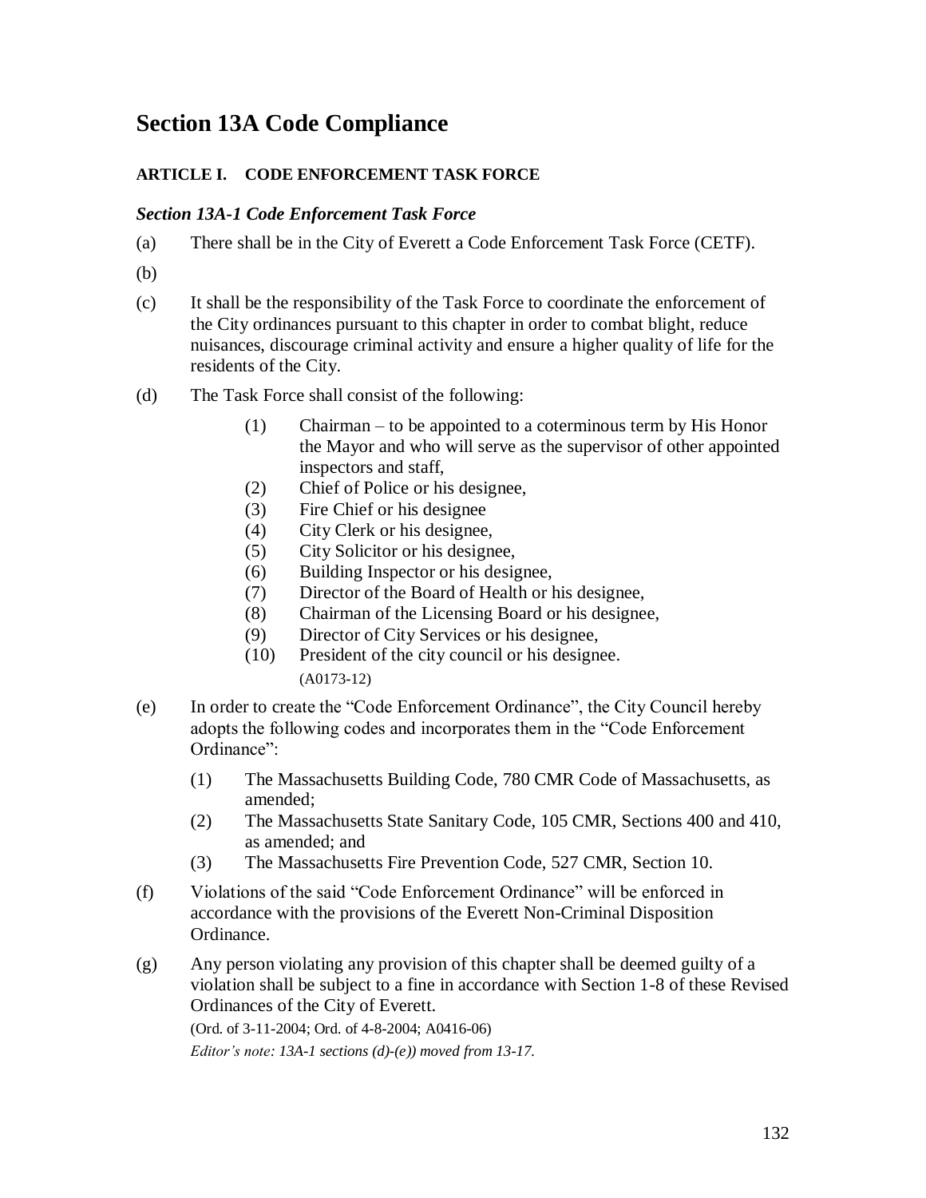# Section 13A Code Compliance

## ARTICLE I. CODE ENFORCEMENT TASK FORCE

### *Section 13A-1 Code Enforcement Task Force*

(a) There shall be in the City of Everett a Code Enforcement Task Force (CETF).

(b)

(c) It shall be the responsibility of the Task Force to coordinate the enforcement of the City ordinances pursuant to this chapter in order to combat blight, reduce nuisances, discourage criminal activity and ensure a higher quality of life for the residents of the City.

(d) The Task Force shall consist of the following:

(1) Chairman – to be appointed to a coterminous term by His Honor the Mayor and who will serve as the supervisor of other appointed inspectors and staff,
(2) Chief of Police or his designee,
(3) Fire Chief or his designee
(4) City Clerk or his designee,
(5) City Solicitor or his designee,
(6) Building Inspector or his designee,
(7) Director of the Board of Health or his designee,
(8) Chairman of the Licensing Board or his designee,
(9) Director of City Services or his designee,
(10) President of the city council or his designee.
(A0173-12)

(e) In order to create the "Code Enforcement Ordinance", the City Council hereby adopts the following codes and incorporates them in the "Code Enforcement Ordinance":

(1) The Massachusetts Building Code, 780 CMR Code of Massachusetts, as amended;
(2) The Massachusetts State Sanitary Code, 105 CMR, Sections 400 and 410, as amended; and
(3) The Massachusetts Fire Prevention Code, 527 CMR, Section 10.

(f) Violations of the said "Code Enforcement Ordinance" will be enforced in accordance with the provisions of the Everett Non-Criminal Disposition Ordinance.

(g) Any person violating any provision of this chapter shall be deemed guilty of a violation shall be subject to a fine in accordance with Section 1-8 of these Revised Ordinances of the City of Everett.

(Ord. of 3-11-2004; Ord. of 4-8-2004; A0416-06)

*Editor's note: 13A-1 sections (d)-(e)) moved from 13-17.*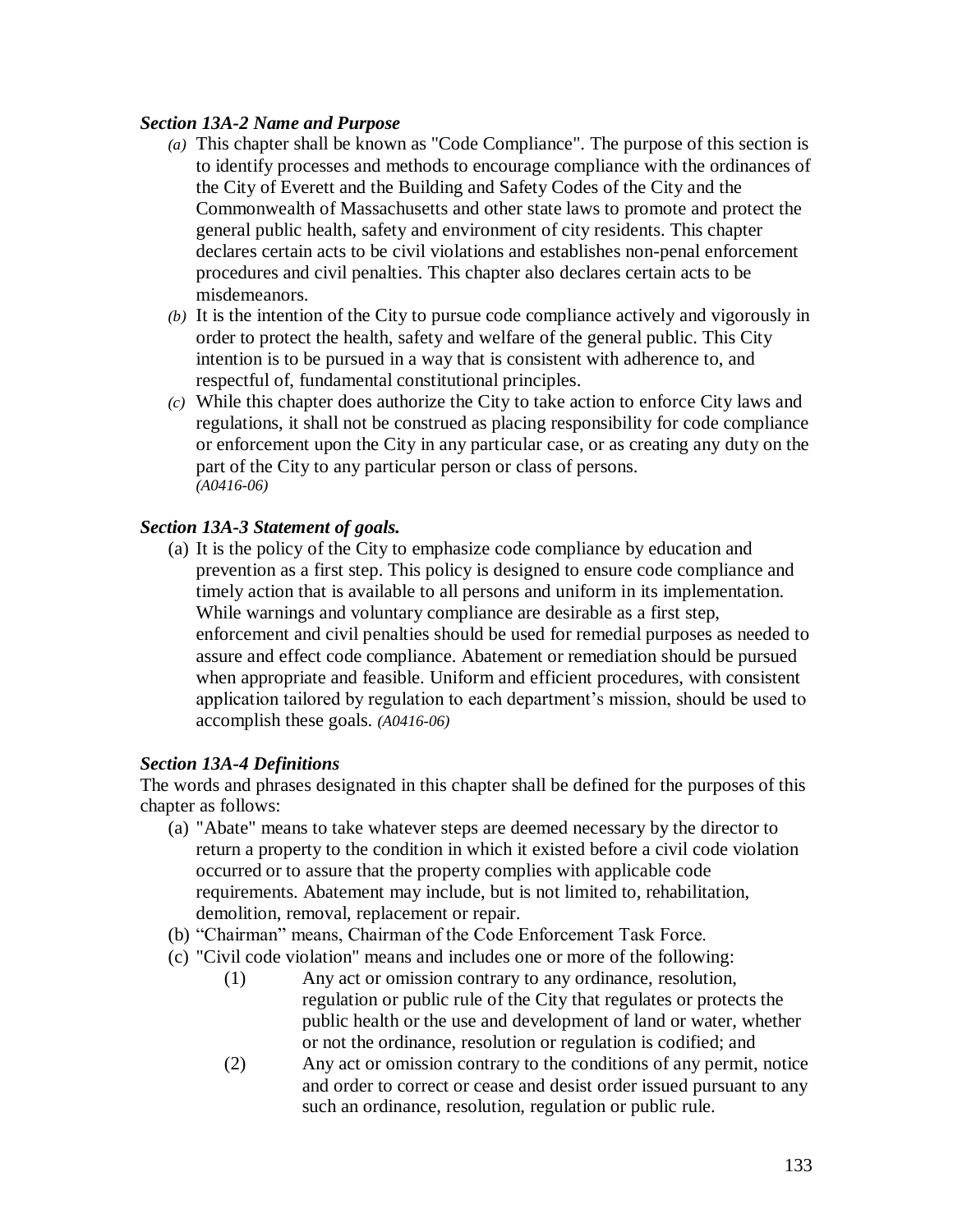### *Section 13A-2 Name and Purpose*

- *(a)* This chapter shall be known as "Code Compliance". The purpose of this section is to identify processes and methods to encourage compliance with the ordinances of the City of Everett and the Building and Safety Codes of the City and the Commonwealth of Massachusetts and other state laws to promote and protect the general public health, safety and environment of city residents. This chapter declares certain acts to be civil violations and establishes non-penal enforcement procedures and civil penalties. This chapter also declares certain acts to be misdemeanors.
- *(b)* It is the intention of the City to pursue code compliance actively and vigorously in order to protect the health, safety and welfare of the general public. This City intention is to be pursued in a way that is consistent with adherence to, and respectful of, fundamental constitutional principles.
- *(c)* While this chapter does authorize the City to take action to enforce City laws and regulations, it shall not be construed as placing responsibility for code compliance or enforcement upon the City in any particular case, or as creating any duty on the part of the City to any particular person or class of persons.
  *(A0416-06)*

### *Section 13A-3 Statement of goals.*

- (a) It is the policy of the City to emphasize code compliance by education and prevention as a first step. This policy is designed to ensure code compliance and timely action that is available to all persons and uniform in its implementation. While warnings and voluntary compliance are desirable as a first step, enforcement and civil penalties should be used for remedial purposes as needed to assure and effect code compliance. Abatement or remediation should be pursued when appropriate and feasible. Uniform and efficient procedures, with consistent application tailored by regulation to each department's mission, should be used to accomplish these goals. *(A0416-06)*

### *Section 13A-4 Definitions*

The words and phrases designated in this chapter shall be defined for the purposes of this chapter as follows:

- (a) "Abate" means to take whatever steps are deemed necessary by the director to return a property to the condition in which it existed before a civil code violation occurred or to assure that the property complies with applicable code requirements. Abatement may include, but is not limited to, rehabilitation, demolition, removal, replacement or repair.
- (b) "Chairman" means, Chairman of the Code Enforcement Task Force.
- (c) "Civil code violation" means and includes one or more of the following:
  - (1) Any act or omission contrary to any ordinance, resolution, regulation or public rule of the City that regulates or protects the public health or the use and development of land or water, whether or not the ordinance, resolution or regulation is codified; and
  - (2) Any act or omission contrary to the conditions of any permit, notice and order to correct or cease and desist order issued pursuant to any such an ordinance, resolution, regulation or public rule.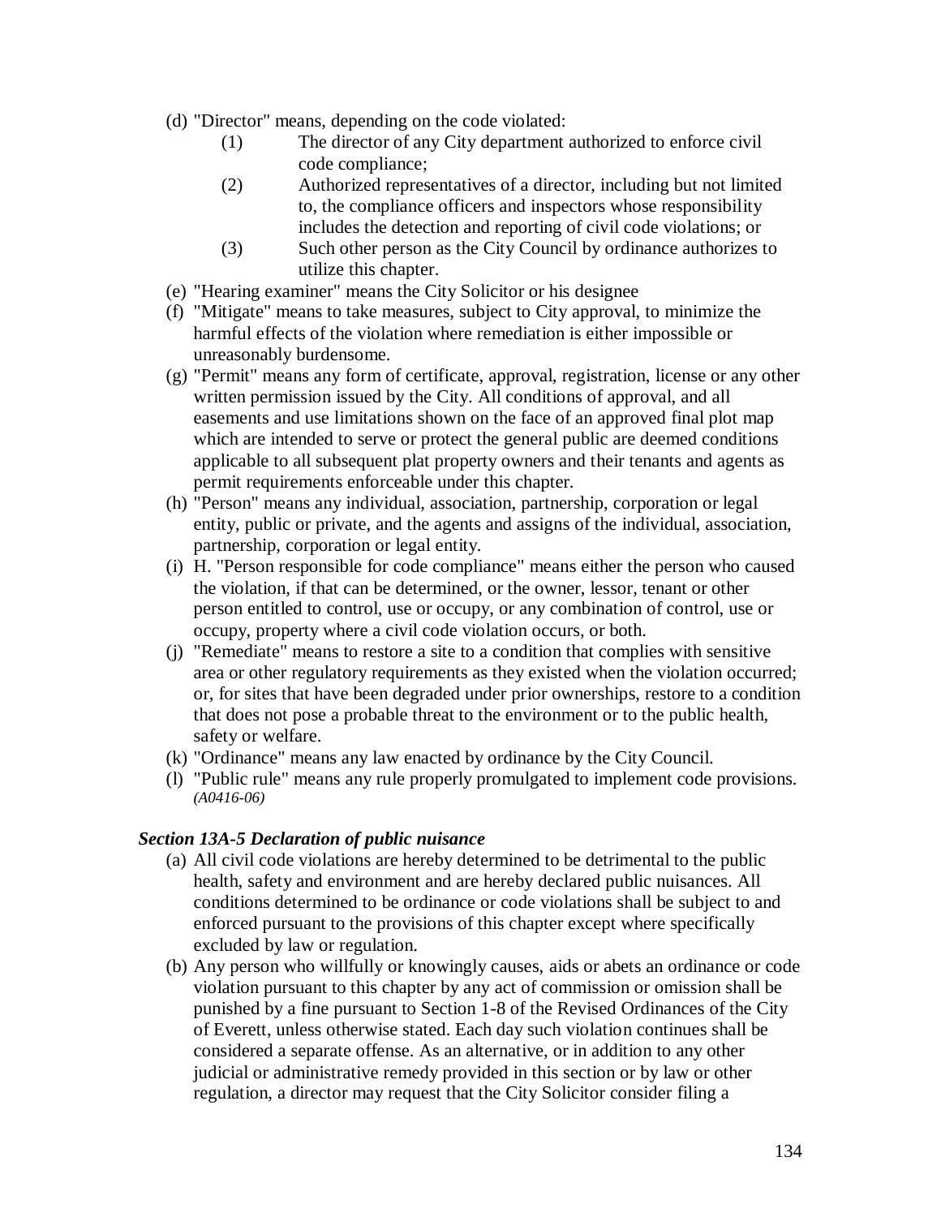(d) "Director" means, depending on the code violated:
   (1) The director of any City department authorized to enforce civil code compliance;
   (2) Authorized representatives of a director, including but not limited to, the compliance officers and inspectors whose responsibility includes the detection and reporting of civil code violations; or
   (3) Such other person as the City Council by ordinance authorizes to utilize this chapter.

(e) "Hearing examiner" means the City Solicitor or his designee

(f) "Mitigate" means to take measures, subject to City approval, to minimize the harmful effects of the violation where remediation is either impossible or unreasonably burdensome.

(g) "Permit" means any form of certificate, approval, registration, license or any other written permission issued by the City. All conditions of approval, and all easements and use limitations shown on the face of an approved final plot map which are intended to serve or protect the general public are deemed conditions applicable to all subsequent plat property owners and their tenants and agents as permit requirements enforceable under this chapter.

(h) "Person" means any individual, association, partnership, corporation or legal entity, public or private, and the agents and assigns of the individual, association, partnership, corporation or legal entity.

(i) H. "Person responsible for code compliance" means either the person who caused the violation, if that can be determined, or the owner, lessor, tenant or other person entitled to control, use or occupy, or any combination of control, use or occupy, property where a civil code violation occurs, or both.

(j) "Remediate" means to restore a site to a condition that complies with sensitive area or other regulatory requirements as they existed when the violation occurred; or, for sites that have been degraded under prior ownerships, restore to a condition that does not pose a probable threat to the environment or to the public health, safety or welfare.

(k) "Ordinance" means any law enacted by ordinance by the City Council.

(l) "Public rule" means any rule properly promulgated to implement code provisions. *(A0416-06)*

### *Section 13A-5 Declaration of public nuisance*

(a) All civil code violations are hereby determined to be detrimental to the public health, safety and environment and are hereby declared public nuisances. All conditions determined to be ordinance or code violations shall be subject to and enforced pursuant to the provisions of this chapter except where specifically excluded by law or regulation.

(b) Any person who willfully or knowingly causes, aids or abets an ordinance or code violation pursuant to this chapter by any act of commission or omission shall be punished by a fine pursuant to Section 1-8 of the Revised Ordinances of the City of Everett, unless otherwise stated. Each day such violation continues shall be considered a separate offense. As an alternative, or in addition to any other judicial or administrative remedy provided in this section or by law or other regulation, a director may request that the City Solicitor consider filing a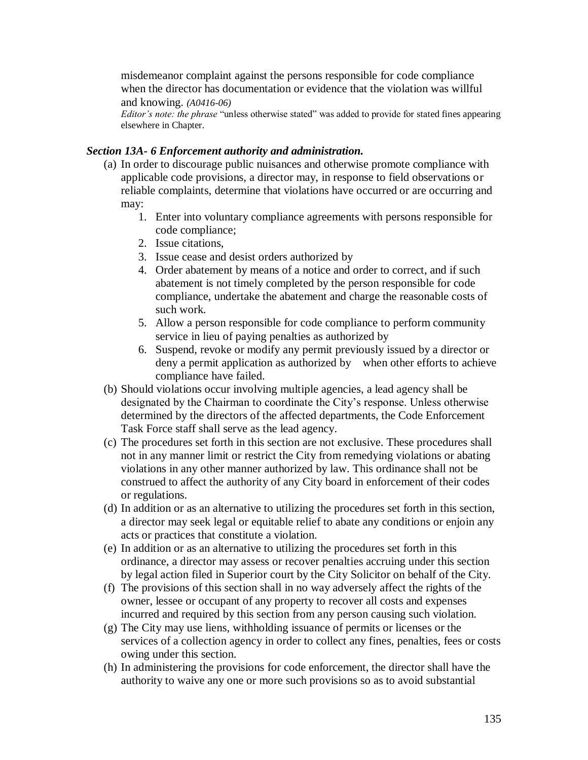misdemeanor complaint against the persons responsible for code compliance when the director has documentation or evidence that the violation was willful and knowing. *(A0416-06)*

*Editor's note: the phrase* "unless otherwise stated" was added to provide for stated fines appearing elsewhere in Chapter.

### *Section 13A- 6 Enforcement authority and administration.*

(a) In order to discourage public nuisances and otherwise promote compliance with applicable code provisions, a director may, in response to field observations or reliable complaints, determine that violations have occurred or are occurring and may:

1. Enter into voluntary compliance agreements with persons responsible for code compliance;
2. Issue citations,
3. Issue cease and desist orders authorized by
4. Order abatement by means of a notice and order to correct, and if such abatement is not timely completed by the person responsible for code compliance, undertake the abatement and charge the reasonable costs of such work.
5. Allow a person responsible for code compliance to perform community service in lieu of paying penalties as authorized by
6. Suspend, revoke or modify any permit previously issued by a director or deny a permit application as authorized by when other efforts to achieve compliance have failed.

(b) Should violations occur involving multiple agencies, a lead agency shall be designated by the Chairman to coordinate the City's response. Unless otherwise determined by the directors of the affected departments, the Code Enforcement Task Force staff shall serve as the lead agency.

(c) The procedures set forth in this section are not exclusive. These procedures shall not in any manner limit or restrict the City from remedying violations or abating violations in any other manner authorized by law. This ordinance shall not be construed to affect the authority of any City board in enforcement of their codes or regulations.

(d) In addition or as an alternative to utilizing the procedures set forth in this section, a director may seek legal or equitable relief to abate any conditions or enjoin any acts or practices that constitute a violation.

(e) In addition or as an alternative to utilizing the procedures set forth in this ordinance, a director may assess or recover penalties accruing under this section by legal action filed in Superior court by the City Solicitor on behalf of the City.

(f) The provisions of this section shall in no way adversely affect the rights of the owner, lessee or occupant of any property to recover all costs and expenses incurred and required by this section from any person causing such violation.

(g) The City may use liens, withholding issuance of permits or licenses or the services of a collection agency in order to collect any fines, penalties, fees or costs owing under this section.

(h) In administering the provisions for code enforcement, the director shall have the authority to waive any one or more such provisions so as to avoid substantial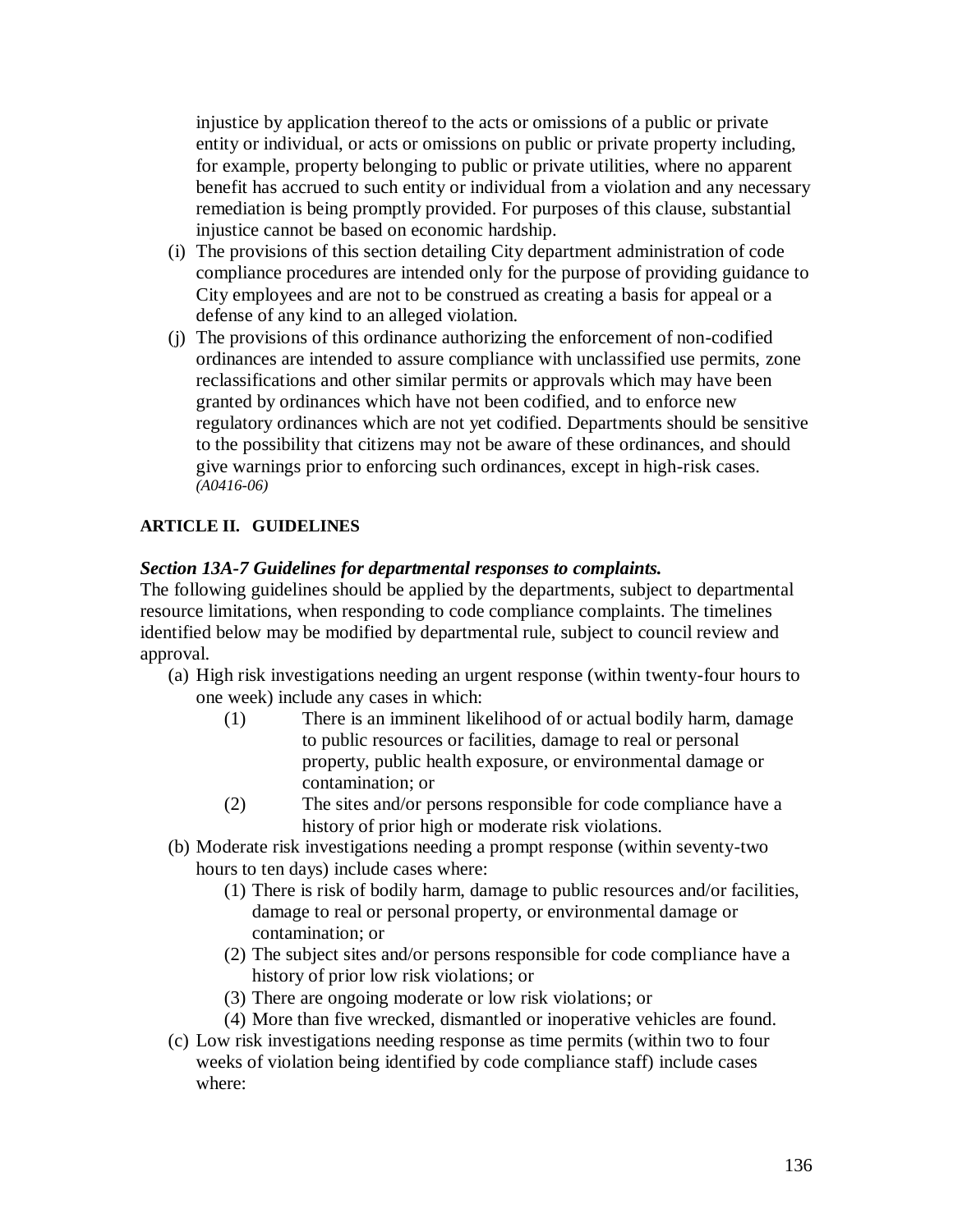injustice by application thereof to the acts or omissions of a public or private entity or individual, or acts or omissions on public or private property including, for example, property belonging to public or private utilities, where no apparent benefit has accrued to such entity or individual from a violation and any necessary remediation is being promptly provided. For purposes of this clause, substantial injustice cannot be based on economic hardship.

(i) The provisions of this section detailing City department administration of code compliance procedures are intended only for the purpose of providing guidance to City employees and are not to be construed as creating a basis for appeal or a defense of any kind to an alleged violation.

(j) The provisions of this ordinance authorizing the enforcement of non-codified ordinances are intended to assure compliance with unclassified use permits, zone reclassifications and other similar permits or approvals which may have been granted by ordinances which have not been codified, and to enforce new regulatory ordinances which are not yet codified. Departments should be sensitive to the possibility that citizens may not be aware of these ordinances, and should give warnings prior to enforcing such ordinances, except in high-risk cases. *(A0416-06)*

## ARTICLE II. GUIDELINES

### *Section 13A-7 Guidelines for departmental responses to complaints.*

The following guidelines should be applied by the departments, subject to departmental resource limitations, when responding to code compliance complaints. The timelines identified below may be modified by departmental rule, subject to council review and approval.

(a) High risk investigations needing an urgent response (within twenty-four hours to one week) include any cases in which:

   (1) There is an imminent likelihood of or actual bodily harm, damage to public resources or facilities, damage to real or personal property, public health exposure, or environmental damage or contamination; or

   (2) The sites and/or persons responsible for code compliance have a history of prior high or moderate risk violations.

(b) Moderate risk investigations needing a prompt response (within seventy-two hours to ten days) include cases where:

   (1) There is risk of bodily harm, damage to public resources and/or facilities, damage to real or personal property, or environmental damage or contamination; or

   (2) The subject sites and/or persons responsible for code compliance have a history of prior low risk violations; or

   (3) There are ongoing moderate or low risk violations; or

   (4) More than five wrecked, dismantled or inoperative vehicles are found.

(c) Low risk investigations needing response as time permits (within two to four weeks of violation being identified by code compliance staff) include cases where: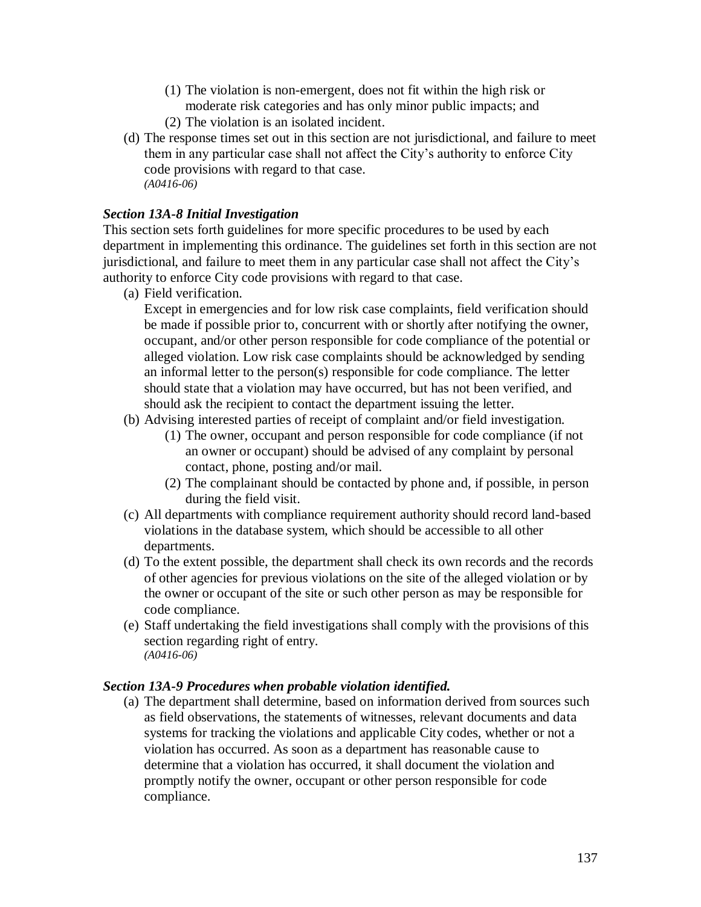(1) The violation is non-emergent, does not fit within the high risk or moderate risk categories and has only minor public impacts; and
(2) The violation is an isolated incident.

(d) The response times set out in this section are not jurisdictional, and failure to meet them in any particular case shall not affect the City's authority to enforce City code provisions with regard to that case.
*(A0416-06)*

### *Section 13A-8 Initial Investigation*

This section sets forth guidelines for more specific procedures to be used by each department in implementing this ordinance. The guidelines set forth in this section are not jurisdictional, and failure to meet them in any particular case shall not affect the City's authority to enforce City code provisions with regard to that case.

(a) Field verification.
Except in emergencies and for low risk case complaints, field verification should be made if possible prior to, concurrent with or shortly after notifying the owner, occupant, and/or other person responsible for code compliance of the potential or alleged violation. Low risk case complaints should be acknowledged by sending an informal letter to the person(s) responsible for code compliance. The letter should state that a violation may have occurred, but has not been verified, and should ask the recipient to contact the department issuing the letter.

(b) Advising interested parties of receipt of complaint and/or field investigation.
   (1) The owner, occupant and person responsible for code compliance (if not an owner or occupant) should be advised of any complaint by personal contact, phone, posting and/or mail.
   (2) The complainant should be contacted by phone and, if possible, in person during the field visit.

(c) All departments with compliance requirement authority should record land-based violations in the database system, which should be accessible to all other departments.

(d) To the extent possible, the department shall check its own records and the records of other agencies for previous violations on the site of the alleged violation or by the owner or occupant of the site or such other person as may be responsible for code compliance.

(e) Staff undertaking the field investigations shall comply with the provisions of this section regarding right of entry.
*(A0416-06)*

### *Section 13A-9 Procedures when probable violation identified.*

(a) The department shall determine, based on information derived from sources such as field observations, the statements of witnesses, relevant documents and data systems for tracking the violations and applicable City codes, whether or not a violation has occurred. As soon as a department has reasonable cause to determine that a violation has occurred, it shall document the violation and promptly notify the owner, occupant or other person responsible for code compliance.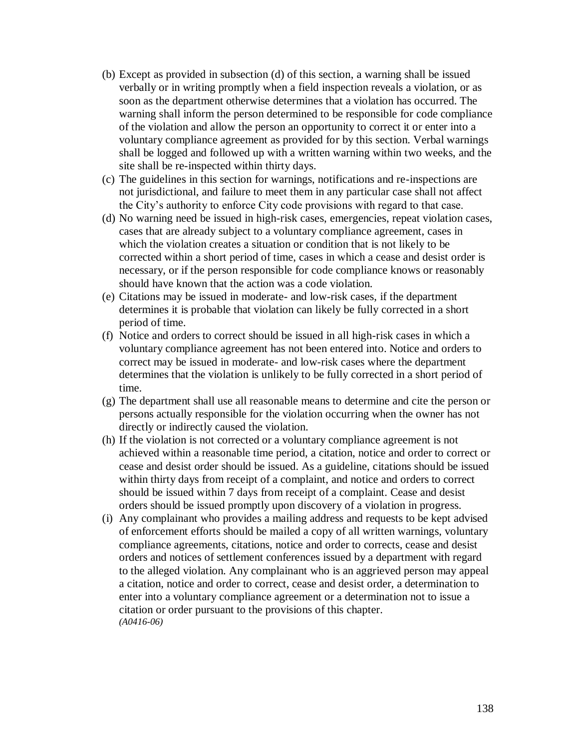(b) Except as provided in subsection (d) of this section, a warning shall be issued verbally or in writing promptly when a field inspection reveals a violation, or as soon as the department otherwise determines that a violation has occurred. The warning shall inform the person determined to be responsible for code compliance of the violation and allow the person an opportunity to correct it or enter into a voluntary compliance agreement as provided for by this section. Verbal warnings shall be logged and followed up with a written warning within two weeks, and the site shall be re-inspected within thirty days.

(c) The guidelines in this section for warnings, notifications and re-inspections are not jurisdictional, and failure to meet them in any particular case shall not affect the City's authority to enforce City code provisions with regard to that case.

(d) No warning need be issued in high-risk cases, emergencies, repeat violation cases, cases that are already subject to a voluntary compliance agreement, cases in which the violation creates a situation or condition that is not likely to be corrected within a short period of time, cases in which a cease and desist order is necessary, or if the person responsible for code compliance knows or reasonably should have known that the action was a code violation.

(e) Citations may be issued in moderate- and low-risk cases, if the department determines it is probable that violation can likely be fully corrected in a short period of time.

(f) Notice and orders to correct should be issued in all high-risk cases in which a voluntary compliance agreement has not been entered into. Notice and orders to correct may be issued in moderate- and low-risk cases where the department determines that the violation is unlikely to be fully corrected in a short period of time.

(g) The department shall use all reasonable means to determine and cite the person or persons actually responsible for the violation occurring when the owner has not directly or indirectly caused the violation.

(h) If the violation is not corrected or a voluntary compliance agreement is not achieved within a reasonable time period, a citation, notice and order to correct or cease and desist order should be issued. As a guideline, citations should be issued within thirty days from receipt of a complaint, and notice and orders to correct should be issued within 7 days from receipt of a complaint. Cease and desist orders should be issued promptly upon discovery of a violation in progress.

(i) Any complainant who provides a mailing address and requests to be kept advised of enforcement efforts should be mailed a copy of all written warnings, voluntary compliance agreements, citations, notice and order to corrects, cease and desist orders and notices of settlement conferences issued by a department with regard to the alleged violation. Any complainant who is an aggrieved person may appeal a citation, notice and order to correct, cease and desist order, a determination to enter into a voluntary compliance agreement or a determination not to issue a citation or order pursuant to the provisions of this chapter.
*(A0416-06)*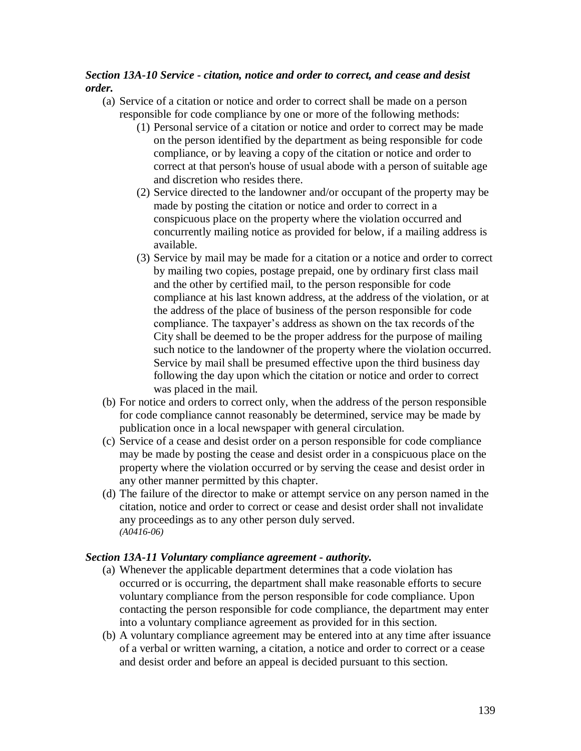***Section 13A-10 Service - citation, notice and order to correct, and cease and desist order.***

(a) Service of a citation or notice and order to correct shall be made on a person responsible for code compliance by one or more of the following methods:

   (1) Personal service of a citation or notice and order to correct may be made on the person identified by the department as being responsible for code compliance, or by leaving a copy of the citation or notice and order to correct at that person's house of usual abode with a person of suitable age and discretion who resides there.

   (2) Service directed to the landowner and/or occupant of the property may be made by posting the citation or notice and order to correct in a conspicuous place on the property where the violation occurred and concurrently mailing notice as provided for below, if a mailing address is available.

   (3) Service by mail may be made for a citation or a notice and order to correct by mailing two copies, postage prepaid, one by ordinary first class mail and the other by certified mail, to the person responsible for code compliance at his last known address, at the address of the violation, or at the address of the place of business of the person responsible for code compliance. The taxpayer's address as shown on the tax records of the City shall be deemed to be the proper address for the purpose of mailing such notice to the landowner of the property where the violation occurred. Service by mail shall be presumed effective upon the third business day following the day upon which the citation or notice and order to correct was placed in the mail.

(b) For notice and orders to correct only, when the address of the person responsible for code compliance cannot reasonably be determined, service may be made by publication once in a local newspaper with general circulation.

(c) Service of a cease and desist order on a person responsible for code compliance may be made by posting the cease and desist order in a conspicuous place on the property where the violation occurred or by serving the cease and desist order in any other manner permitted by this chapter.

(d) The failure of the director to make or attempt service on any person named in the citation, notice and order to correct or cease and desist order shall not invalidate any proceedings as to any other person duly served.
*(A0416-06)*

***Section 13A-11 Voluntary compliance agreement - authority.***

(a) Whenever the applicable department determines that a code violation has occurred or is occurring, the department shall make reasonable efforts to secure voluntary compliance from the person responsible for code compliance. Upon contacting the person responsible for code compliance, the department may enter into a voluntary compliance agreement as provided for in this section.

(b) A voluntary compliance agreement may be entered into at any time after issuance of a verbal or written warning, a citation, a notice and order to correct or a cease and desist order and before an appeal is decided pursuant to this section.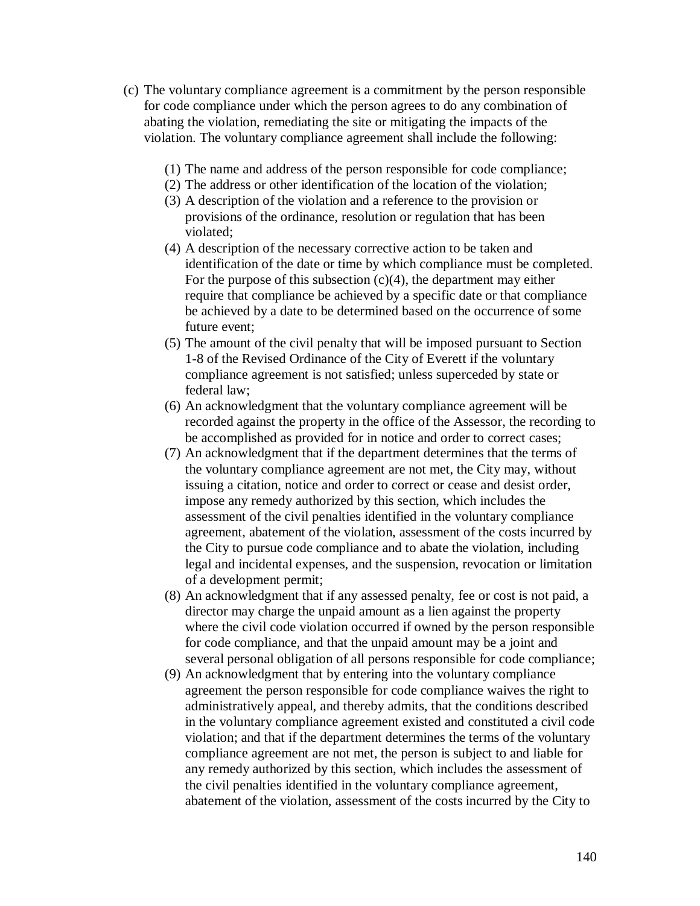(c) The voluntary compliance agreement is a commitment by the person responsible for code compliance under which the person agrees to do any combination of abating the violation, remediating the site or mitigating the impacts of the violation. The voluntary compliance agreement shall include the following:

   (1) The name and address of the person responsible for code compliance;
   (2) The address or other identification of the location of the violation;
   (3) A description of the violation and a reference to the provision or provisions of the ordinance, resolution or regulation that has been violated;
   (4) A description of the necessary corrective action to be taken and identification of the date or time by which compliance must be completed. For the purpose of this subsection (c)(4), the department may either require that compliance be achieved by a specific date or that compliance be achieved by a date to be determined based on the occurrence of some future event;
   (5) The amount of the civil penalty that will be imposed pursuant to Section 1-8 of the Revised Ordinance of the City of Everett if the voluntary compliance agreement is not satisfied; unless superceded by state or federal law;
   (6) An acknowledgment that the voluntary compliance agreement will be recorded against the property in the office of the Assessor, the recording to be accomplished as provided for in notice and order to correct cases;
   (7) An acknowledgment that if the department determines that the terms of the voluntary compliance agreement are not met, the City may, without issuing a citation, notice and order to correct or cease and desist order, impose any remedy authorized by this section, which includes the assessment of the civil penalties identified in the voluntary compliance agreement, abatement of the violation, assessment of the costs incurred by the City to pursue code compliance and to abate the violation, including legal and incidental expenses, and the suspension, revocation or limitation of a development permit;
   (8) An acknowledgment that if any assessed penalty, fee or cost is not paid, a director may charge the unpaid amount as a lien against the property where the civil code violation occurred if owned by the person responsible for code compliance, and that the unpaid amount may be a joint and several personal obligation of all persons responsible for code compliance;
   (9) An acknowledgment that by entering into the voluntary compliance agreement the person responsible for code compliance waives the right to administratively appeal, and thereby admits, that the conditions described in the voluntary compliance agreement existed and constituted a civil code violation; and that if the department determines the terms of the voluntary compliance agreement are not met, the person is subject to and liable for any remedy authorized by this section, which includes the assessment of the civil penalties identified in the voluntary compliance agreement, abatement of the violation, assessment of the costs incurred by the City to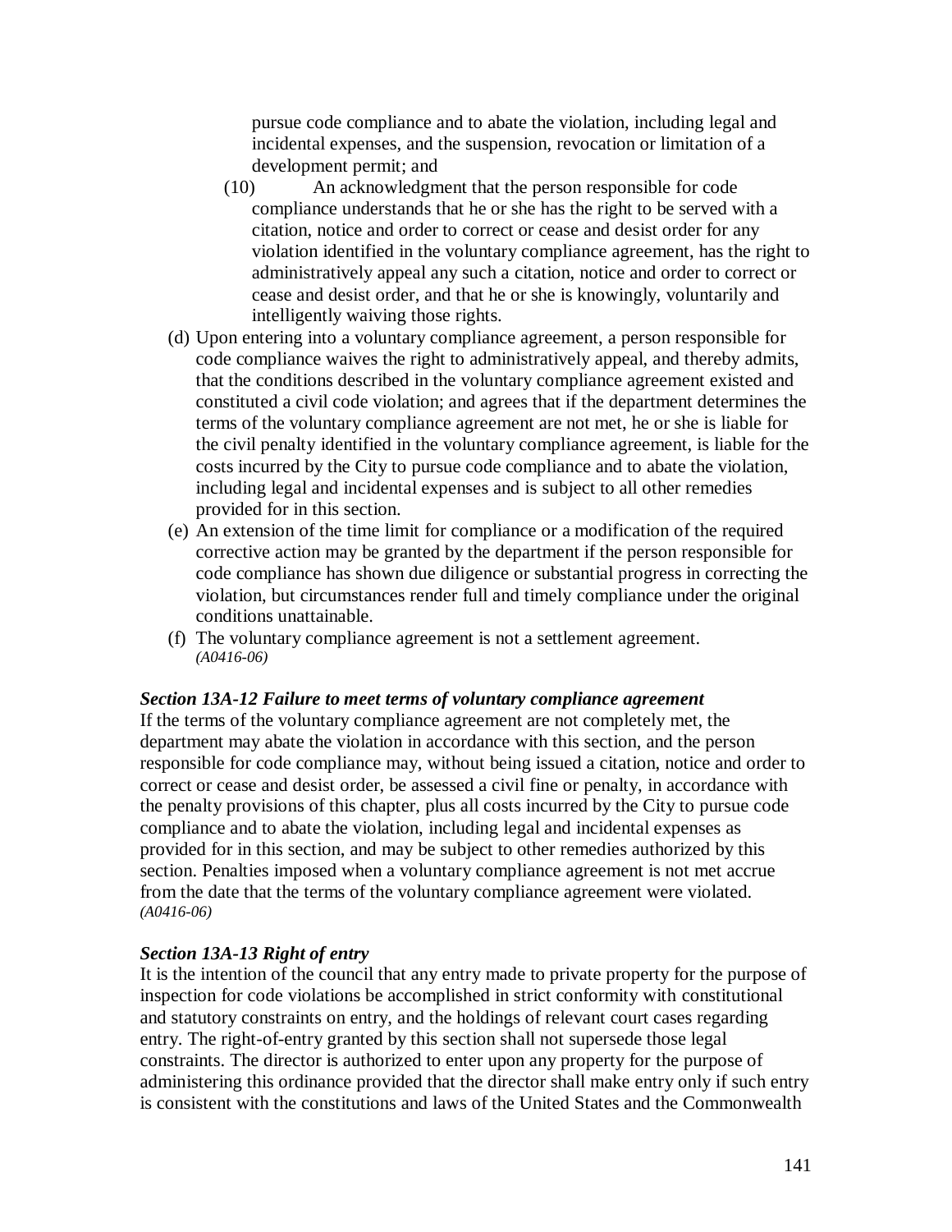pursue code compliance and to abate the violation, including legal and incidental expenses, and the suspension, revocation or limitation of a development permit; and

(10) An acknowledgment that the person responsible for code compliance understands that he or she has the right to be served with a citation, notice and order to correct or cease and desist order for any violation identified in the voluntary compliance agreement, has the right to administratively appeal any such a citation, notice and order to correct or cease and desist order, and that he or she is knowingly, voluntarily and intelligently waiving those rights.

(d) Upon entering into a voluntary compliance agreement, a person responsible for code compliance waives the right to administratively appeal, and thereby admits, that the conditions described in the voluntary compliance agreement existed and constituted a civil code violation; and agrees that if the department determines the terms of the voluntary compliance agreement are not met, he or she is liable for the civil penalty identified in the voluntary compliance agreement, is liable for the costs incurred by the City to pursue code compliance and to abate the violation, including legal and incidental expenses and is subject to all other remedies provided for in this section.

(e) An extension of the time limit for compliance or a modification of the required corrective action may be granted by the department if the person responsible for code compliance has shown due diligence or substantial progress in correcting the violation, but circumstances render full and timely compliance under the original conditions unattainable.

(f) The voluntary compliance agreement is not a settlement agreement. *(A0416-06)*

***Section 13A-12 Failure to meet terms of voluntary compliance agreement***

If the terms of the voluntary compliance agreement are not completely met, the department may abate the violation in accordance with this section, and the person responsible for code compliance may, without being issued a citation, notice and order to correct or cease and desist order, be assessed a civil fine or penalty, in accordance with the penalty provisions of this chapter, plus all costs incurred by the City to pursue code compliance and to abate the violation, including legal and incidental expenses as provided for in this section, and may be subject to other remedies authorized by this section. Penalties imposed when a voluntary compliance agreement is not met accrue from the date that the terms of the voluntary compliance agreement were violated. *(A0416-06)*

***Section 13A-13 Right of entry***

It is the intention of the council that any entry made to private property for the purpose of inspection for code violations be accomplished in strict conformity with constitutional and statutory constraints on entry, and the holdings of relevant court cases regarding entry. The right-of-entry granted by this section shall not supersede those legal constraints. The director is authorized to enter upon any property for the purpose of administering this ordinance provided that the director shall make entry only if such entry is consistent with the constitutions and laws of the United States and the Commonwealth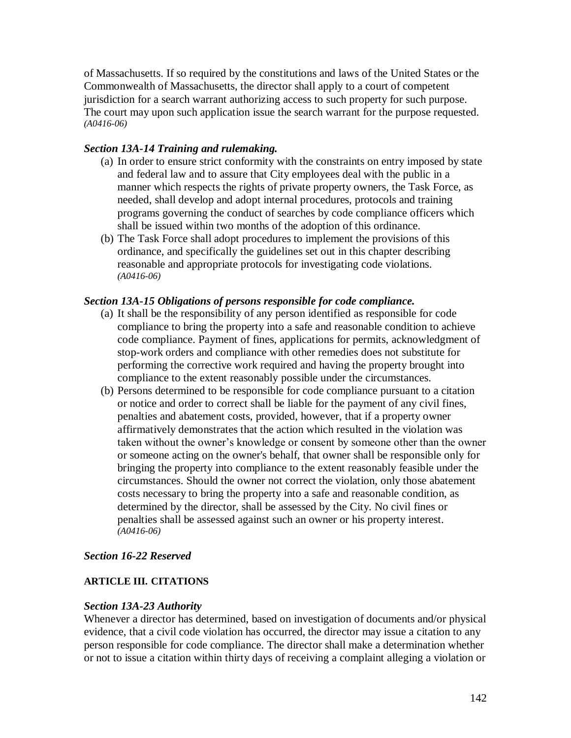of Massachusetts. If so required by the constitutions and laws of the United States or the Commonwealth of Massachusetts, the director shall apply to a court of competent jurisdiction for a search warrant authorizing access to such property for such purpose. The court may upon such application issue the search warrant for the purpose requested. *(A0416-06)*

### *Section 13A-14 Training and rulemaking.*

(a) In order to ensure strict conformity with the constraints on entry imposed by state and federal law and to assure that City employees deal with the public in a manner which respects the rights of private property owners, the Task Force, as needed, shall develop and adopt internal procedures, protocols and training programs governing the conduct of searches by code compliance officers which shall be issued within two months of the adoption of this ordinance.

(b) The Task Force shall adopt procedures to implement the provisions of this ordinance, and specifically the guidelines set out in this chapter describing reasonable and appropriate protocols for investigating code violations. *(A0416-06)*

### *Section 13A-15 Obligations of persons responsible for code compliance.*

(a) It shall be the responsibility of any person identified as responsible for code compliance to bring the property into a safe and reasonable condition to achieve code compliance. Payment of fines, applications for permits, acknowledgment of stop-work orders and compliance with other remedies does not substitute for performing the corrective work required and having the property brought into compliance to the extent reasonably possible under the circumstances.

(b) Persons determined to be responsible for code compliance pursuant to a citation or notice and order to correct shall be liable for the payment of any civil fines, penalties and abatement costs, provided, however, that if a property owner affirmatively demonstrates that the action which resulted in the violation was taken without the owner's knowledge or consent by someone other than the owner or someone acting on the owner's behalf, that owner shall be responsible only for bringing the property into compliance to the extent reasonably feasible under the circumstances. Should the owner not correct the violation, only those abatement costs necessary to bring the property into a safe and reasonable condition, as determined by the director, shall be assessed by the City. No civil fines or penalties shall be assessed against such an owner or his property interest. *(A0416-06)*

### *Section 16-22 Reserved*

## ARTICLE III. CITATIONS

### *Section 13A-23 Authority*

Whenever a director has determined, based on investigation of documents and/or physical evidence, that a civil code violation has occurred, the director may issue a citation to any person responsible for code compliance. The director shall make a determination whether or not to issue a citation within thirty days of receiving a complaint alleging a violation or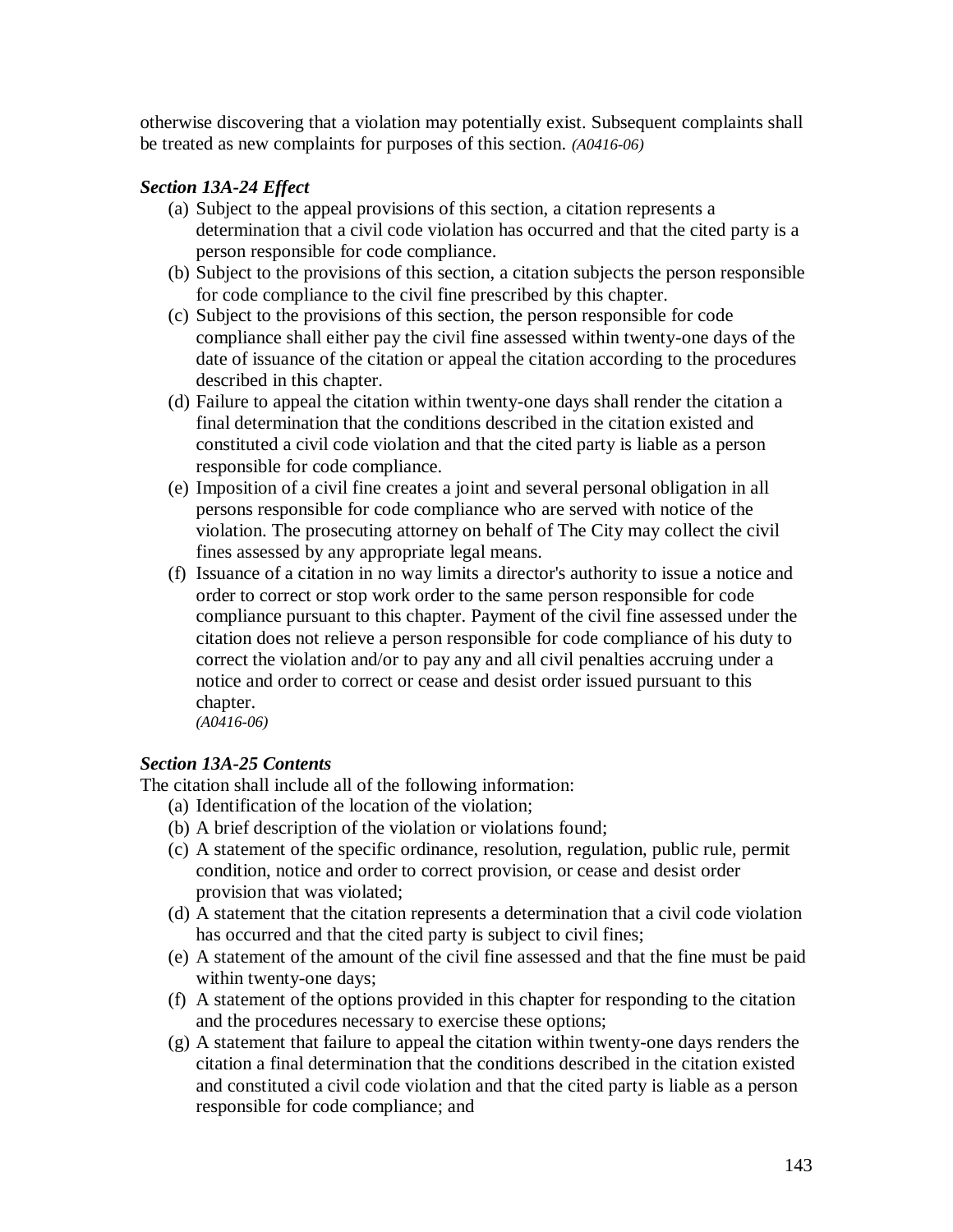otherwise discovering that a violation may potentially exist. Subsequent complaints shall be treated as new complaints for purposes of this section. *(A0416-06)*

### *Section 13A-24 Effect*

(a) Subject to the appeal provisions of this section, a citation represents a determination that a civil code violation has occurred and that the cited party is a person responsible for code compliance.

(b) Subject to the provisions of this section, a citation subjects the person responsible for code compliance to the civil fine prescribed by this chapter.

(c) Subject to the provisions of this section, the person responsible for code compliance shall either pay the civil fine assessed within twenty-one days of the date of issuance of the citation or appeal the citation according to the procedures described in this chapter.

(d) Failure to appeal the citation within twenty-one days shall render the citation a final determination that the conditions described in the citation existed and constituted a civil code violation and that the cited party is liable as a person responsible for code compliance.

(e) Imposition of a civil fine creates a joint and several personal obligation in all persons responsible for code compliance who are served with notice of the violation. The prosecuting attorney on behalf of The City may collect the civil fines assessed by any appropriate legal means.

(f) Issuance of a citation in no way limits a director's authority to issue a notice and order to correct or stop work order to the same person responsible for code compliance pursuant to this chapter. Payment of the civil fine assessed under the citation does not relieve a person responsible for code compliance of his duty to correct the violation and/or to pay any and all civil penalties accruing under a notice and order to correct or cease and desist order issued pursuant to this chapter.
*(A0416-06)*

### *Section 13A-25 Contents*

The citation shall include all of the following information:

(a) Identification of the location of the violation;

(b) A brief description of the violation or violations found;

(c) A statement of the specific ordinance, resolution, regulation, public rule, permit condition, notice and order to correct provision, or cease and desist order provision that was violated;

(d) A statement that the citation represents a determination that a civil code violation has occurred and that the cited party is subject to civil fines;

(e) A statement of the amount of the civil fine assessed and that the fine must be paid within twenty-one days;

(f) A statement of the options provided in this chapter for responding to the citation and the procedures necessary to exercise these options;

(g) A statement that failure to appeal the citation within twenty-one days renders the citation a final determination that the conditions described in the citation existed and constituted a civil code violation and that the cited party is liable as a person responsible for code compliance; and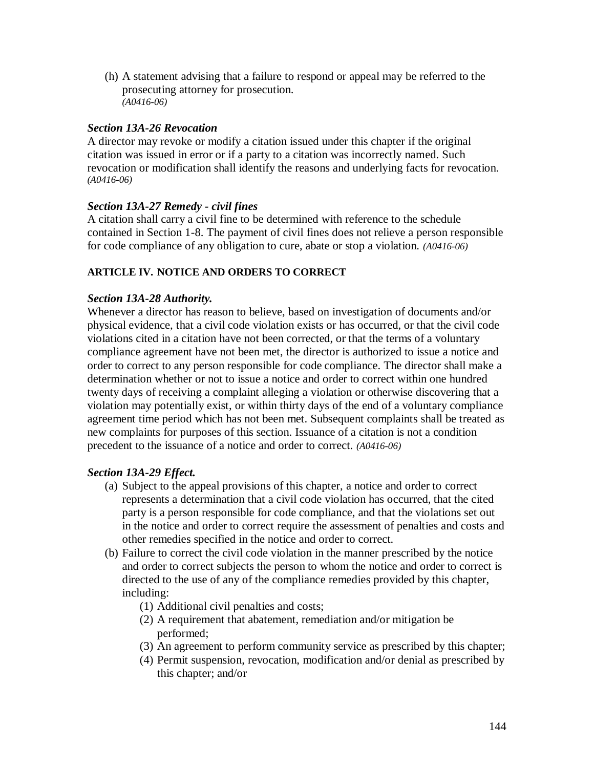(h) A statement advising that a failure to respond or appeal may be referred to the prosecuting attorney for prosecution.
*(A0416-06)*

***Section 13A-26 Revocation***

A director may revoke or modify a citation issued under this chapter if the original citation was issued in error or if a party to a citation was incorrectly named. Such revocation or modification shall identify the reasons and underlying facts for revocation. *(A0416-06)*

***Section 13A-27 Remedy - civil fines***

A citation shall carry a civil fine to be determined with reference to the schedule contained in Section 1-8. The payment of civil fines does not relieve a person responsible for code compliance of any obligation to cure, abate or stop a violation. *(A0416-06)*

**ARTICLE IV. NOTICE AND ORDERS TO CORRECT**

***Section 13A-28 Authority.***

Whenever a director has reason to believe, based on investigation of documents and/or physical evidence, that a civil code violation exists or has occurred, or that the civil code violations cited in a citation have not been corrected, or that the terms of a voluntary compliance agreement have not been met, the director is authorized to issue a notice and order to correct to any person responsible for code compliance. The director shall make a determination whether or not to issue a notice and order to correct within one hundred twenty days of receiving a complaint alleging a violation or otherwise discovering that a violation may potentially exist, or within thirty days of the end of a voluntary compliance agreement time period which has not been met. Subsequent complaints shall be treated as new complaints for purposes of this section. Issuance of a citation is not a condition precedent to the issuance of a notice and order to correct. *(A0416-06)*

***Section 13A-29 Effect.***

(a) Subject to the appeal provisions of this chapter, a notice and order to correct represents a determination that a civil code violation has occurred, that the cited party is a person responsible for code compliance, and that the violations set out in the notice and order to correct require the assessment of penalties and costs and other remedies specified in the notice and order to correct.

(b) Failure to correct the civil code violation in the manner prescribed by the notice and order to correct subjects the person to whom the notice and order to correct is directed to the use of any of the compliance remedies provided by this chapter, including:

   (1) Additional civil penalties and costs;
   (2) A requirement that abatement, remediation and/or mitigation be performed;
   (3) An agreement to perform community service as prescribed by this chapter;
   (4) Permit suspension, revocation, modification and/or denial as prescribed by this chapter; and/or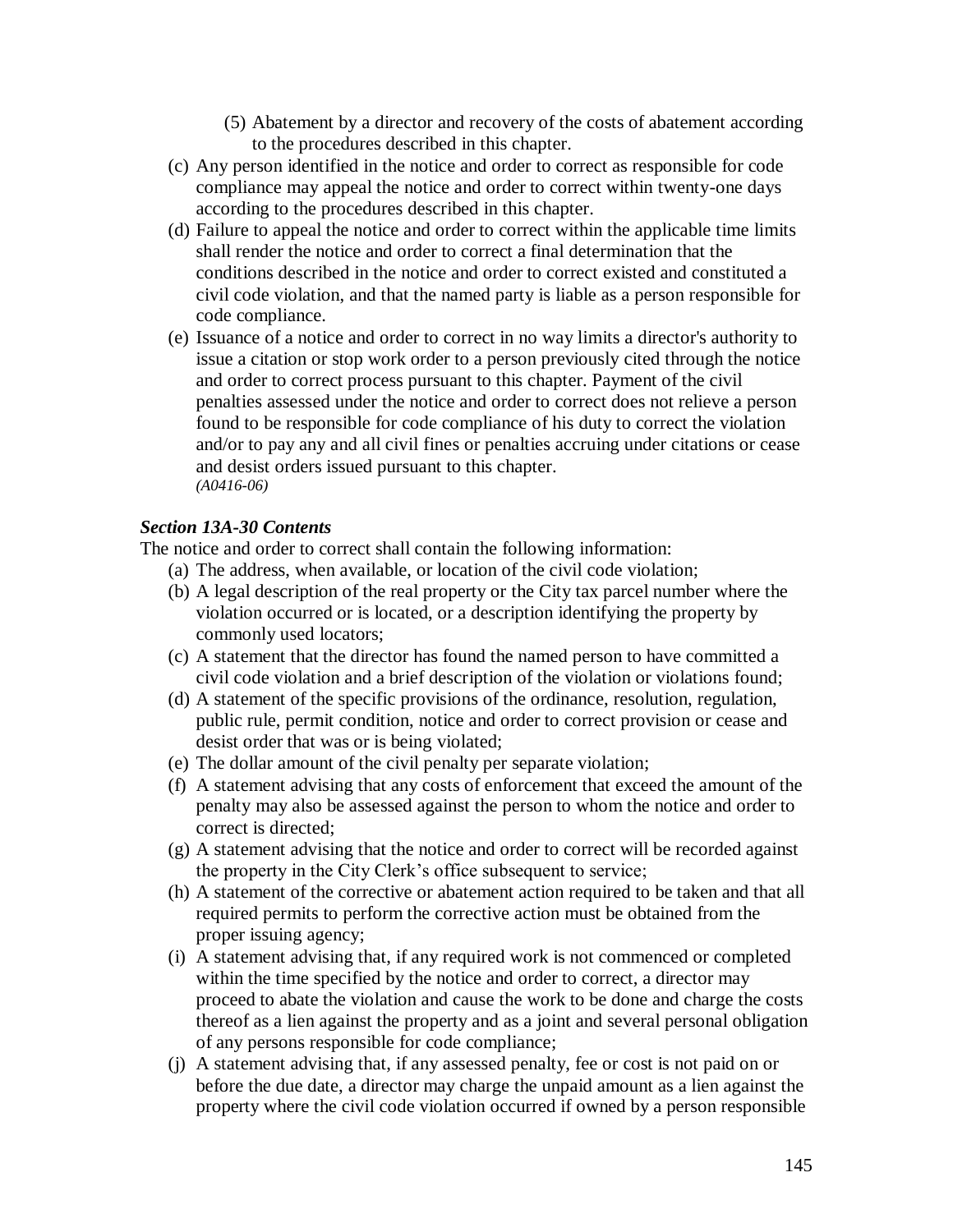(5) Abatement by a director and recovery of the costs of abatement according to the procedures described in this chapter.

(c) Any person identified in the notice and order to correct as responsible for code compliance may appeal the notice and order to correct within twenty-one days according to the procedures described in this chapter.

(d) Failure to appeal the notice and order to correct within the applicable time limits shall render the notice and order to correct a final determination that the conditions described in the notice and order to correct existed and constituted a civil code violation, and that the named party is liable as a person responsible for code compliance.

(e) Issuance of a notice and order to correct in no way limits a director's authority to issue a citation or stop work order to a person previously cited through the notice and order to correct process pursuant to this chapter. Payment of the civil penalties assessed under the notice and order to correct does not relieve a person found to be responsible for code compliance of his duty to correct the violation and/or to pay any and all civil fines or penalties accruing under citations or cease and desist orders issued pursuant to this chapter.
*(A0416-06)*

### *Section 13A-30 Contents*

The notice and order to correct shall contain the following information:

(a) The address, when available, or location of the civil code violation;

(b) A legal description of the real property or the City tax parcel number where the violation occurred or is located, or a description identifying the property by commonly used locators;

(c) A statement that the director has found the named person to have committed a civil code violation and a brief description of the violation or violations found;

(d) A statement of the specific provisions of the ordinance, resolution, regulation, public rule, permit condition, notice and order to correct provision or cease and desist order that was or is being violated;

(e) The dollar amount of the civil penalty per separate violation;

(f) A statement advising that any costs of enforcement that exceed the amount of the penalty may also be assessed against the person to whom the notice and order to correct is directed;

(g) A statement advising that the notice and order to correct will be recorded against the property in the City Clerk's office subsequent to service;

(h) A statement of the corrective or abatement action required to be taken and that all required permits to perform the corrective action must be obtained from the proper issuing agency;

(i) A statement advising that, if any required work is not commenced or completed within the time specified by the notice and order to correct, a director may proceed to abate the violation and cause the work to be done and charge the costs thereof as a lien against the property and as a joint and several personal obligation of any persons responsible for code compliance;

(j) A statement advising that, if any assessed penalty, fee or cost is not paid on or before the due date, a director may charge the unpaid amount as a lien against the property where the civil code violation occurred if owned by a person responsible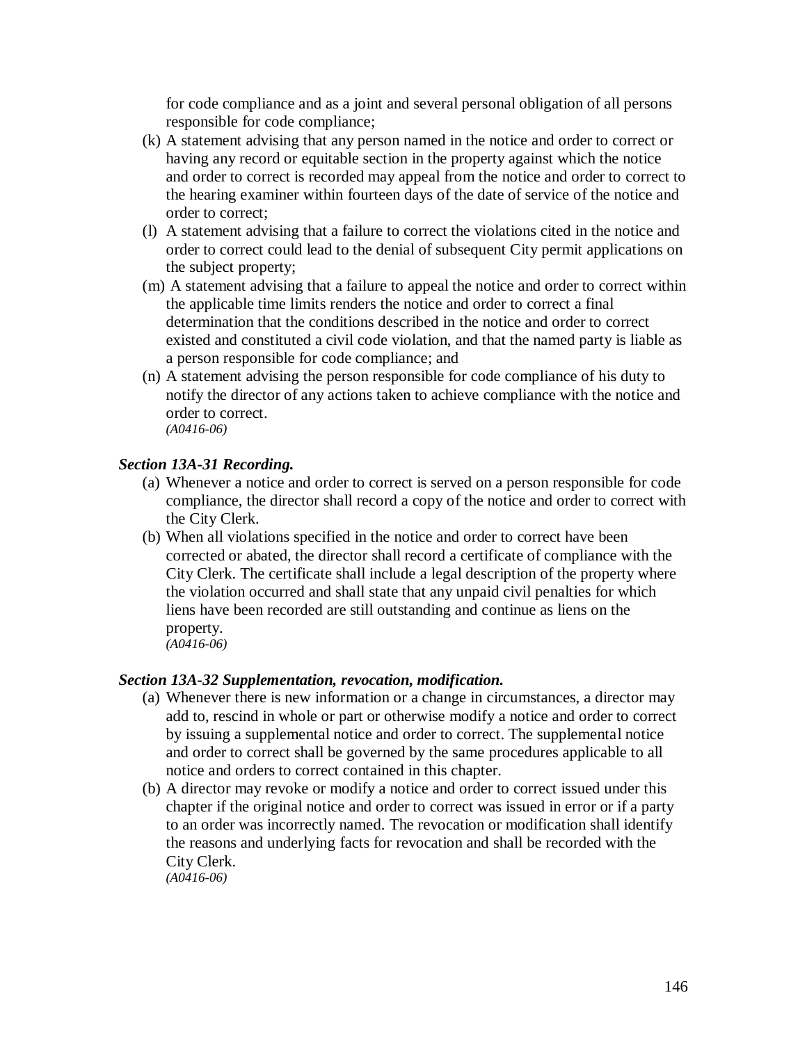for code compliance and as a joint and several personal obligation of all persons responsible for code compliance;

(k) A statement advising that any person named in the notice and order to correct or having any record or equitable section in the property against which the notice and order to correct is recorded may appeal from the notice and order to correct to the hearing examiner within fourteen days of the date of service of the notice and order to correct;

(l) A statement advising that a failure to correct the violations cited in the notice and order to correct could lead to the denial of subsequent City permit applications on the subject property;

(m) A statement advising that a failure to appeal the notice and order to correct within the applicable time limits renders the notice and order to correct a final determination that the conditions described in the notice and order to correct existed and constituted a civil code violation, and that the named party is liable as a person responsible for code compliance; and

(n) A statement advising the person responsible for code compliance of his duty to notify the director of any actions taken to achieve compliance with the notice and order to correct.
*(A0416-06)*

### *Section 13A-31 Recording.*

(a) Whenever a notice and order to correct is served on a person responsible for code compliance, the director shall record a copy of the notice and order to correct with the City Clerk.

(b) When all violations specified in the notice and order to correct have been corrected or abated, the director shall record a certificate of compliance with the City Clerk. The certificate shall include a legal description of the property where the violation occurred and shall state that any unpaid civil penalties for which liens have been recorded are still outstanding and continue as liens on the property.
*(A0416-06)*

### *Section 13A-32 Supplementation, revocation, modification.*

(a) Whenever there is new information or a change in circumstances, a director may add to, rescind in whole or part or otherwise modify a notice and order to correct by issuing a supplemental notice and order to correct. The supplemental notice and order to correct shall be governed by the same procedures applicable to all notice and orders to correct contained in this chapter.

(b) A director may revoke or modify a notice and order to correct issued under this chapter if the original notice and order to correct was issued in error or if a party to an order was incorrectly named. The revocation or modification shall identify the reasons and underlying facts for revocation and shall be recorded with the City Clerk.
*(A0416-06)*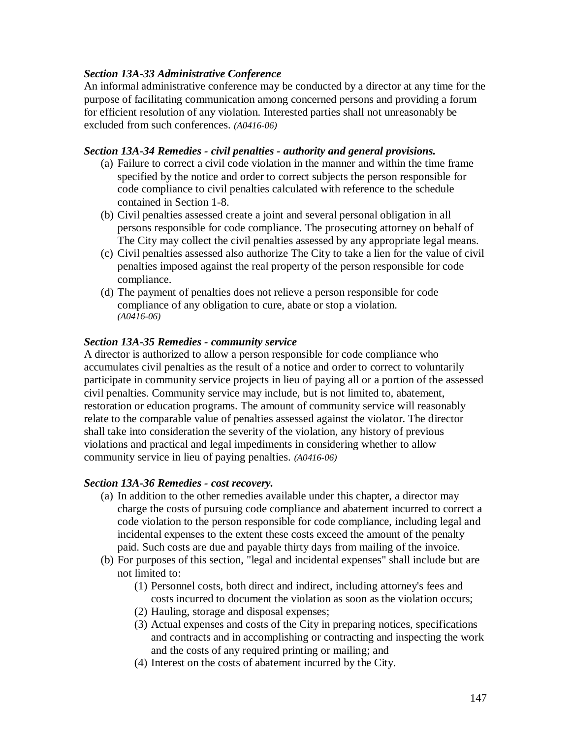***Section 13A-33 Administrative Conference***

An informal administrative conference may be conducted by a director at any time for the purpose of facilitating communication among concerned persons and providing a forum for efficient resolution of any violation. Interested parties shall not unreasonably be excluded from such conferences. *(A0416-06)*

***Section 13A-34 Remedies - civil penalties - authority and general provisions.***

(a) Failure to correct a civil code violation in the manner and within the time frame specified by the notice and order to correct subjects the person responsible for code compliance to civil penalties calculated with reference to the schedule contained in Section 1-8.

(b) Civil penalties assessed create a joint and several personal obligation in all persons responsible for code compliance. The prosecuting attorney on behalf of The City may collect the civil penalties assessed by any appropriate legal means.

(c) Civil penalties assessed also authorize The City to take a lien for the value of civil penalties imposed against the real property of the person responsible for code compliance.

(d) The payment of penalties does not relieve a person responsible for code compliance of any obligation to cure, abate or stop a violation. *(A0416-06)*

***Section 13A-35 Remedies - community service***

A director is authorized to allow a person responsible for code compliance who accumulates civil penalties as the result of a notice and order to correct to voluntarily participate in community service projects in lieu of paying all or a portion of the assessed civil penalties. Community service may include, but is not limited to, abatement, restoration or education programs. The amount of community service will reasonably relate to the comparable value of penalties assessed against the violator. The director shall take into consideration the severity of the violation, any history of previous violations and practical and legal impediments in considering whether to allow community service in lieu of paying penalties. *(A0416-06)*

***Section 13A-36 Remedies - cost recovery.***

(a) In addition to the other remedies available under this chapter, a director may charge the costs of pursuing code compliance and abatement incurred to correct a code violation to the person responsible for code compliance, including legal and incidental expenses to the extent these costs exceed the amount of the penalty paid. Such costs are due and payable thirty days from mailing of the invoice.

(b) For purposes of this section, "legal and incidental expenses" shall include but are not limited to:

   (1) Personnel costs, both direct and indirect, including attorney's fees and costs incurred to document the violation as soon as the violation occurs;

   (2) Hauling, storage and disposal expenses;

   (3) Actual expenses and costs of the City in preparing notices, specifications and contracts and in accomplishing or contracting and inspecting the work and the costs of any required printing or mailing; and

   (4) Interest on the costs of abatement incurred by the City.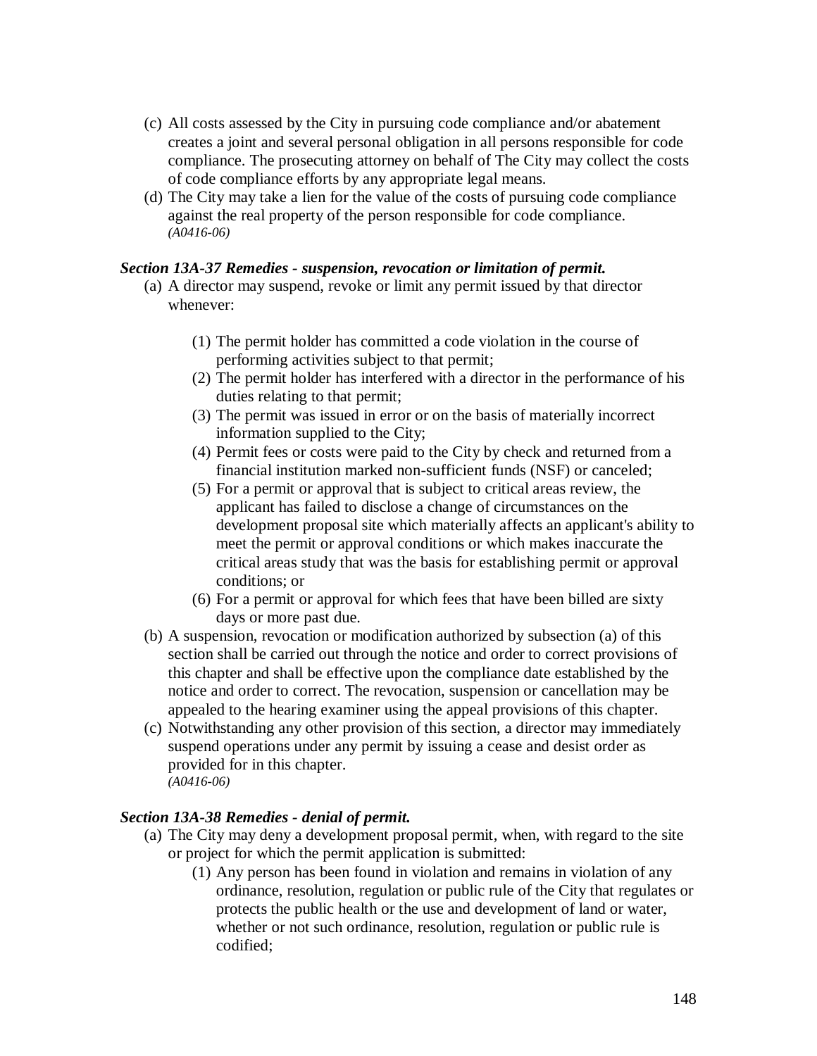(c) All costs assessed by the City in pursuing code compliance and/or abatement creates a joint and several personal obligation in all persons responsible for code compliance. The prosecuting attorney on behalf of The City may collect the costs of code compliance efforts by any appropriate legal means.

(d) The City may take a lien for the value of the costs of pursuing code compliance against the real property of the person responsible for code compliance. *(A0416-06)*

### *Section 13A-37 Remedies - suspension, revocation or limitation of permit.*

(a) A director may suspend, revoke or limit any permit issued by that director whenever:

(1) The permit holder has committed a code violation in the course of performing activities subject to that permit;

(2) The permit holder has interfered with a director in the performance of his duties relating to that permit;

(3) The permit was issued in error or on the basis of materially incorrect information supplied to the City;

(4) Permit fees or costs were paid to the City by check and returned from a financial institution marked non-sufficient funds (NSF) or canceled;

(5) For a permit or approval that is subject to critical areas review, the applicant has failed to disclose a change of circumstances on the development proposal site which materially affects an applicant's ability to meet the permit or approval conditions or which makes inaccurate the critical areas study that was the basis for establishing permit or approval conditions; or

(6) For a permit or approval for which fees that have been billed are sixty days or more past due.

(b) A suspension, revocation or modification authorized by subsection (a) of this section shall be carried out through the notice and order to correct provisions of this chapter and shall be effective upon the compliance date established by the notice and order to correct. The revocation, suspension or cancellation may be appealed to the hearing examiner using the appeal provisions of this chapter.

(c) Notwithstanding any other provision of this section, a director may immediately suspend operations under any permit by issuing a cease and desist order as provided for in this chapter. *(A0416-06)*

### *Section 13A-38 Remedies - denial of permit.*

(a) The City may deny a development proposal permit, when, with regard to the site or project for which the permit application is submitted:

(1) Any person has been found in violation and remains in violation of any ordinance, resolution, regulation or public rule of the City that regulates or protects the public health or the use and development of land or water, whether or not such ordinance, resolution, regulation or public rule is codified;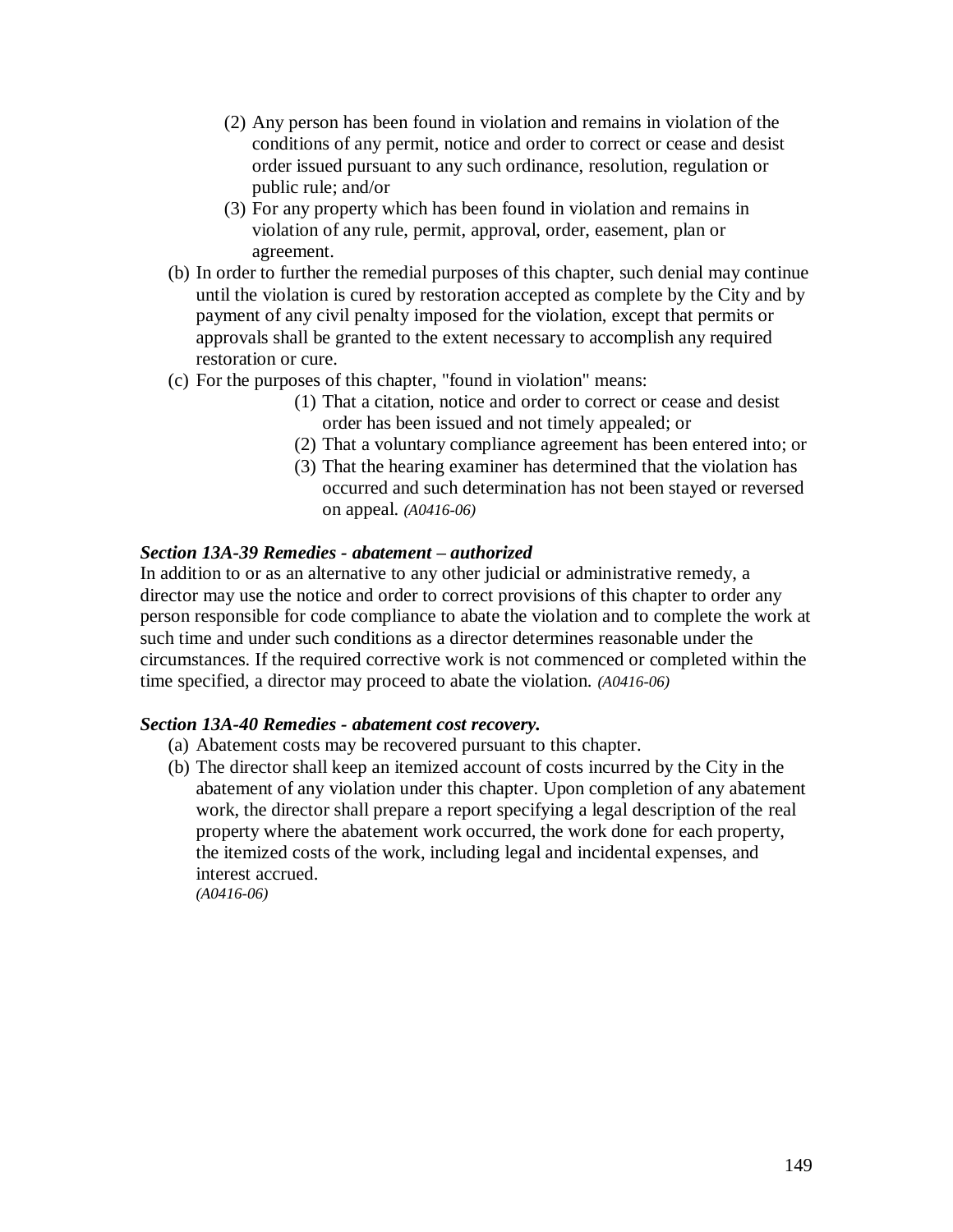(2) Any person has been found in violation and remains in violation of the conditions of any permit, notice and order to correct or cease and desist order issued pursuant to any such ordinance, resolution, regulation or public rule; and/or

(3) For any property which has been found in violation and remains in violation of any rule, permit, approval, order, easement, plan or agreement.

(b) In order to further the remedial purposes of this chapter, such denial may continue until the violation is cured by restoration accepted as complete by the City and by payment of any civil penalty imposed for the violation, except that permits or approvals shall be granted to the extent necessary to accomplish any required restoration or cure.

(c) For the purposes of this chapter, "found in violation" means:

(1) That a citation, notice and order to correct or cease and desist order has been issued and not timely appealed; or

(2) That a voluntary compliance agreement has been entered into; or

(3) That the hearing examiner has determined that the violation has occurred and such determination has not been stayed or reversed on appeal. *(A0416-06)*

***Section 13A-39 Remedies - abatement – authorized***

In addition to or as an alternative to any other judicial or administrative remedy, a director may use the notice and order to correct provisions of this chapter to order any person responsible for code compliance to abate the violation and to complete the work at such time and under such conditions as a director determines reasonable under the circumstances. If the required corrective work is not commenced or completed within the time specified, a director may proceed to abate the violation. *(A0416-06)*

***Section 13A-40 Remedies - abatement cost recovery.***

(a) Abatement costs may be recovered pursuant to this chapter.

(b) The director shall keep an itemized account of costs incurred by the City in the abatement of any violation under this chapter. Upon completion of any abatement work, the director shall prepare a report specifying a legal description of the real property where the abatement work occurred, the work done for each property, the itemized costs of the work, including legal and incidental expenses, and interest accrued.
*(A0416-06)*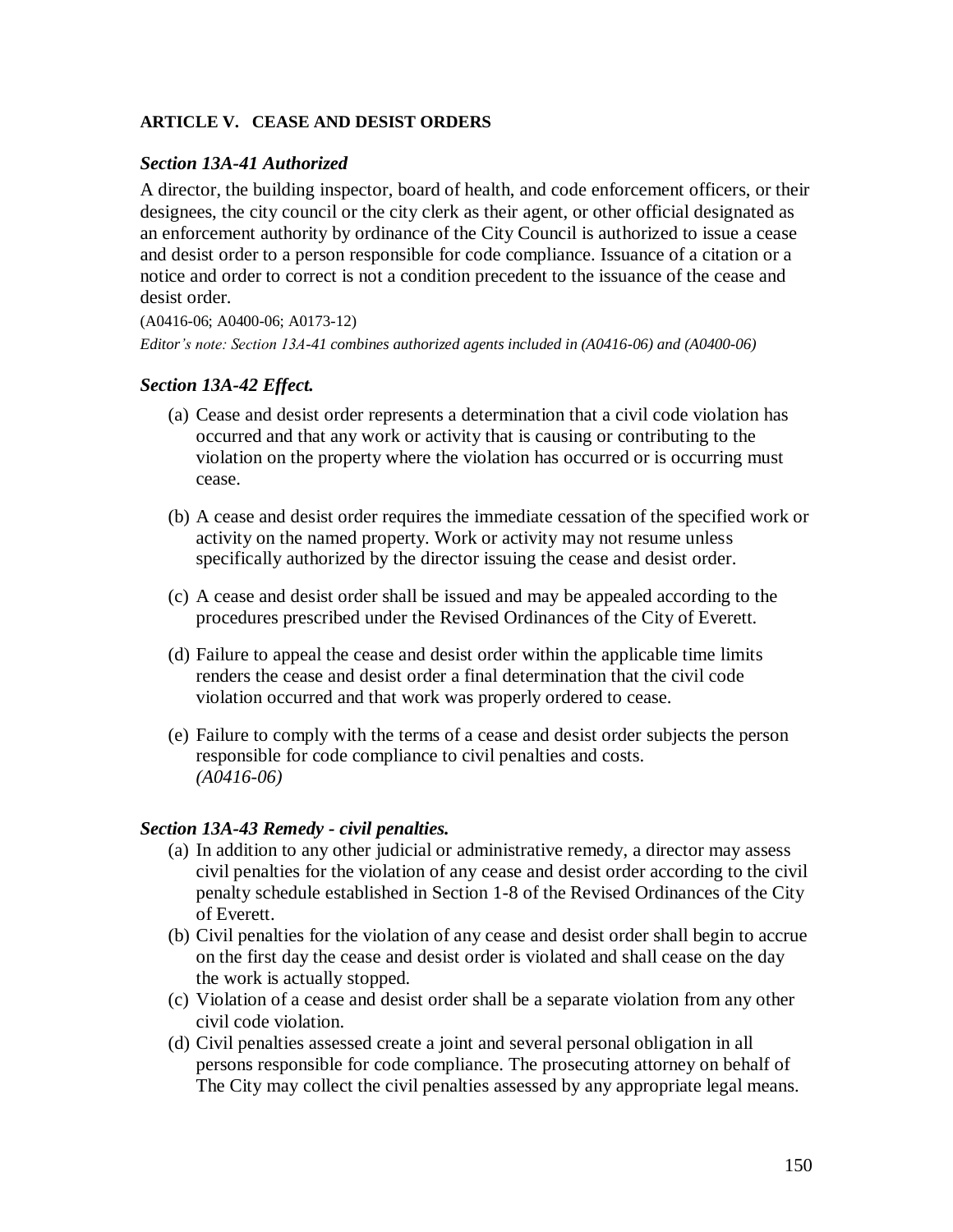## ARTICLE V. CEASE AND DESIST ORDERS

### *Section 13A-41 Authorized*

A director, the building inspector, board of health, and code enforcement officers, or their designees, the city council or the city clerk as their agent, or other official designated as an enforcement authority by ordinance of the City Council is authorized to issue a cease and desist order to a person responsible for code compliance. Issuance of a citation or a notice and order to correct is not a condition precedent to the issuance of the cease and desist order.

(A0416-06; A0400-06; A0173-12)

*Editor's note: Section 13A-41 combines authorized agents included in (A0416-06) and (A0400-06)*

### *Section 13A-42 Effect.*

(a) Cease and desist order represents a determination that a civil code violation has occurred and that any work or activity that is causing or contributing to the violation on the property where the violation has occurred or is occurring must cease.

(b) A cease and desist order requires the immediate cessation of the specified work or activity on the named property. Work or activity may not resume unless specifically authorized by the director issuing the cease and desist order.

(c) A cease and desist order shall be issued and may be appealed according to the procedures prescribed under the Revised Ordinances of the City of Everett.

(d) Failure to appeal the cease and desist order within the applicable time limits renders the cease and desist order a final determination that the civil code violation occurred and that work was properly ordered to cease.

(e) Failure to comply with the terms of a cease and desist order subjects the person responsible for code compliance to civil penalties and costs.
*(A0416-06)*

### *Section 13A-43 Remedy - civil penalties.*

(a) In addition to any other judicial or administrative remedy, a director may assess civil penalties for the violation of any cease and desist order according to the civil penalty schedule established in Section 1-8 of the Revised Ordinances of the City of Everett.
(b) Civil penalties for the violation of any cease and desist order shall begin to accrue on the first day the cease and desist order is violated and shall cease on the day the work is actually stopped.
(c) Violation of a cease and desist order shall be a separate violation from any other civil code violation.
(d) Civil penalties assessed create a joint and several personal obligation in all persons responsible for code compliance. The prosecuting attorney on behalf of The City may collect the civil penalties assessed by any appropriate legal means.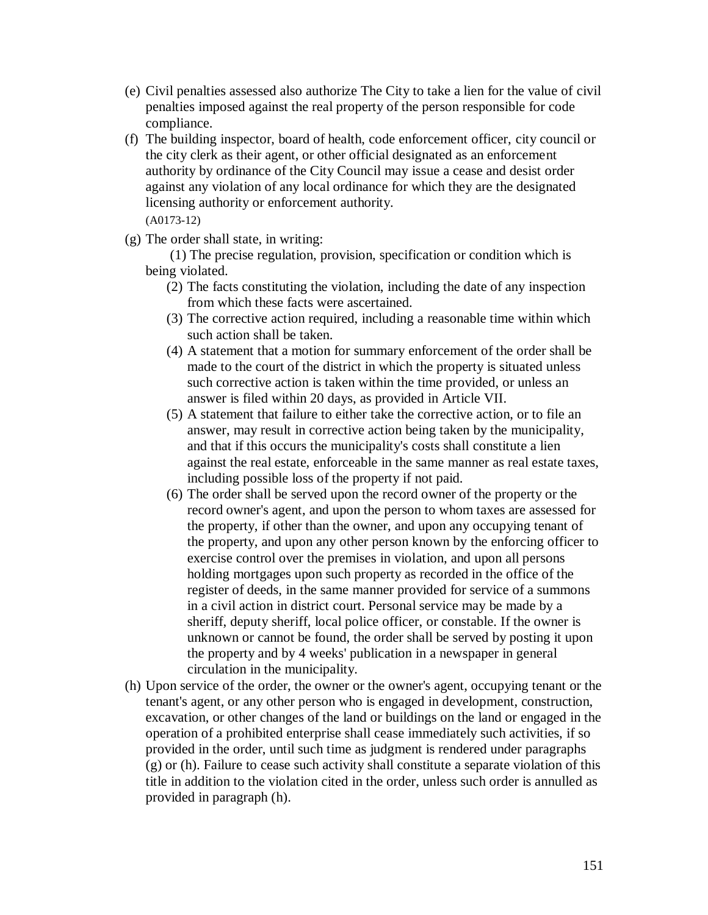(e) Civil penalties assessed also authorize The City to take a lien for the value of civil penalties imposed against the real property of the person responsible for code compliance.

(f) The building inspector, board of health, code enforcement officer, city council or the city clerk as their agent, or other official designated as an enforcement authority by ordinance of the City Council may issue a cease and desist order against any violation of any local ordinance for which they are the designated licensing authority or enforcement authority.

(A0173-12)

(g) The order shall state, in writing:

(1) The precise regulation, provision, specification or condition which is being violated.

(2) The facts constituting the violation, including the date of any inspection from which these facts were ascertained.

(3) The corrective action required, including a reasonable time within which such action shall be taken.

(4) A statement that a motion for summary enforcement of the order shall be made to the court of the district in which the property is situated unless such corrective action is taken within the time provided, or unless an answer is filed within 20 days, as provided in Article VII.

(5) A statement that failure to either take the corrective action, or to file an answer, may result in corrective action being taken by the municipality, and that if this occurs the municipality's costs shall constitute a lien against the real estate, enforceable in the same manner as real estate taxes, including possible loss of the property if not paid.

(6) The order shall be served upon the record owner of the property or the record owner's agent, and upon the person to whom taxes are assessed for the property, if other than the owner, and upon any occupying tenant of the property, and upon any other person known by the enforcing officer to exercise control over the premises in violation, and upon all persons holding mortgages upon such property as recorded in the office of the register of deeds, in the same manner provided for service of a summons in a civil action in district court. Personal service may be made by a sheriff, deputy sheriff, local police officer, or constable. If the owner is unknown or cannot be found, the order shall be served by posting it upon the property and by 4 weeks' publication in a newspaper in general circulation in the municipality.

(h) Upon service of the order, the owner or the owner's agent, occupying tenant or the tenant's agent, or any other person who is engaged in development, construction, excavation, or other changes of the land or buildings on the land or engaged in the operation of a prohibited enterprise shall cease immediately such activities, if so provided in the order, until such time as judgment is rendered under paragraphs (g) or (h). Failure to cease such activity shall constitute a separate violation of this title in addition to the violation cited in the order, unless such order is annulled as provided in paragraph (h).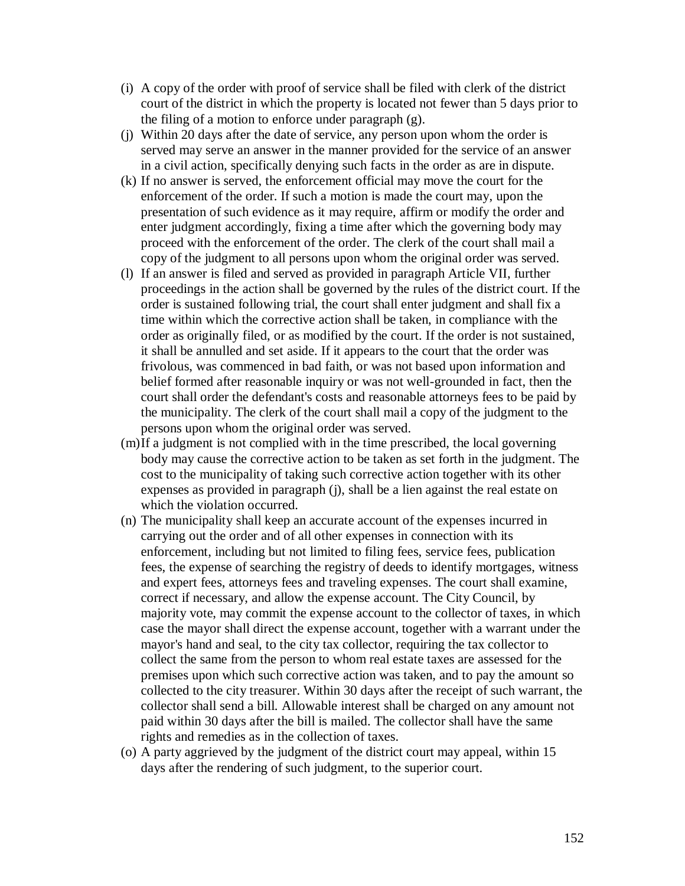(i) A copy of the order with proof of service shall be filed with clerk of the district court of the district in which the property is located not fewer than 5 days prior to the filing of a motion to enforce under paragraph (g).

(j) Within 20 days after the date of service, any person upon whom the order is served may serve an answer in the manner provided for the service of an answer in a civil action, specifically denying such facts in the order as are in dispute.

(k) If no answer is served, the enforcement official may move the court for the enforcement of the order. If such a motion is made the court may, upon the presentation of such evidence as it may require, affirm or modify the order and enter judgment accordingly, fixing a time after which the governing body may proceed with the enforcement of the order. The clerk of the court shall mail a copy of the judgment to all persons upon whom the original order was served.

(l) If an answer is filed and served as provided in paragraph Article VII, further proceedings in the action shall be governed by the rules of the district court. If the order is sustained following trial, the court shall enter judgment and shall fix a time within which the corrective action shall be taken, in compliance with the order as originally filed, or as modified by the court. If the order is not sustained, it shall be annulled and set aside. If it appears to the court that the order was frivolous, was commenced in bad faith, or was not based upon information and belief formed after reasonable inquiry or was not well-grounded in fact, then the court shall order the defendant's costs and reasonable attorneys fees to be paid by the municipality. The clerk of the court shall mail a copy of the judgment to the persons upon whom the original order was served.

(m) If a judgment is not complied with in the time prescribed, the local governing body may cause the corrective action to be taken as set forth in the judgment. The cost to the municipality of taking such corrective action together with its other expenses as provided in paragraph (j), shall be a lien against the real estate on which the violation occurred.

(n) The municipality shall keep an accurate account of the expenses incurred in carrying out the order and of all other expenses in connection with its enforcement, including but not limited to filing fees, service fees, publication fees, the expense of searching the registry of deeds to identify mortgages, witness and expert fees, attorneys fees and traveling expenses. The court shall examine, correct if necessary, and allow the expense account. The City Council, by majority vote, may commit the expense account to the collector of taxes, in which case the mayor shall direct the expense account, together with a warrant under the mayor's hand and seal, to the city tax collector, requiring the tax collector to collect the same from the person to whom real estate taxes are assessed for the premises upon which such corrective action was taken, and to pay the amount so collected to the city treasurer. Within 30 days after the receipt of such warrant, the collector shall send a bill. Allowable interest shall be charged on any amount not paid within 30 days after the bill is mailed. The collector shall have the same rights and remedies as in the collection of taxes.

(o) A party aggrieved by the judgment of the district court may appeal, within 15 days after the rendering of such judgment, to the superior court.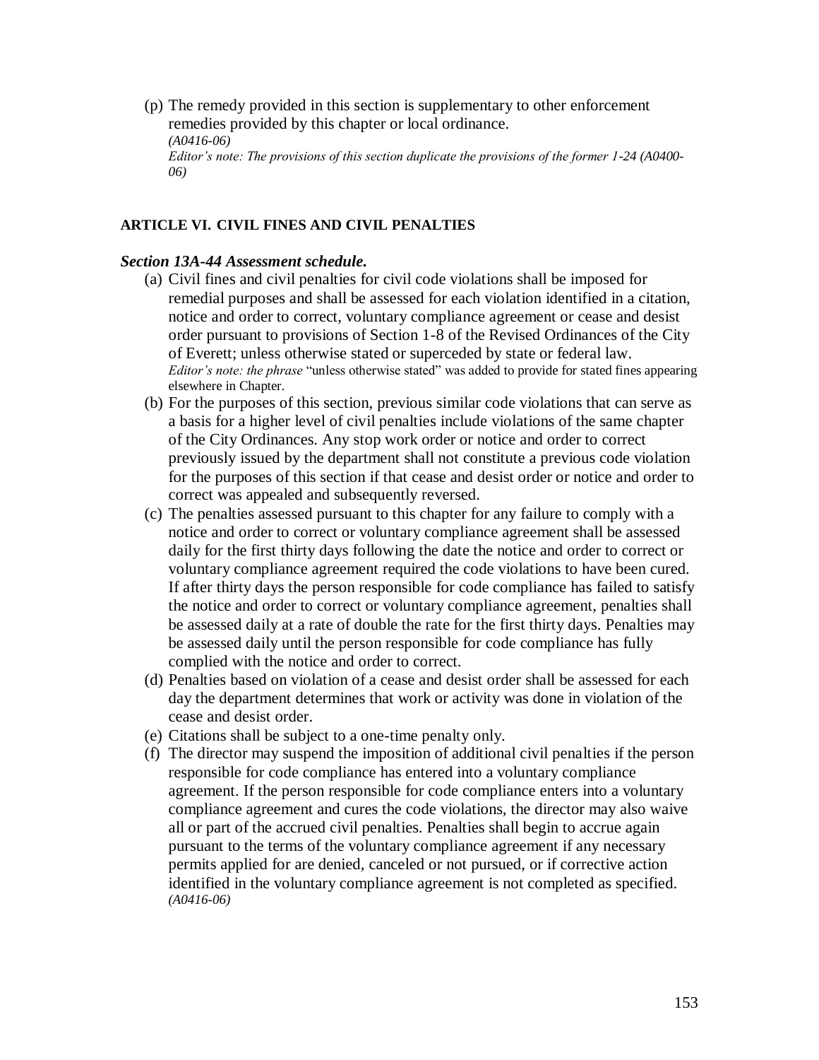(p) The remedy provided in this section is supplementary to other enforcement remedies provided by this chapter or local ordinance.
*(A0416-06)*
*Editor's note: The provisions of this section duplicate the provisions of the former 1-24 (A0400-06)*

**ARTICLE VI. CIVIL FINES AND CIVIL PENALTIES**

***Section 13A-44 Assessment schedule.***

(a) Civil fines and civil penalties for civil code violations shall be imposed for remedial purposes and shall be assessed for each violation identified in a citation, notice and order to correct, voluntary compliance agreement or cease and desist order pursuant to provisions of Section 1-8 of the Revised Ordinances of the City of Everett; unless otherwise stated or superceded by state or federal law.
*Editor's note: the phrase* "unless otherwise stated" was added to provide for stated fines appearing elsewhere in Chapter.

(b) For the purposes of this section, previous similar code violations that can serve as a basis for a higher level of civil penalties include violations of the same chapter of the City Ordinances. Any stop work order or notice and order to correct previously issued by the department shall not constitute a previous code violation for the purposes of this section if that cease and desist order or notice and order to correct was appealed and subsequently reversed.

(c) The penalties assessed pursuant to this chapter for any failure to comply with a notice and order to correct or voluntary compliance agreement shall be assessed daily for the first thirty days following the date the notice and order to correct or voluntary compliance agreement required the code violations to have been cured. If after thirty days the person responsible for code compliance has failed to satisfy the notice and order to correct or voluntary compliance agreement, penalties shall be assessed daily at a rate of double the rate for the first thirty days. Penalties may be assessed daily until the person responsible for code compliance has fully complied with the notice and order to correct.

(d) Penalties based on violation of a cease and desist order shall be assessed for each day the department determines that work or activity was done in violation of the cease and desist order.

(e) Citations shall be subject to a one-time penalty only.

(f) The director may suspend the imposition of additional civil penalties if the person responsible for code compliance has entered into a voluntary compliance agreement. If the person responsible for code compliance enters into a voluntary compliance agreement and cures the code violations, the director may also waive all or part of the accrued civil penalties. Penalties shall begin to accrue again pursuant to the terms of the voluntary compliance agreement if any necessary permits applied for are denied, canceled or not pursued, or if corrective action identified in the voluntary compliance agreement is not completed as specified.
*(A0416-06)*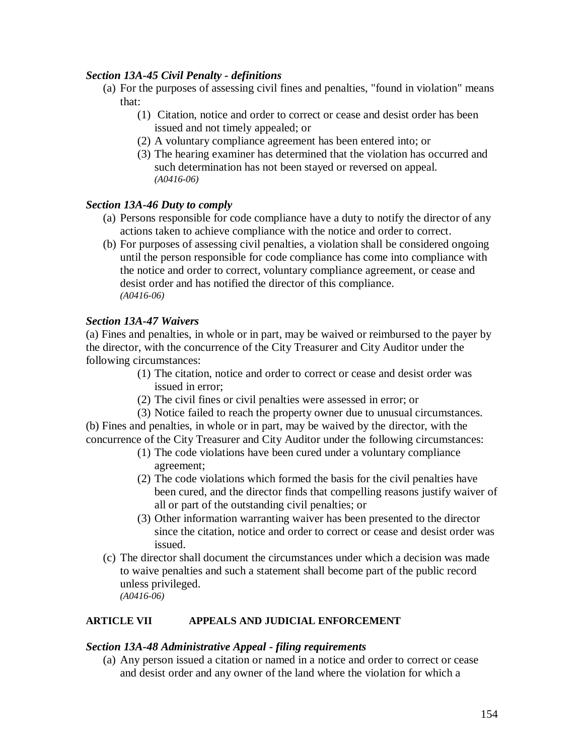### *Section 13A-45 Civil Penalty - definitions*

(a) For the purposes of assessing civil fines and penalties, "found in violation" means that:

   (1) Citation, notice and order to correct or cease and desist order has been issued and not timely appealed; or
   (2) A voluntary compliance agreement has been entered into; or
   (3) The hearing examiner has determined that the violation has occurred and such determination has not been stayed or reversed on appeal.
   *(A0416-06)*

### *Section 13A-46 Duty to comply*

(a) Persons responsible for code compliance have a duty to notify the director of any actions taken to achieve compliance with the notice and order to correct.

(b) For purposes of assessing civil penalties, a violation shall be considered ongoing until the person responsible for code compliance has come into compliance with the notice and order to correct, voluntary compliance agreement, or cease and desist order and has notified the director of this compliance.
*(A0416-06)*

### *Section 13A-47 Waivers*

(a) Fines and penalties, in whole or in part, may be waived or reimbursed to the payer by the director, with the concurrence of the City Treasurer and City Auditor under the following circumstances:

   (1) The citation, notice and order to correct or cease and desist order was issued in error;
   (2) The civil fines or civil penalties were assessed in error; or
   (3) Notice failed to reach the property owner due to unusual circumstances.

(b) Fines and penalties, in whole or in part, may be waived by the director, with the concurrence of the City Treasurer and City Auditor under the following circumstances:

   (1) The code violations have been cured under a voluntary compliance agreement;
   (2) The code violations which formed the basis for the civil penalties have been cured, and the director finds that compelling reasons justify waiver of all or part of the outstanding civil penalties; or
   (3) Other information warranting waiver has been presented to the director since the citation, notice and order to correct or cease and desist order was issued.

(c) The director shall document the circumstances under which a decision was made to waive penalties and such a statement shall become part of the public record unless privileged.
*(A0416-06)*

## ARTICLE VII APPEALS AND JUDICIAL ENFORCEMENT

### *Section 13A-48 Administrative Appeal - filing requirements*

(a) Any person issued a citation or named in a notice and order to correct or cease and desist order and any owner of the land where the violation for which a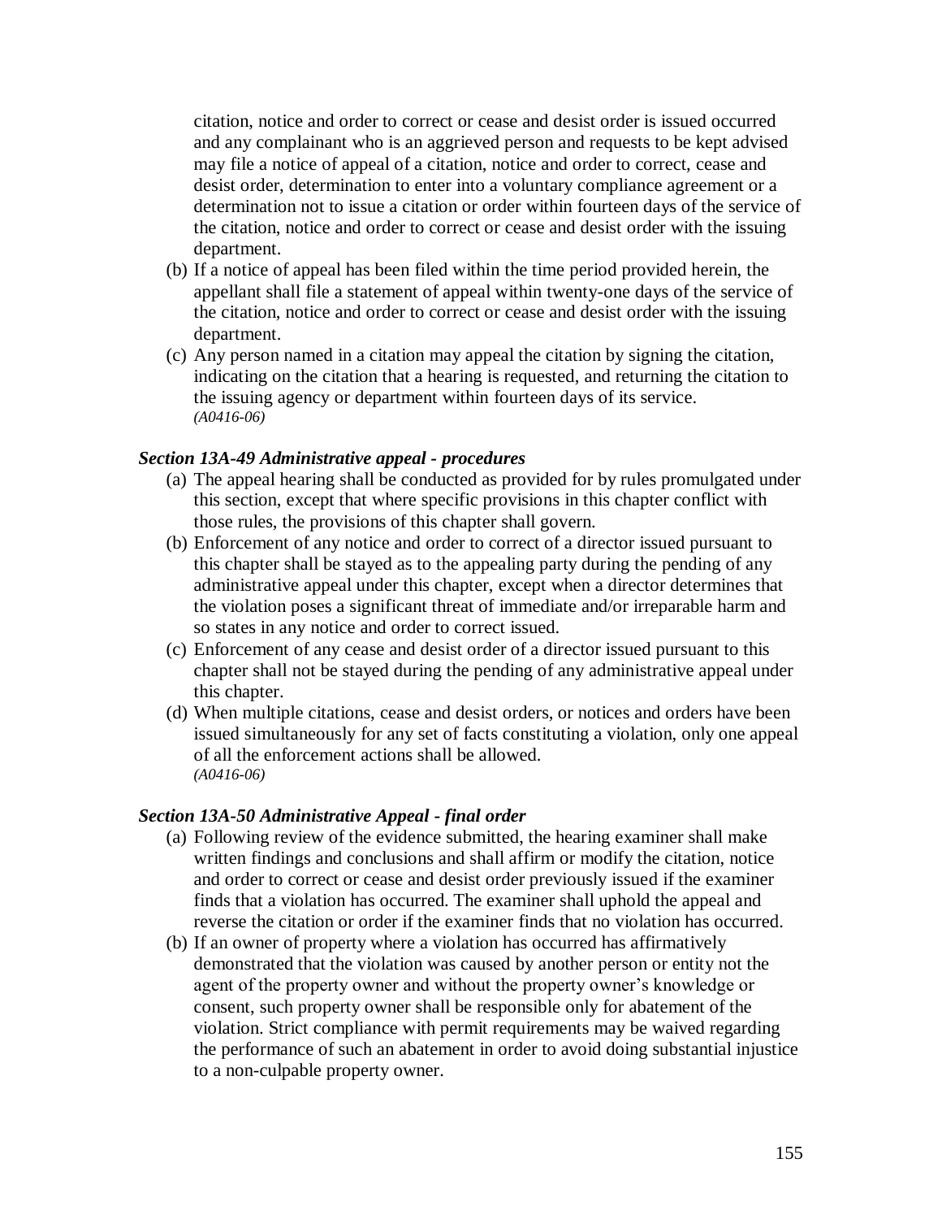citation, notice and order to correct or cease and desist order is issued occurred and any complainant who is an aggrieved person and requests to be kept advised may file a notice of appeal of a citation, notice and order to correct, cease and desist order, determination to enter into a voluntary compliance agreement or a determination not to issue a citation or order within fourteen days of the service of the citation, notice and order to correct or cease and desist order with the issuing department.

(b) If a notice of appeal has been filed within the time period provided herein, the appellant shall file a statement of appeal within twenty-one days of the service of the citation, notice and order to correct or cease and desist order with the issuing department.

(c) Any person named in a citation may appeal the citation by signing the citation, indicating on the citation that a hearing is requested, and returning the citation to the issuing agency or department within fourteen days of its service.
*(A0416-06)*

### *Section 13A-49 Administrative appeal - procedures*

(a) The appeal hearing shall be conducted as provided for by rules promulgated under this section, except that where specific provisions in this chapter conflict with those rules, the provisions of this chapter shall govern.

(b) Enforcement of any notice and order to correct of a director issued pursuant to this chapter shall be stayed as to the appealing party during the pending of any administrative appeal under this chapter, except when a director determines that the violation poses a significant threat of immediate and/or irreparable harm and so states in any notice and order to correct issued.

(c) Enforcement of any cease and desist order of a director issued pursuant to this chapter shall not be stayed during the pending of any administrative appeal under this chapter.

(d) When multiple citations, cease and desist orders, or notices and orders have been issued simultaneously for any set of facts constituting a violation, only one appeal of all the enforcement actions shall be allowed.
*(A0416-06)*

### *Section 13A-50 Administrative Appeal - final order*

(a) Following review of the evidence submitted, the hearing examiner shall make written findings and conclusions and shall affirm or modify the citation, notice and order to correct or cease and desist order previously issued if the examiner finds that a violation has occurred. The examiner shall uphold the appeal and reverse the citation or order if the examiner finds that no violation has occurred.

(b) If an owner of property where a violation has occurred has affirmatively demonstrated that the violation was caused by another person or entity not the agent of the property owner and without the property owner's knowledge or consent, such property owner shall be responsible only for abatement of the violation. Strict compliance with permit requirements may be waived regarding the performance of such an abatement in order to avoid doing substantial injustice to a non-culpable property owner.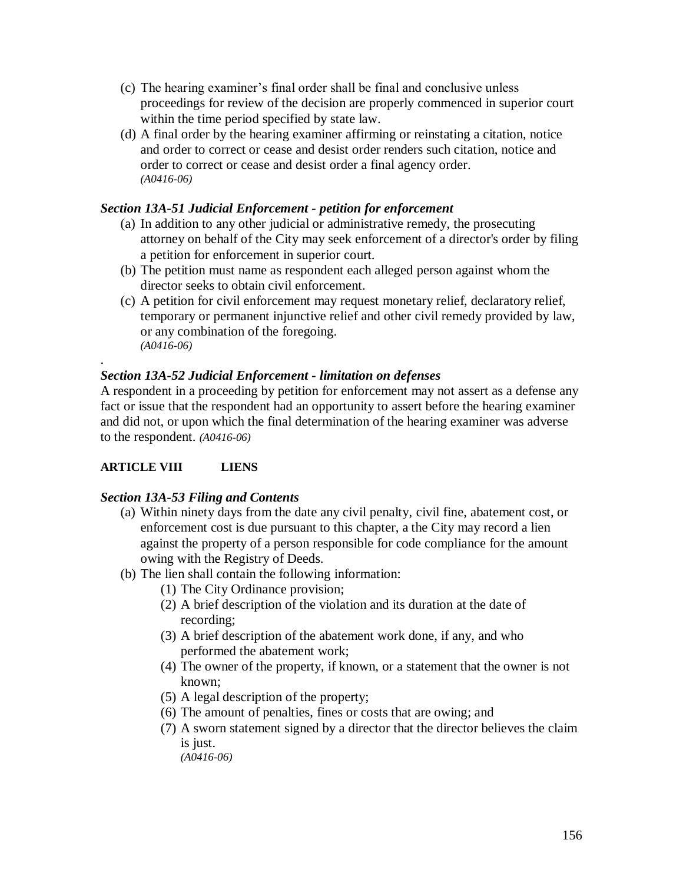(c) The hearing examiner's final order shall be final and conclusive unless proceedings for review of the decision are properly commenced in superior court within the time period specified by state law.

(d) A final order by the hearing examiner affirming or reinstating a citation, notice and order to correct or cease and desist order renders such citation, notice and order to correct or cease and desist order a final agency order.
*(A0416-06)*

### *Section 13A-51 Judicial Enforcement - petition for enforcement*

(a) In addition to any other judicial or administrative remedy, the prosecuting attorney on behalf of the City may seek enforcement of a director's order by filing a petition for enforcement in superior court.

(b) The petition must name as respondent each alleged person against whom the director seeks to obtain civil enforcement.

(c) A petition for civil enforcement may request monetary relief, declaratory relief, temporary or permanent injunctive relief and other civil remedy provided by law, or any combination of the foregoing.
*(A0416-06)*

.

### *Section 13A-52 Judicial Enforcement - limitation on defenses*

A respondent in a proceeding by petition for enforcement may not assert as a defense any fact or issue that the respondent had an opportunity to assert before the hearing examiner and did not, or upon which the final determination of the hearing examiner was adverse to the respondent. *(A0416-06)*

## ARTICLE VIII LIENS

### *Section 13A-53 Filing and Contents*

(a) Within ninety days from the date any civil penalty, civil fine, abatement cost, or enforcement cost is due pursuant to this chapter, a the City may record a lien against the property of a person responsible for code compliance for the amount owing with the Registry of Deeds.

(b) The lien shall contain the following information:

  (1) The City Ordinance provision;
  
  (2) A brief description of the violation and its duration at the date of recording;
  
  (3) A brief description of the abatement work done, if any, and who performed the abatement work;
  
  (4) The owner of the property, if known, or a statement that the owner is not known;
  
  (5) A legal description of the property;
  
  (6) The amount of penalties, fines or costs that are owing; and
  
  (7) A sworn statement signed by a director that the director believes the claim is just.
  *(A0416-06)*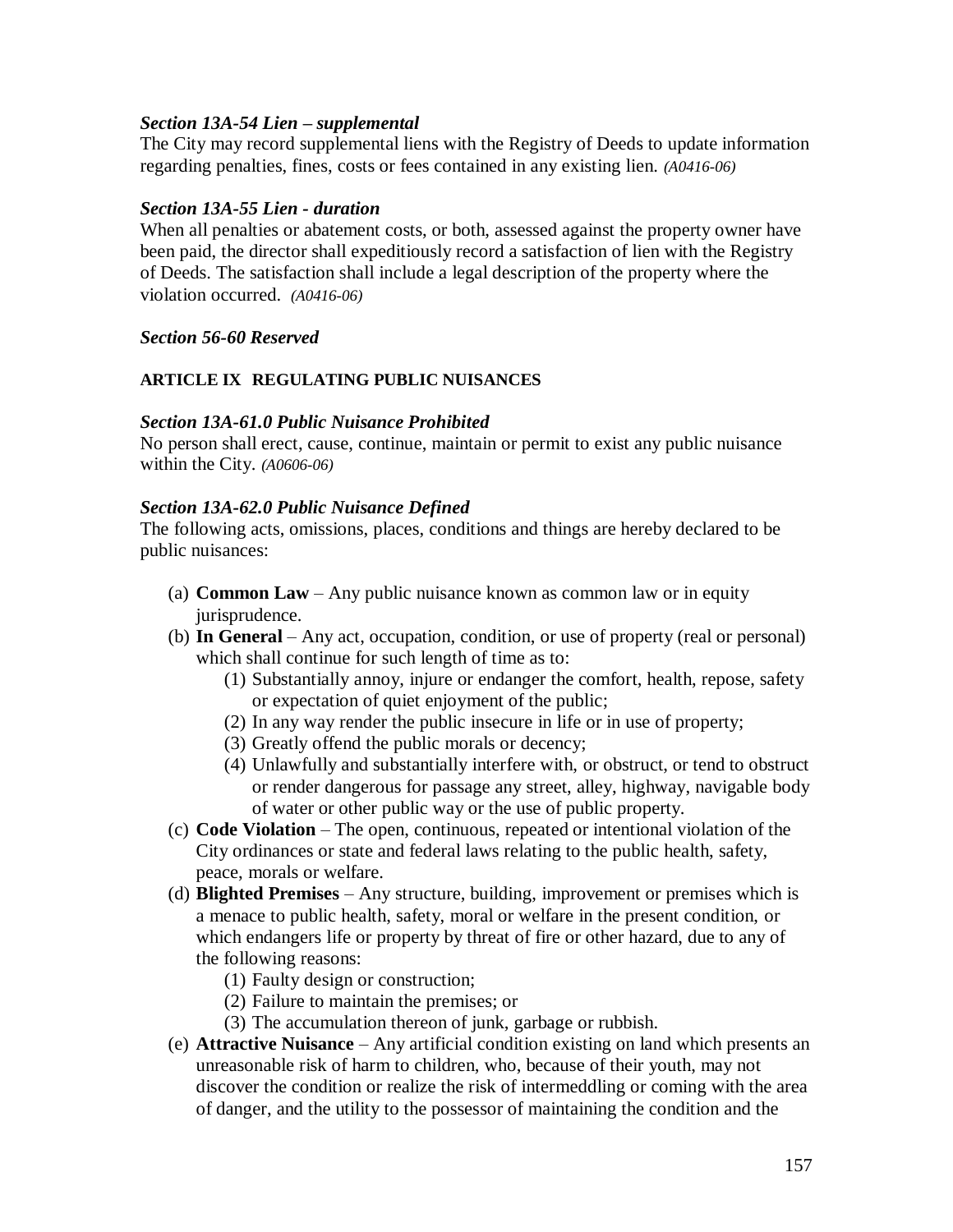***Section 13A-54 Lien – supplemental***

The City may record supplemental liens with the Registry of Deeds to update information regarding penalties, fines, costs or fees contained in any existing lien. *(A0416-06)*

***Section 13A-55 Lien - duration***

When all penalties or abatement costs, or both, assessed against the property owner have been paid, the director shall expeditiously record a satisfaction of lien with the Registry of Deeds. The satisfaction shall include a legal description of the property where the violation occurred. *(A0416-06)*

***Section 56-60 Reserved***

**ARTICLE IX REGULATING PUBLIC NUISANCES**

***Section 13A-61.0 Public Nuisance Prohibited***

No person shall erect, cause, continue, maintain or permit to exist any public nuisance within the City. *(A0606-06)*

***Section 13A-62.0 Public Nuisance Defined***

The following acts, omissions, places, conditions and things are hereby declared to be public nuisances:

(a) **Common Law** – Any public nuisance known as common law or in equity jurisprudence.

(b) **In General** – Any act, occupation, condition, or use of property (real or personal) which shall continue for such length of time as to:

   (1) Substantially annoy, injure or endanger the comfort, health, repose, safety or expectation of quiet enjoyment of the public;

   (2) In any way render the public insecure in life or in use of property;

   (3) Greatly offend the public morals or decency;

   (4) Unlawfully and substantially interfere with, or obstruct, or tend to obstruct or render dangerous for passage any street, alley, highway, navigable body of water or other public way or the use of public property.

(c) **Code Violation** – The open, continuous, repeated or intentional violation of the City ordinances or state and federal laws relating to the public health, safety, peace, morals or welfare.

(d) **Blighted Premises** – Any structure, building, improvement or premises which is a menace to public health, safety, moral or welfare in the present condition, or which endangers life or property by threat of fire or other hazard, due to any of the following reasons:

   (1) Faulty design or construction;

   (2) Failure to maintain the premises; or

   (3) The accumulation thereon of junk, garbage or rubbish.

(e) **Attractive Nuisance** – Any artificial condition existing on land which presents an unreasonable risk of harm to children, who, because of their youth, may not discover the condition or realize the risk of intermeddling or coming with the area of danger, and the utility to the possessor of maintaining the condition and the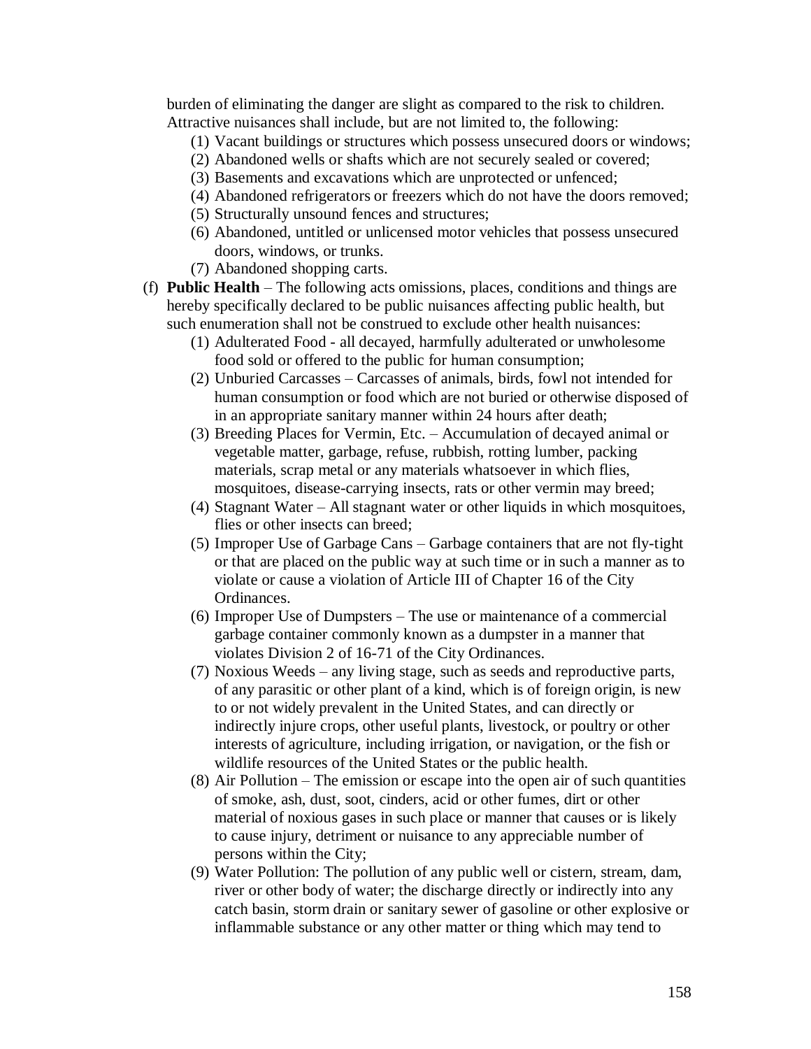burden of eliminating the danger are slight as compared to the risk to children. Attractive nuisances shall include, but are not limited to, the following:

(1) Vacant buildings or structures which possess unsecured doors or windows;
(2) Abandoned wells or shafts which are not securely sealed or covered;
(3) Basements and excavations which are unprotected or unfenced;
(4) Abandoned refrigerators or freezers which do not have the doors removed;
(5) Structurally unsound fences and structures;
(6) Abandoned, untitled or unlicensed motor vehicles that possess unsecured doors, windows, or trunks.
(7) Abandoned shopping carts.

(f) **Public Health** – The following acts omissions, places, conditions and things are hereby specifically declared to be public nuisances affecting public health, but such enumeration shall not be construed to exclude other health nuisances:

(1) Adulterated Food - all decayed, harmfully adulterated or unwholesome food sold or offered to the public for human consumption;
(2) Unburied Carcasses – Carcasses of animals, birds, fowl not intended for human consumption or food which are not buried or otherwise disposed of in an appropriate sanitary manner within 24 hours after death;
(3) Breeding Places for Vermin, Etc. – Accumulation of decayed animal or vegetable matter, garbage, refuse, rubbish, rotting lumber, packing materials, scrap metal or any materials whatsoever in which flies, mosquitoes, disease-carrying insects, rats or other vermin may breed;
(4) Stagnant Water – All stagnant water or other liquids in which mosquitoes, flies or other insects can breed;
(5) Improper Use of Garbage Cans – Garbage containers that are not fly-tight or that are placed on the public way at such time or in such a manner as to violate or cause a violation of Article III of Chapter 16 of the City Ordinances.
(6) Improper Use of Dumpsters – The use or maintenance of a commercial garbage container commonly known as a dumpster in a manner that violates Division 2 of 16-71 of the City Ordinances.
(7) Noxious Weeds – any living stage, such as seeds and reproductive parts, of any parasitic or other plant of a kind, which is of foreign origin, is new to or not widely prevalent in the United States, and can directly or indirectly injure crops, other useful plants, livestock, or poultry or other interests of agriculture, including irrigation, or navigation, or the fish or wildlife resources of the United States or the public health.
(8) Air Pollution – The emission or escape into the open air of such quantities of smoke, ash, dust, soot, cinders, acid or other fumes, dirt or other material of noxious gases in such place or manner that causes or is likely to cause injury, detriment or nuisance to any appreciable number of persons within the City;
(9) Water Pollution: The pollution of any public well or cistern, stream, dam, river or other body of water; the discharge directly or indirectly into any catch basin, storm drain or sanitary sewer of gasoline or other explosive or inflammable substance or any other matter or thing which may tend to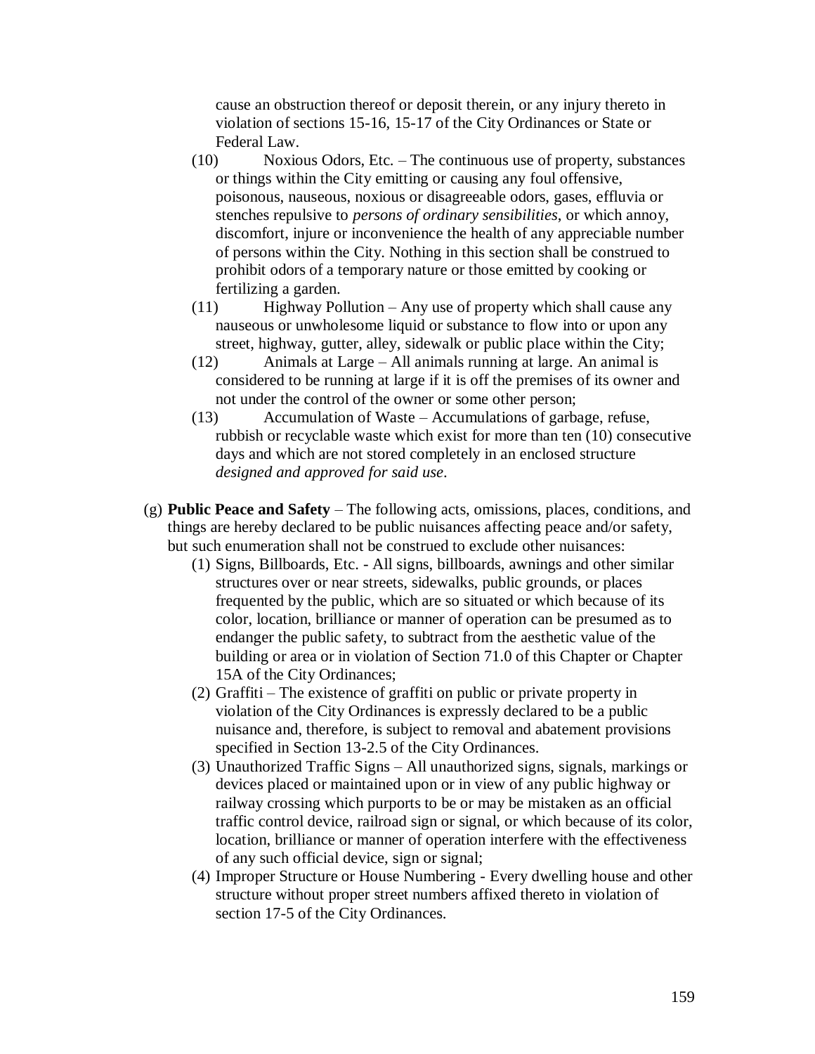cause an obstruction thereof or deposit therein, or any injury thereto in violation of sections 15-16, 15-17 of the City Ordinances or State or Federal Law.

(10) Noxious Odors, Etc. – The continuous use of property, substances or things within the City emitting or causing any foul offensive, poisonous, nauseous, noxious or disagreeable odors, gases, effluvia or stenches repulsive to *persons of ordinary sensibilities*, or which annoy, discomfort, injure or inconvenience the health of any appreciable number of persons within the City. Nothing in this section shall be construed to prohibit odors of a temporary nature or those emitted by cooking or fertilizing a garden.

(11) Highway Pollution – Any use of property which shall cause any nauseous or unwholesome liquid or substance to flow into or upon any street, highway, gutter, alley, sidewalk or public place within the City;

(12) Animals at Large – All animals running at large. An animal is considered to be running at large if it is off the premises of its owner and not under the control of the owner or some other person;

(13) Accumulation of Waste – Accumulations of garbage, refuse, rubbish or recyclable waste which exist for more than ten (10) consecutive days and which are not stored completely in an enclosed structure *designed and approved for said use*.

(g) **Public Peace and Safety** – The following acts, omissions, places, conditions, and things are hereby declared to be public nuisances affecting peace and/or safety, but such enumeration shall not be construed to exclude other nuisances:

(1) Signs, Billboards, Etc. - All signs, billboards, awnings and other similar structures over or near streets, sidewalks, public grounds, or places frequented by the public, which are so situated or which because of its color, location, brilliance or manner of operation can be presumed as to endanger the public safety, to subtract from the aesthetic value of the building or area or in violation of Section 71.0 of this Chapter or Chapter 15A of the City Ordinances;

(2) Graffiti – The existence of graffiti on public or private property in violation of the City Ordinances is expressly declared to be a public nuisance and, therefore, is subject to removal and abatement provisions specified in Section 13-2.5 of the City Ordinances.

(3) Unauthorized Traffic Signs – All unauthorized signs, signals, markings or devices placed or maintained upon or in view of any public highway or railway crossing which purports to be or may be mistaken as an official traffic control device, railroad sign or signal, or which because of its color, location, brilliance or manner of operation interfere with the effectiveness of any such official device, sign or signal;

(4) Improper Structure or House Numbering - Every dwelling house and other structure without proper street numbers affixed thereto in violation of section 17-5 of the City Ordinances.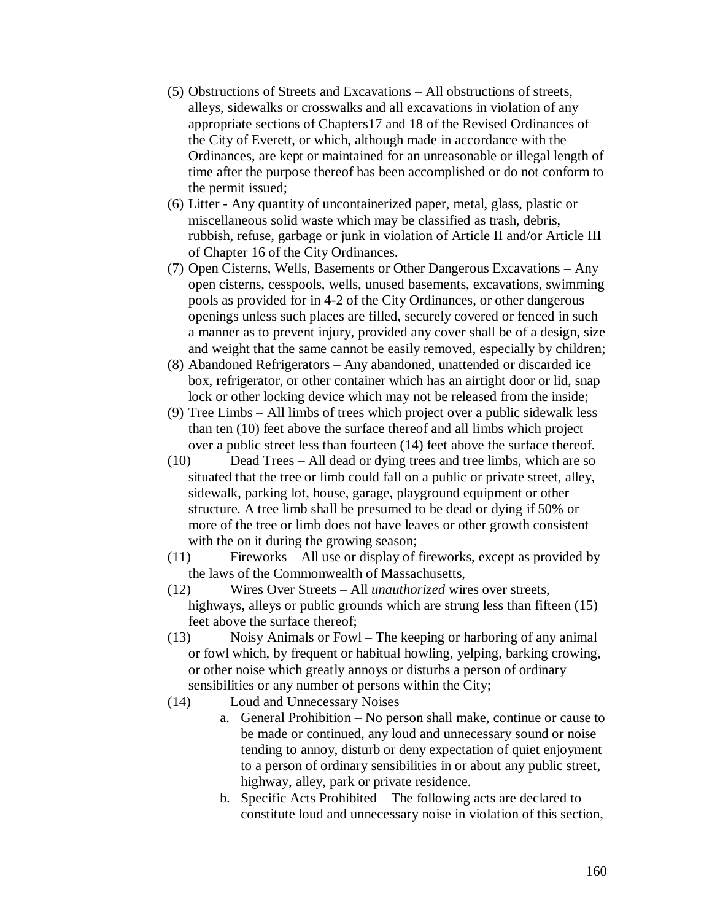(5) Obstructions of Streets and Excavations – All obstructions of streets, alleys, sidewalks or crosswalks and all excavations in violation of any appropriate sections of Chapters17 and 18 of the Revised Ordinances of the City of Everett, or which, although made in accordance with the Ordinances, are kept or maintained for an unreasonable or illegal length of time after the purpose thereof has been accomplished or do not conform to the permit issued;

(6) Litter - Any quantity of uncontainerized paper, metal, glass, plastic or miscellaneous solid waste which may be classified as trash, debris, rubbish, refuse, garbage or junk in violation of Article II and/or Article III of Chapter 16 of the City Ordinances.

(7) Open Cisterns, Wells, Basements or Other Dangerous Excavations – Any open cisterns, cesspools, wells, unused basements, excavations, swimming pools as provided for in 4-2 of the City Ordinances, or other dangerous openings unless such places are filled, securely covered or fenced in such a manner as to prevent injury, provided any cover shall be of a design, size and weight that the same cannot be easily removed, especially by children;

(8) Abandoned Refrigerators – Any abandoned, unattended or discarded ice box, refrigerator, or other container which has an airtight door or lid, snap lock or other locking device which may not be released from the inside;

(9) Tree Limbs – All limbs of trees which project over a public sidewalk less than ten (10) feet above the surface thereof and all limbs which project over a public street less than fourteen (14) feet above the surface thereof.

(10) Dead Trees – All dead or dying trees and tree limbs, which are so situated that the tree or limb could fall on a public or private street, alley, sidewalk, parking lot, house, garage, playground equipment or other structure. A tree limb shall be presumed to be dead or dying if 50% or more of the tree or limb does not have leaves or other growth consistent with the on it during the growing season;

(11) Fireworks – All use or display of fireworks, except as provided by the laws of the Commonwealth of Massachusetts,

(12) Wires Over Streets – All *unauthorized* wires over streets, highways, alleys or public grounds which are strung less than fifteen (15) feet above the surface thereof;

(13) Noisy Animals or Fowl – The keeping or harboring of any animal or fowl which, by frequent or habitual howling, yelping, barking crowing, or other noise which greatly annoys or disturbs a person of ordinary sensibilities or any number of persons within the City;

(14) Loud and Unnecessary Noises

   a. General Prohibition – No person shall make, continue or cause to be made or continued, any loud and unnecessary sound or noise tending to annoy, disturb or deny expectation of quiet enjoyment to a person of ordinary sensibilities in or about any public street, highway, alley, park or private residence.

   b. Specific Acts Prohibited – The following acts are declared to constitute loud and unnecessary noise in violation of this section,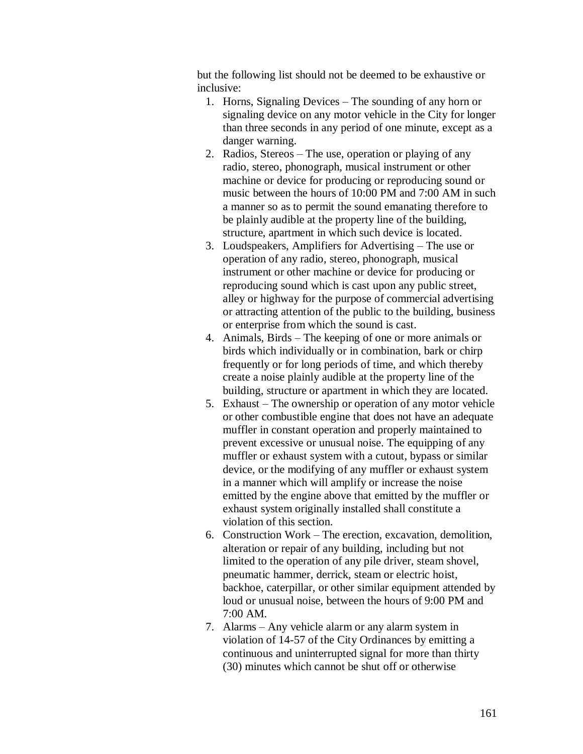but the following list should not be deemed to be exhaustive or inclusive:

1. Horns, Signaling Devices – The sounding of any horn or signaling device on any motor vehicle in the City for longer than three seconds in any period of one minute, except as a danger warning.
2. Radios, Stereos – The use, operation or playing of any radio, stereo, phonograph, musical instrument or other machine or device for producing or reproducing sound or music between the hours of 10:00 PM and 7:00 AM in such a manner so as to permit the sound emanating therefore to be plainly audible at the property line of the building, structure, apartment in which such device is located.
3. Loudspeakers, Amplifiers for Advertising – The use or operation of any radio, stereo, phonograph, musical instrument or other machine or device for producing or reproducing sound which is cast upon any public street, alley or highway for the purpose of commercial advertising or attracting attention of the public to the building, business or enterprise from which the sound is cast.
4. Animals, Birds – The keeping of one or more animals or birds which individually or in combination, bark or chirp frequently or for long periods of time, and which thereby create a noise plainly audible at the property line of the building, structure or apartment in which they are located.
5. Exhaust – The ownership or operation of any motor vehicle or other combustible engine that does not have an adequate muffler in constant operation and properly maintained to prevent excessive or unusual noise. The equipping of any muffler or exhaust system with a cutout, bypass or similar device, or the modifying of any muffler or exhaust system in a manner which will amplify or increase the noise emitted by the engine above that emitted by the muffler or exhaust system originally installed shall constitute a violation of this section.
6. Construction Work – The erection, excavation, demolition, alteration or repair of any building, including but not limited to the operation of any pile driver, steam shovel, pneumatic hammer, derrick, steam or electric hoist, backhoe, caterpillar, or other similar equipment attended by loud or unusual noise, between the hours of 9:00 PM and 7:00 AM.
7. Alarms – Any vehicle alarm or any alarm system in violation of 14-57 of the City Ordinances by emitting a continuous and uninterrupted signal for more than thirty (30) minutes which cannot be shut off or otherwise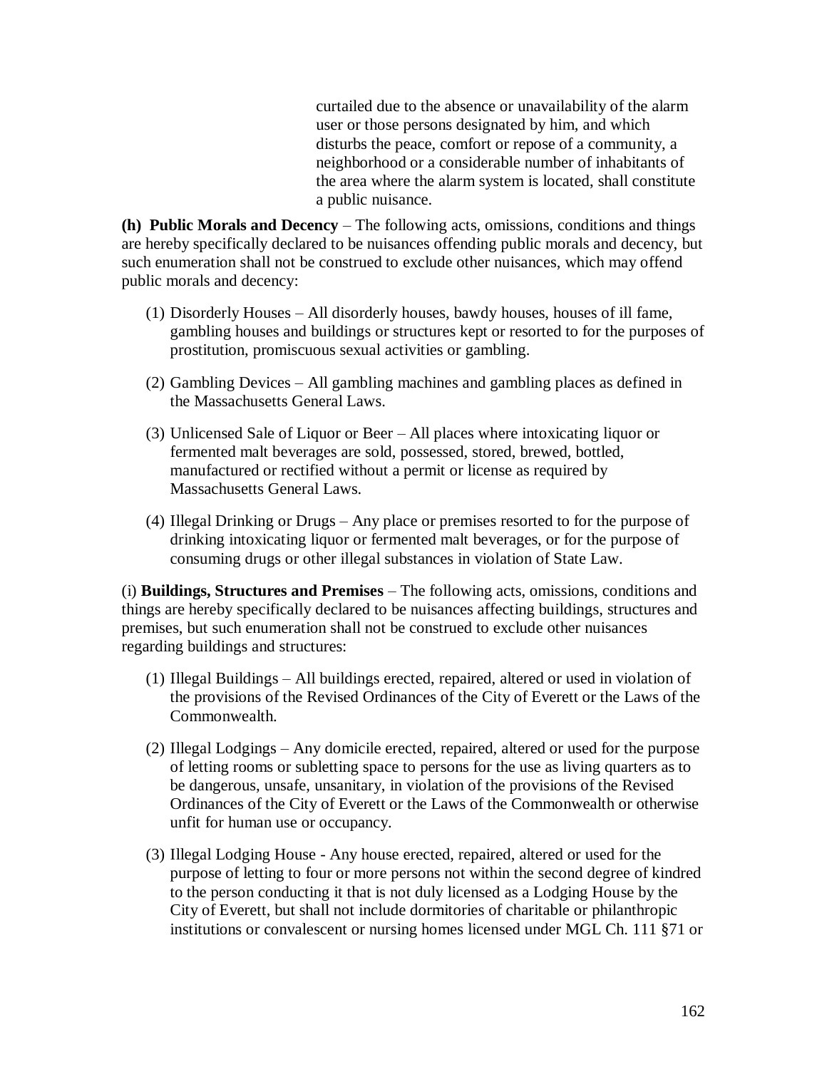curtailed due to the absence or unavailability of the alarm user or those persons designated by him, and which disturbs the peace, comfort or repose of a community, a neighborhood or a considerable number of inhabitants of the area where the alarm system is located, shall constitute a public nuisance.

**(h) Public Morals and Decency** – The following acts, omissions, conditions and things are hereby specifically declared to be nuisances offending public morals and decency, but such enumeration shall not be construed to exclude other nuisances, which may offend public morals and decency:

(1) Disorderly Houses – All disorderly houses, bawdy houses, houses of ill fame, gambling houses and buildings or structures kept or resorted to for the purposes of prostitution, promiscuous sexual activities or gambling.

(2) Gambling Devices – All gambling machines and gambling places as defined in the Massachusetts General Laws.

(3) Unlicensed Sale of Liquor or Beer – All places where intoxicating liquor or fermented malt beverages are sold, possessed, stored, brewed, bottled, manufactured or rectified without a permit or license as required by Massachusetts General Laws.

(4) Illegal Drinking or Drugs – Any place or premises resorted to for the purpose of drinking intoxicating liquor or fermented malt beverages, or for the purpose of consuming drugs or other illegal substances in violation of State Law.

(i) **Buildings, Structures and Premises** – The following acts, omissions, conditions and things are hereby specifically declared to be nuisances affecting buildings, structures and premises, but such enumeration shall not be construed to exclude other nuisances regarding buildings and structures:

(1) Illegal Buildings – All buildings erected, repaired, altered or used in violation of the provisions of the Revised Ordinances of the City of Everett or the Laws of the Commonwealth.

(2) Illegal Lodgings – Any domicile erected, repaired, altered or used for the purpose of letting rooms or subletting space to persons for the use as living quarters as to be dangerous, unsafe, unsanitary, in violation of the provisions of the Revised Ordinances of the City of Everett or the Laws of the Commonwealth or otherwise unfit for human use or occupancy.

(3) Illegal Lodging House - Any house erected, repaired, altered or used for the purpose of letting to four or more persons not within the second degree of kindred to the person conducting it that is not duly licensed as a Lodging House by the City of Everett, but shall not include dormitories of charitable or philanthropic institutions or convalescent or nursing homes licensed under MGL Ch. 111 §71 or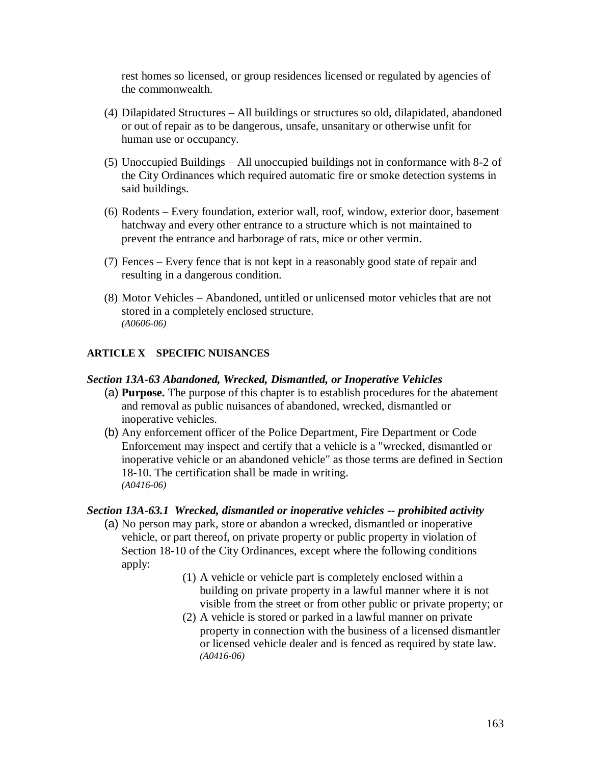rest homes so licensed, or group residences licensed or regulated by agencies of the commonwealth.

(4) Dilapidated Structures – All buildings or structures so old, dilapidated, abandoned or out of repair as to be dangerous, unsafe, unsanitary or otherwise unfit for human use or occupancy.

(5) Unoccupied Buildings – All unoccupied buildings not in conformance with 8-2 of the City Ordinances which required automatic fire or smoke detection systems in said buildings.

(6) Rodents – Every foundation, exterior wall, roof, window, exterior door, basement hatchway and every other entrance to a structure which is not maintained to prevent the entrance and harborage of rats, mice or other vermin.

(7) Fences – Every fence that is not kept in a reasonably good state of repair and resulting in a dangerous condition.

(8) Motor Vehicles – Abandoned, untitled or unlicensed motor vehicles that are not stored in a completely enclosed structure.
*(A0606-06)*

**ARTICLE X SPECIFIC NUISANCES**

***Section 13A-63 Abandoned, Wrecked, Dismantled, or Inoperative Vehicles***

(a) **Purpose.** The purpose of this chapter is to establish procedures for the abatement and removal as public nuisances of abandoned, wrecked, dismantled or inoperative vehicles.

(b) Any enforcement officer of the Police Department, Fire Department or Code Enforcement may inspect and certify that a vehicle is a "wrecked, dismantled or inoperative vehicle or an abandoned vehicle" as those terms are defined in Section 18-10. The certification shall be made in writing.
*(A0416-06)*

***Section 13A-63.1 Wrecked, dismantled or inoperative vehicles -- prohibited activity***

(a) No person may park, store or abandon a wrecked, dismantled or inoperative vehicle, or part thereof, on private property or public property in violation of Section 18-10 of the City Ordinances, except where the following conditions apply:

  (1) A vehicle or vehicle part is completely enclosed within a building on private property in a lawful manner where it is not visible from the street or from other public or private property; or

  (2) A vehicle is stored or parked in a lawful manner on private property in connection with the business of a licensed dismantler or licensed vehicle dealer and is fenced as required by state law.
  *(A0416-06)*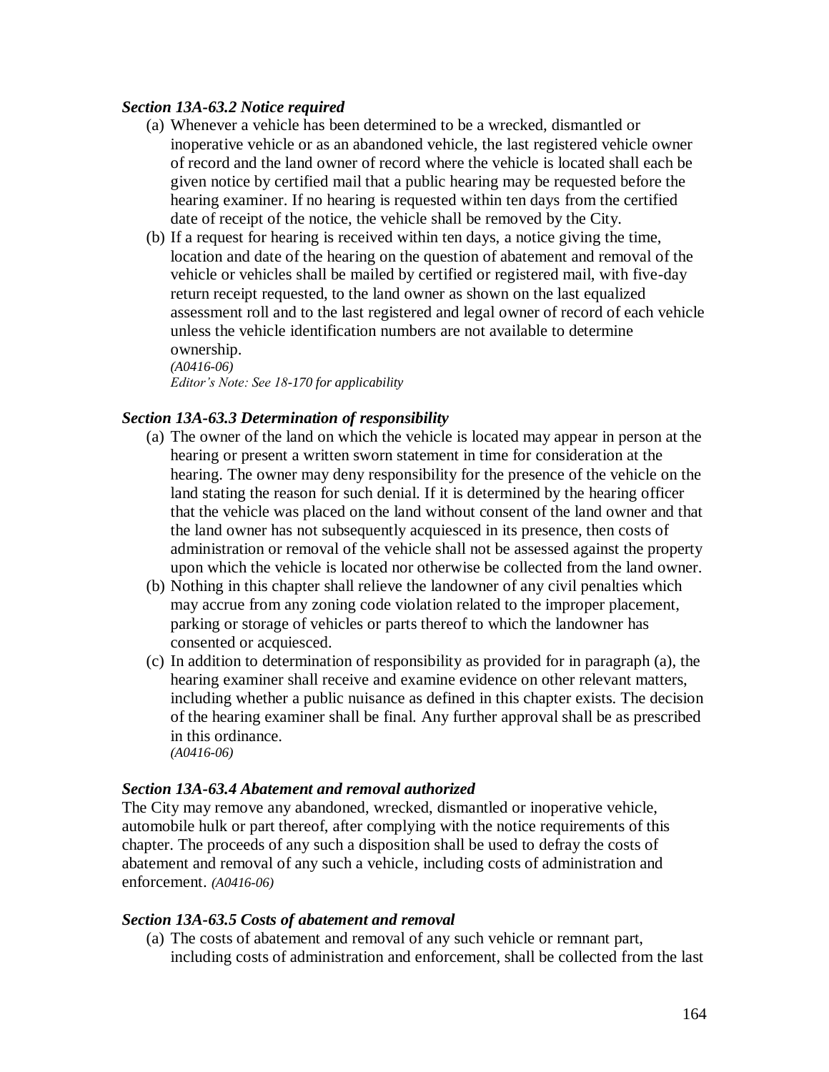### *Section 13A-63.2 Notice required*

(a) Whenever a vehicle has been determined to be a wrecked, dismantled or inoperative vehicle or as an abandoned vehicle, the last registered vehicle owner of record and the land owner of record where the vehicle is located shall each be given notice by certified mail that a public hearing may be requested before the hearing examiner. If no hearing is requested within ten days from the certified date of receipt of the notice, the vehicle shall be removed by the City.

(b) If a request for hearing is received within ten days, a notice giving the time, location and date of the hearing on the question of abatement and removal of the vehicle or vehicles shall be mailed by certified or registered mail, with five-day return receipt requested, to the land owner as shown on the last equalized assessment roll and to the last registered and legal owner of record of each vehicle unless the vehicle identification numbers are not available to determine ownership.
*(A0416-06)*
*Editor's Note: See 18-170 for applicability*

### *Section 13A-63.3 Determination of responsibility*

(a) The owner of the land on which the vehicle is located may appear in person at the hearing or present a written sworn statement in time for consideration at the hearing. The owner may deny responsibility for the presence of the vehicle on the land stating the reason for such denial. If it is determined by the hearing officer that the vehicle was placed on the land without consent of the land owner and that the land owner has not subsequently acquiesced in its presence, then costs of administration or removal of the vehicle shall not be assessed against the property upon which the vehicle is located nor otherwise be collected from the land owner.

(b) Nothing in this chapter shall relieve the landowner of any civil penalties which may accrue from any zoning code violation related to the improper placement, parking or storage of vehicles or parts thereof to which the landowner has consented or acquiesced.

(c) In addition to determination of responsibility as provided for in paragraph (a), the hearing examiner shall receive and examine evidence on other relevant matters, including whether a public nuisance as defined in this chapter exists. The decision of the hearing examiner shall be final. Any further approval shall be as prescribed in this ordinance.
*(A0416-06)*

### *Section 13A-63.4 Abatement and removal authorized*

The City may remove any abandoned, wrecked, dismantled or inoperative vehicle, automobile hulk or part thereof, after complying with the notice requirements of this chapter. The proceeds of any such a disposition shall be used to defray the costs of abatement and removal of any such a vehicle, including costs of administration and enforcement. *(A0416-06)*

### *Section 13A-63.5 Costs of abatement and removal*

(a) The costs of abatement and removal of any such vehicle or remnant part, including costs of administration and enforcement, shall be collected from the last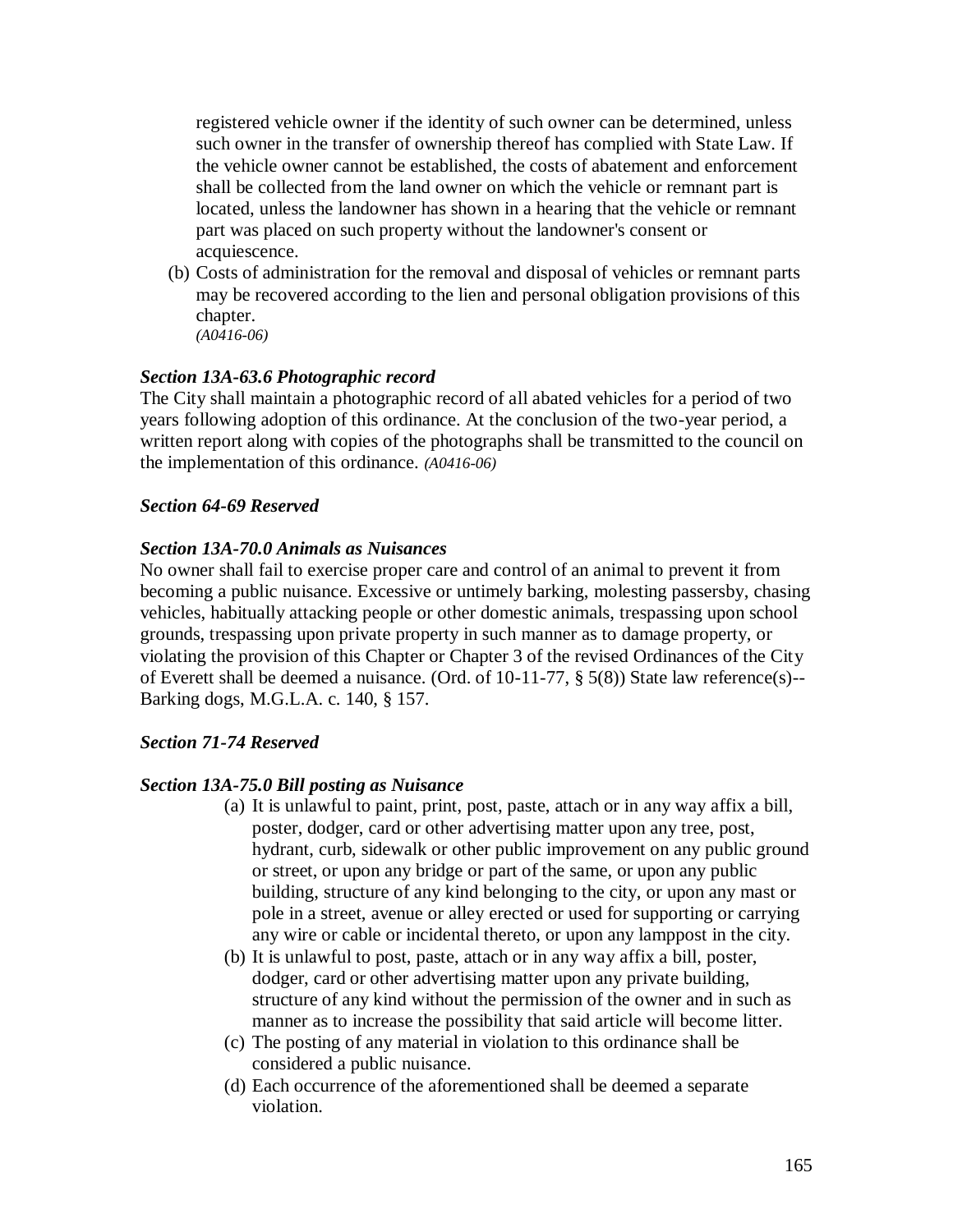registered vehicle owner if the identity of such owner can be determined, unless such owner in the transfer of ownership thereof has complied with State Law. If the vehicle owner cannot be established, the costs of abatement and enforcement shall be collected from the land owner on which the vehicle or remnant part is located, unless the landowner has shown in a hearing that the vehicle or remnant part was placed on such property without the landowner's consent or acquiescence.

(b) Costs of administration for the removal and disposal of vehicles or remnant parts may be recovered according to the lien and personal obligation provisions of this chapter.
*(A0416-06)*

***Section 13A-63.6 Photographic record***

The City shall maintain a photographic record of all abated vehicles for a period of two years following adoption of this ordinance. At the conclusion of the two-year period, a written report along with copies of the photographs shall be transmitted to the council on the implementation of this ordinance. *(A0416-06)*

***Section 64-69 Reserved***

***Section 13A-70.0 Animals as Nuisances***

No owner shall fail to exercise proper care and control of an animal to prevent it from becoming a public nuisance. Excessive or untimely barking, molesting passersby, chasing vehicles, habitually attacking people or other domestic animals, trespassing upon school grounds, trespassing upon private property in such manner as to damage property, or violating the provision of this Chapter or Chapter 3 of the revised Ordinances of the City of Everett shall be deemed a nuisance. (Ord. of 10-11-77, § 5(8)) State law reference(s)--Barking dogs, M.G.L.A. c. 140, § 157.

***Section 71-74 Reserved***

***Section 13A-75.0 Bill posting as Nuisance***

(a) It is unlawful to paint, print, post, paste, attach or in any way affix a bill, poster, dodger, card or other advertising matter upon any tree, post, hydrant, curb, sidewalk or other public improvement on any public ground or street, or upon any bridge or part of the same, or upon any public building, structure of any kind belonging to the city, or upon any mast or pole in a street, avenue or alley erected or used for supporting or carrying any wire or cable or incidental thereto, or upon any lamppost in the city.

(b) It is unlawful to post, paste, attach or in any way affix a bill, poster, dodger, card or other advertising matter upon any private building, structure of any kind without the permission of the owner and in such as manner as to increase the possibility that said article will become litter.

(c) The posting of any material in violation to this ordinance shall be considered a public nuisance.

(d) Each occurrence of the aforementioned shall be deemed a separate violation.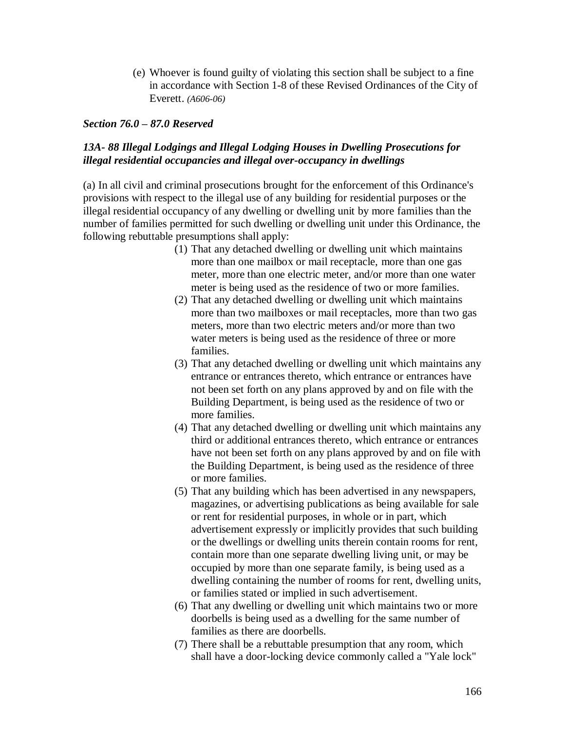(e) Whoever is found guilty of violating this section shall be subject to a fine in accordance with Section 1-8 of these Revised Ordinances of the City of Everett. *(A606-06)*

***Section 76.0 – 87.0 Reserved***

***13A- 88 Illegal Lodgings and Illegal Lodging Houses in Dwelling Prosecutions for illegal residential occupancies and illegal over-occupancy in dwellings***

(a) In all civil and criminal prosecutions brought for the enforcement of this Ordinance's provisions with respect to the illegal use of any building for residential purposes or the illegal residential occupancy of any dwelling or dwelling unit by more families than the number of families permitted for such dwelling or dwelling unit under this Ordinance, the following rebuttable presumptions shall apply:

(1) That any detached dwelling or dwelling unit which maintains more than one mailbox or mail receptacle, more than one gas meter, more than one electric meter, and/or more than one water meter is being used as the residence of two or more families.

(2) That any detached dwelling or dwelling unit which maintains more than two mailboxes or mail receptacles, more than two gas meters, more than two electric meters and/or more than two water meters is being used as the residence of three or more families.

(3) That any detached dwelling or dwelling unit which maintains any entrance or entrances thereto, which entrance or entrances have not been set forth on any plans approved by and on file with the Building Department, is being used as the residence of two or more families.

(4) That any detached dwelling or dwelling unit which maintains any third or additional entrances thereto, which entrance or entrances have not been set forth on any plans approved by and on file with the Building Department, is being used as the residence of three or more families.

(5) That any building which has been advertised in any newspapers, magazines, or advertising publications as being available for sale or rent for residential purposes, in whole or in part, which advertisement expressly or implicitly provides that such building or the dwellings or dwelling units therein contain rooms for rent, contain more than one separate dwelling living unit, or may be occupied by more than one separate family, is being used as a dwelling containing the number of rooms for rent, dwelling units, or families stated or implied in such advertisement.

(6) That any dwelling or dwelling unit which maintains two or more doorbells is being used as a dwelling for the same number of families as there are doorbells.

(7) There shall be a rebuttable presumption that any room, which shall have a door-locking device commonly called a "Yale lock"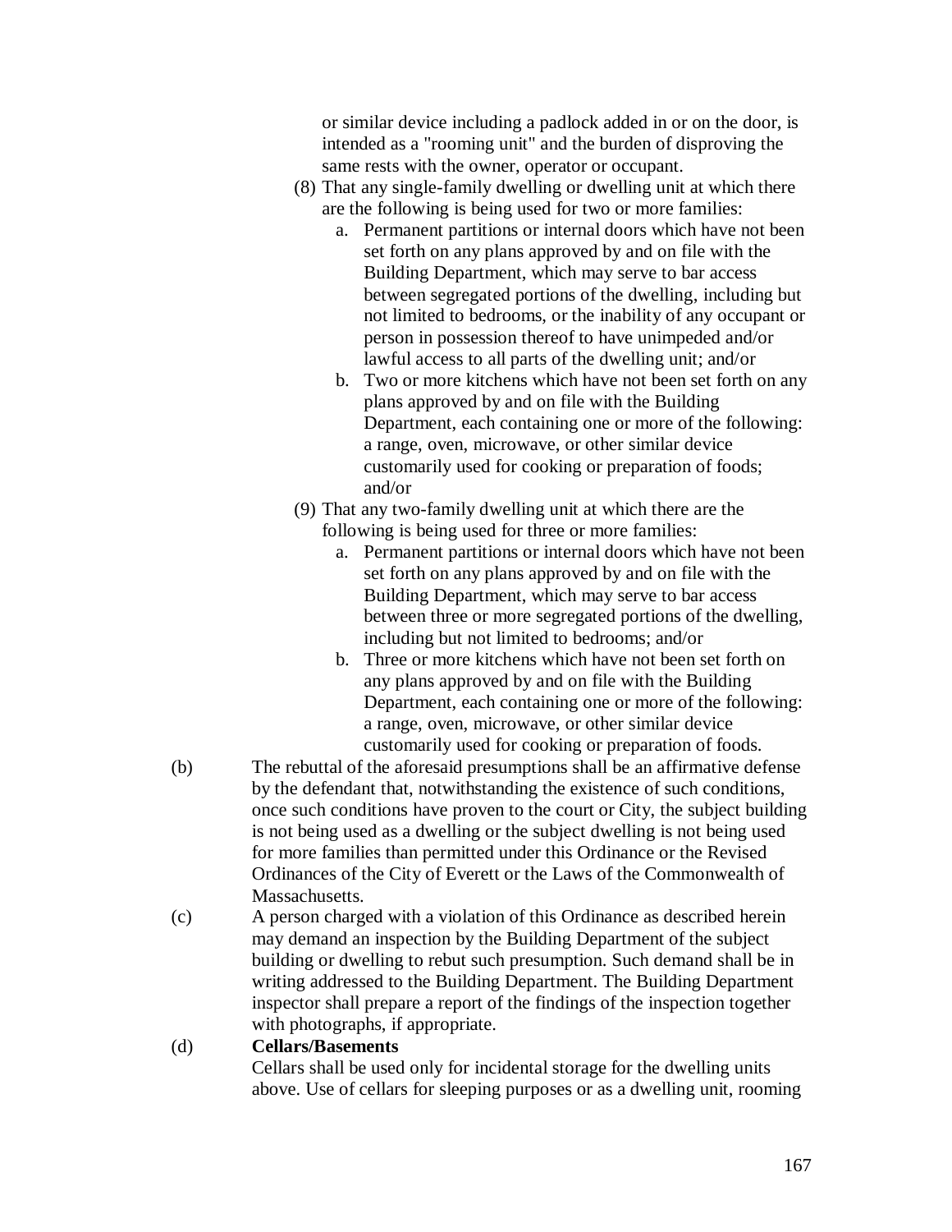or similar device including a padlock added in or on the door, is intended as a "rooming unit" and the burden of disproving the same rests with the owner, operator or occupant.

(8) That any single-family dwelling or dwelling unit at which there are the following is being used for two or more families:

   a. Permanent partitions or internal doors which have not been set forth on any plans approved by and on file with the Building Department, which may serve to bar access between segregated portions of the dwelling, including but not limited to bedrooms, or the inability of any occupant or person in possession thereof to have unimpeded and/or lawful access to all parts of the dwelling unit; and/or

   b. Two or more kitchens which have not been set forth on any plans approved by and on file with the Building Department, each containing one or more of the following: a range, oven, microwave, or other similar device customarily used for cooking or preparation of foods; and/or

(9) That any two-family dwelling unit at which there are the following is being used for three or more families:

   a. Permanent partitions or internal doors which have not been set forth on any plans approved by and on file with the Building Department, which may serve to bar access between three or more segregated portions of the dwelling, including but not limited to bedrooms; and/or

   b. Three or more kitchens which have not been set forth on any plans approved by and on file with the Building Department, each containing one or more of the following: a range, oven, microwave, or other similar device customarily used for cooking or preparation of foods.

(b) The rebuttal of the aforesaid presumptions shall be an affirmative defense by the defendant that, notwithstanding the existence of such conditions, once such conditions have proven to the court or City, the subject building is not being used as a dwelling or the subject dwelling is not being used for more families than permitted under this Ordinance or the Revised Ordinances of the City of Everett or the Laws of the Commonwealth of Massachusetts.

(c) A person charged with a violation of this Ordinance as described herein may demand an inspection by the Building Department of the subject building or dwelling to rebut such presumption. Such demand shall be in writing addressed to the Building Department. The Building Department inspector shall prepare a report of the findings of the inspection together with photographs, if appropriate.

(d) **Cellars/Basements**

Cellars shall be used only for incidental storage for the dwelling units above. Use of cellars for sleeping purposes or as a dwelling unit, rooming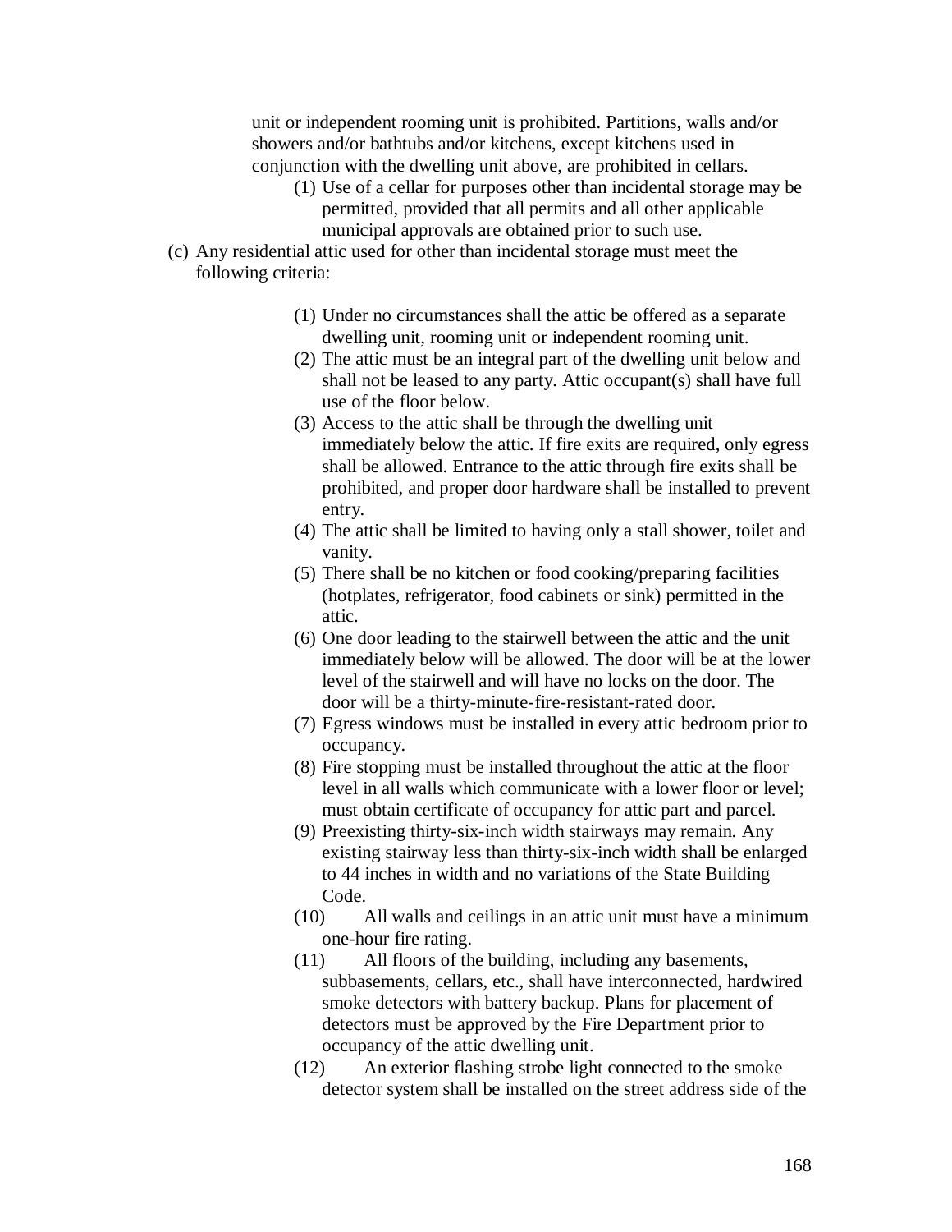unit or independent rooming unit is prohibited. Partitions, walls and/or showers and/or bathtubs and/or kitchens, except kitchens used in conjunction with the dwelling unit above, are prohibited in cellars.

(1) Use of a cellar for purposes other than incidental storage may be permitted, provided that all permits and all other applicable municipal approvals are obtained prior to such use.

(c) Any residential attic used for other than incidental storage must meet the following criteria:

(1) Under no circumstances shall the attic be offered as a separate dwelling unit, rooming unit or independent rooming unit.

(2) The attic must be an integral part of the dwelling unit below and shall not be leased to any party. Attic occupant(s) shall have full use of the floor below.

(3) Access to the attic shall be through the dwelling unit immediately below the attic. If fire exits are required, only egress shall be allowed. Entrance to the attic through fire exits shall be prohibited, and proper door hardware shall be installed to prevent entry.

(4) The attic shall be limited to having only a stall shower, toilet and vanity.

(5) There shall be no kitchen or food cooking/preparing facilities (hotplates, refrigerator, food cabinets or sink) permitted in the attic.

(6) One door leading to the stairwell between the attic and the unit immediately below will be allowed. The door will be at the lower level of the stairwell and will have no locks on the door. The door will be a thirty-minute-fire-resistant-rated door.

(7) Egress windows must be installed in every attic bedroom prior to occupancy.

(8) Fire stopping must be installed throughout the attic at the floor level in all walls which communicate with a lower floor or level; must obtain certificate of occupancy for attic part and parcel.

(9) Preexisting thirty-six-inch width stairways may remain. Any existing stairway less than thirty-six-inch width shall be enlarged to 44 inches in width and no variations of the State Building Code.

(10) All walls and ceilings in an attic unit must have a minimum one-hour fire rating.

(11) All floors of the building, including any basements, subbasements, cellars, etc., shall have interconnected, hardwired smoke detectors with battery backup. Plans for placement of detectors must be approved by the Fire Department prior to occupancy of the attic dwelling unit.

(12) An exterior flashing strobe light connected to the smoke detector system shall be installed on the street address side of the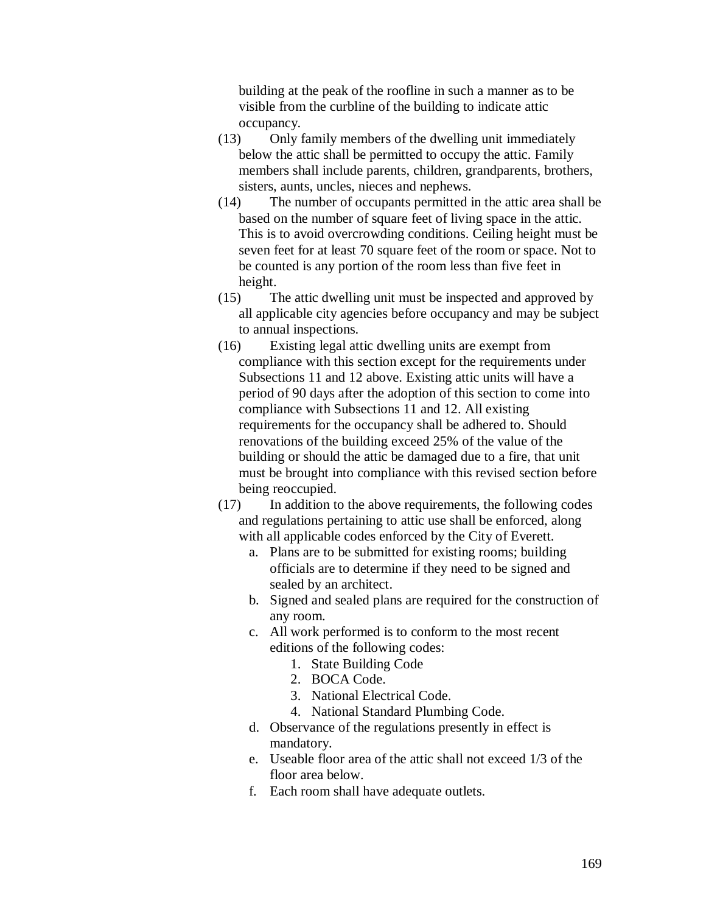building at the peak of the roofline in such a manner as to be visible from the curbline of the building to indicate attic occupancy.

(13) Only family members of the dwelling unit immediately below the attic shall be permitted to occupy the attic. Family members shall include parents, children, grandparents, brothers, sisters, aunts, uncles, nieces and nephews.

(14) The number of occupants permitted in the attic area shall be based on the number of square feet of living space in the attic. This is to avoid overcrowding conditions. Ceiling height must be seven feet for at least 70 square feet of the room or space. Not to be counted is any portion of the room less than five feet in height.

(15) The attic dwelling unit must be inspected and approved by all applicable city agencies before occupancy and may be subject to annual inspections.

(16) Existing legal attic dwelling units are exempt from compliance with this section except for the requirements under Subsections 11 and 12 above. Existing attic units will have a period of 90 days after the adoption of this section to come into compliance with Subsections 11 and 12. All existing requirements for the occupancy shall be adhered to. Should renovations of the building exceed 25% of the value of the building or should the attic be damaged due to a fire, that unit must be brought into compliance with this revised section before being reoccupied.

(17) In addition to the above requirements, the following codes and regulations pertaining to attic use shall be enforced, along with all applicable codes enforced by the City of Everett.

   a. Plans are to be submitted for existing rooms; building officials are to determine if they need to be signed and sealed by an architect.
   b. Signed and sealed plans are required for the construction of any room.
   c. All work performed is to conform to the most recent editions of the following codes:
      1. State Building Code
      2. BOCA Code.
      3. National Electrical Code.
      4. National Standard Plumbing Code.
   d. Observance of the regulations presently in effect is mandatory.
   e. Useable floor area of the attic shall not exceed 1/3 of the floor area below.
   f. Each room shall have adequate outlets.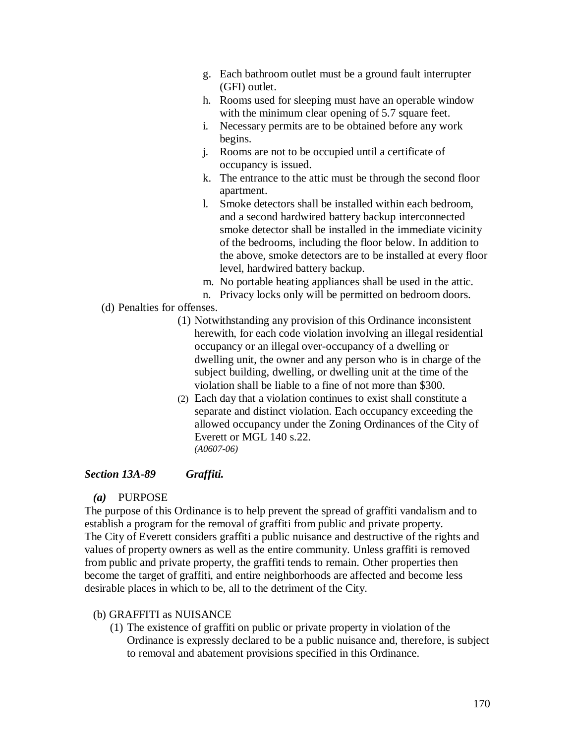g. Each bathroom outlet must be a ground fault interrupter (GFI) outlet.
h. Rooms used for sleeping must have an operable window with the minimum clear opening of 5.7 square feet.
i. Necessary permits are to be obtained before any work begins.
j. Rooms are not to be occupied until a certificate of occupancy is issued.
k. The entrance to the attic must be through the second floor apartment.
l. Smoke detectors shall be installed within each bedroom, and a second hardwired battery backup interconnected smoke detector shall be installed in the immediate vicinity of the bedrooms, including the floor below. In addition to the above, smoke detectors are to be installed at every floor level, hardwired battery backup.
m. No portable heating appliances shall be used in the attic.
n. Privacy locks only will be permitted on bedroom doors.

(d) Penalties for offenses.

(1) Notwithstanding any provision of this Ordinance inconsistent herewith, for each code violation involving an illegal residential occupancy or an illegal over-occupancy of a dwelling or dwelling unit, the owner and any person who is in charge of the subject building, dwelling, or dwelling unit at the time of the violation shall be liable to a fine of not more than $300.

(2) Each day that a violation continues to exist shall constitute a separate and distinct violation. Each occupancy exceeding the allowed occupancy under the Zoning Ordinances of the City of Everett or MGL 140 s.22.
*(A0607-06)*

### ***Section 13A-89 Graffiti.***

***(a)*** PURPOSE

The purpose of this Ordinance is to help prevent the spread of graffiti vandalism and to establish a program for the removal of graffiti from public and private property.
The City of Everett considers graffiti a public nuisance and destructive of the rights and values of property owners as well as the entire community. Unless graffiti is removed from public and private property, the graffiti tends to remain. Other properties then become the target of graffiti, and entire neighborhoods are affected and become less desirable places in which to be, all to the detriment of the City.

(b) GRAFFITI as NUISANCE

(1) The existence of graffiti on public or private property in violation of the Ordinance is expressly declared to be a public nuisance and, therefore, is subject to removal and abatement provisions specified in this Ordinance.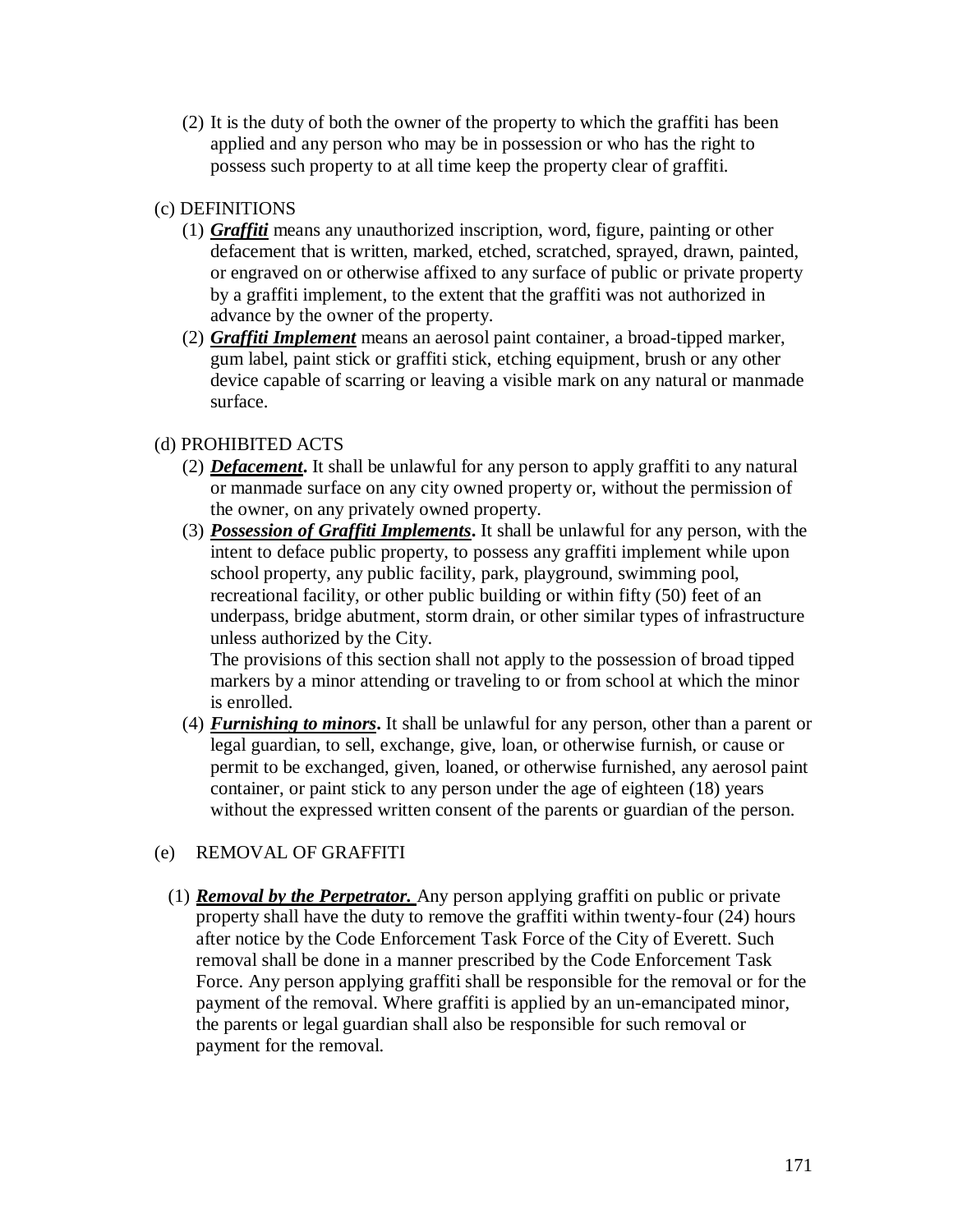(2) It is the duty of both the owner of the property to which the graffiti has been applied and any person who may be in possession or who has the right to possess such property to at all time keep the property clear of graffiti.

(c) DEFINITIONS

(1) ***Graffiti*** means any unauthorized inscription, word, figure, painting or other defacement that is written, marked, etched, scratched, sprayed, drawn, painted, or engraved on or otherwise affixed to any surface of public or private property by a graffiti implement, to the extent that the graffiti was not authorized in advance by the owner of the property.

(2) ***Graffiti Implement*** means an aerosol paint container, a broad-tipped marker, gum label, paint stick or graffiti stick, etching equipment, brush or any other device capable of scarring or leaving a visible mark on any natural or manmade surface.

(d) PROHIBITED ACTS

(2) ***Defacement*****.** It shall be unlawful for any person to apply graffiti to any natural or manmade surface on any city owned property or, without the permission of the owner, on any privately owned property.

(3) ***Possession of Graffiti Implements*****.** It shall be unlawful for any person, with the intent to deface public property, to possess any graffiti implement while upon school property, any public facility, park, playground, swimming pool, recreational facility, or other public building or within fifty (50) feet of an underpass, bridge abutment, storm drain, or other similar types of infrastructure unless authorized by the City.
The provisions of this section shall not apply to the possession of broad tipped markers by a minor attending or traveling to or from school at which the minor is enrolled.

(4) ***Furnishing to minors*****.** It shall be unlawful for any person, other than a parent or legal guardian, to sell, exchange, give, loan, or otherwise furnish, or cause or permit to be exchanged, given, loaned, or otherwise furnished, any aerosol paint container, or paint stick to any person under the age of eighteen (18) years without the expressed written consent of the parents or guardian of the person.

(e) REMOVAL OF GRAFFITI

(1) ***Removal by the Perpetrator.*** Any person applying graffiti on public or private property shall have the duty to remove the graffiti within twenty-four (24) hours after notice by the Code Enforcement Task Force of the City of Everett. Such removal shall be done in a manner prescribed by the Code Enforcement Task Force. Any person applying graffiti shall be responsible for the removal or for the payment of the removal. Where graffiti is applied by an un-emancipated minor, the parents or legal guardian shall also be responsible for such removal or payment for the removal.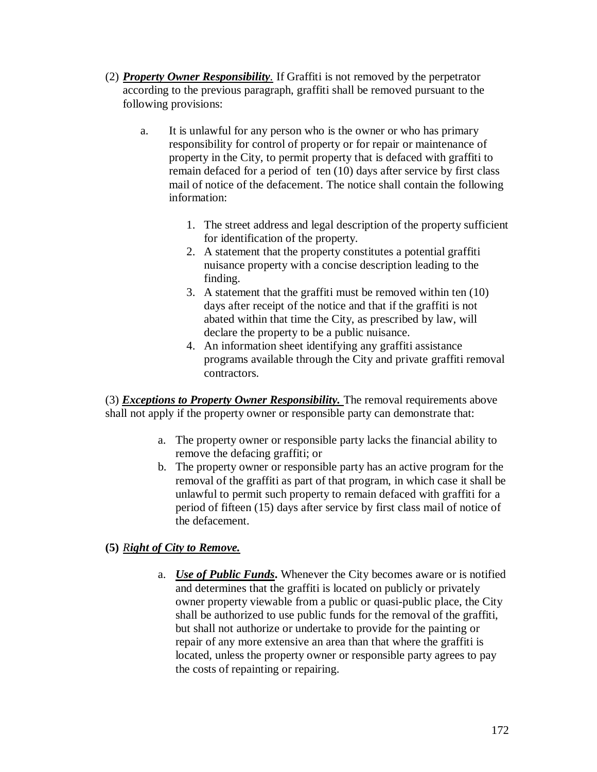(2) ***Property Owner Responsibility***. If Graffiti is not removed by the perpetrator according to the previous paragraph, graffiti shall be removed pursuant to the following provisions:

a. It is unlawful for any person who is the owner or who has primary responsibility for control of property or for repair or maintenance of property in the City, to permit property that is defaced with graffiti to remain defaced for a period of ten (10) days after service by first class mail of notice of the defacement. The notice shall contain the following information:

    1. The street address and legal description of the property sufficient for identification of the property.
    2. A statement that the property constitutes a potential graffiti nuisance property with a concise description leading to the finding.
    3. A statement that the graffiti must be removed within ten (10) days after receipt of the notice and that if the graffiti is not abated within that time the City, as prescribed by law, will declare the property to be a public nuisance.
    4. An information sheet identifying any graffiti assistance programs available through the City and private graffiti removal contractors.

(3) ***Exceptions to Property Owner Responsibility.*** The removal requirements above shall not apply if the property owner or responsible party can demonstrate that:

a. The property owner or responsible party lacks the financial ability to remove the defacing graffiti; or
b. The property owner or responsible party has an active program for the removal of the graffiti as part of that program, in which case it shall be unlawful to permit such property to remain defaced with graffiti for a period of fifteen (15) days after service by first class mail of notice of the defacement.

**(5)** ***Right of City to Remove.***

a. ***Use of Public Funds*.** Whenever the City becomes aware or is notified and determines that the graffiti is located on publicly or privately owner property viewable from a public or quasi-public place, the City shall be authorized to use public funds for the removal of the graffiti, but shall not authorize or undertake to provide for the painting or repair of any more extensive an area than that where the graffiti is located, unless the property owner or responsible party agrees to pay the costs of repainting or repairing.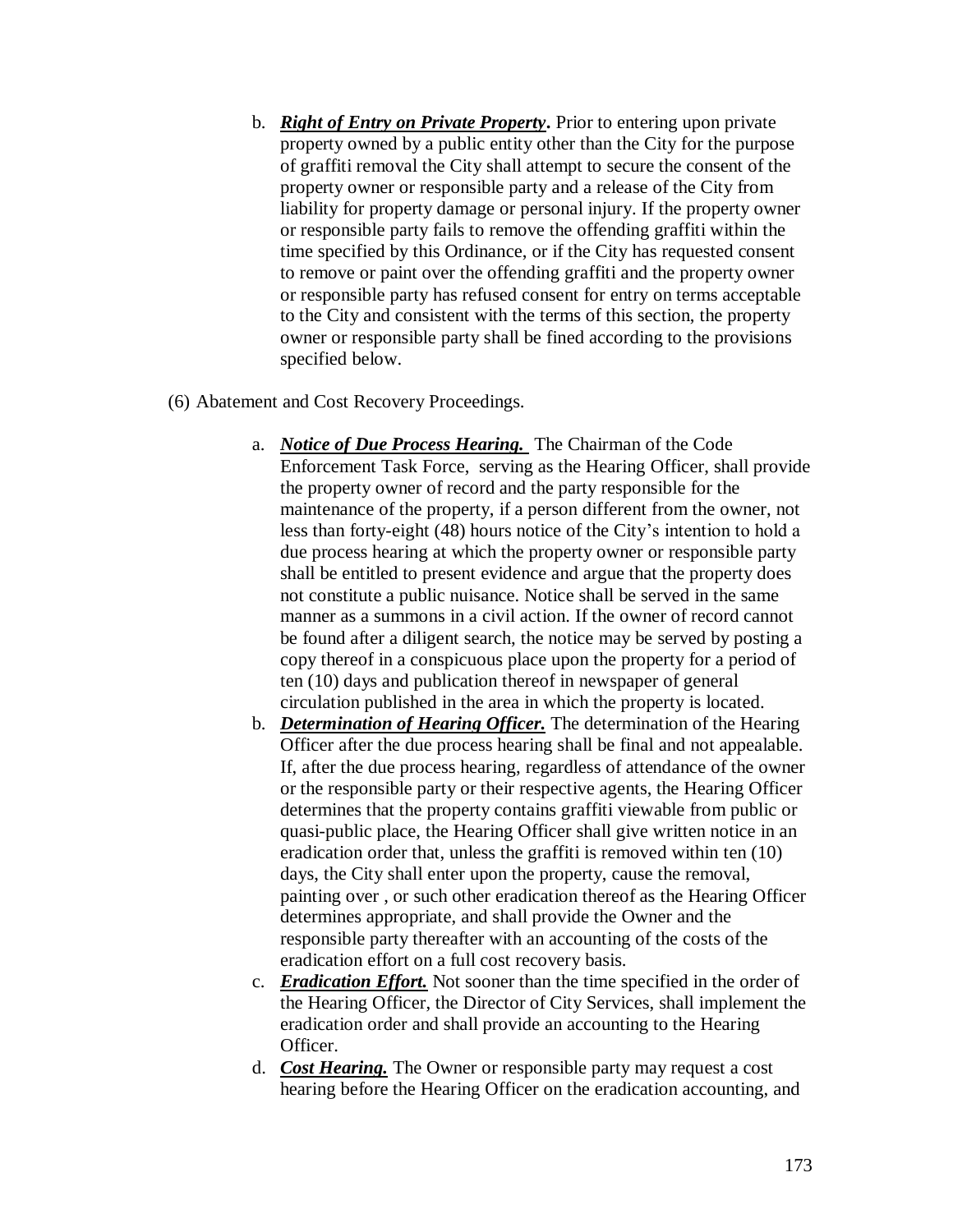b. ***Right of Entry on Private Property*.** Prior to entering upon private property owned by a public entity other than the City for the purpose of graffiti removal the City shall attempt to secure the consent of the property owner or responsible party and a release of the City from liability for property damage or personal injury. If the property owner or responsible party fails to remove the offending graffiti within the time specified by this Ordinance, or if the City has requested consent to remove or paint over the offending graffiti and the property owner or responsible party has refused consent for entry on terms acceptable to the City and consistent with the terms of this section, the property owner or responsible party shall be fined according to the provisions specified below.

(6) Abatement and Cost Recovery Proceedings.

a. ***Notice of Due Process Hearing.*** The Chairman of the Code Enforcement Task Force, serving as the Hearing Officer, shall provide the property owner of record and the party responsible for the maintenance of the property, if a person different from the owner, not less than forty-eight (48) hours notice of the City's intention to hold a due process hearing at which the property owner or responsible party shall be entitled to present evidence and argue that the property does not constitute a public nuisance. Notice shall be served in the same manner as a summons in a civil action. If the owner of record cannot be found after a diligent search, the notice may be served by posting a copy thereof in a conspicuous place upon the property for a period of ten (10) days and publication thereof in newspaper of general circulation published in the area in which the property is located.

b. ***Determination of Hearing Officer.*** The determination of the Hearing Officer after the due process hearing shall be final and not appealable. If, after the due process hearing, regardless of attendance of the owner or the responsible party or their respective agents, the Hearing Officer determines that the property contains graffiti viewable from public or quasi-public place, the Hearing Officer shall give written notice in an eradication order that, unless the graffiti is removed within ten (10) days, the City shall enter upon the property, cause the removal, painting over , or such other eradication thereof as the Hearing Officer determines appropriate, and shall provide the Owner and the responsible party thereafter with an accounting of the costs of the eradication effort on a full cost recovery basis.

c. ***Eradication Effort.*** Not sooner than the time specified in the order of the Hearing Officer, the Director of City Services, shall implement the eradication order and shall provide an accounting to the Hearing Officer.

d. ***Cost Hearing.*** The Owner or responsible party may request a cost hearing before the Hearing Officer on the eradication accounting, and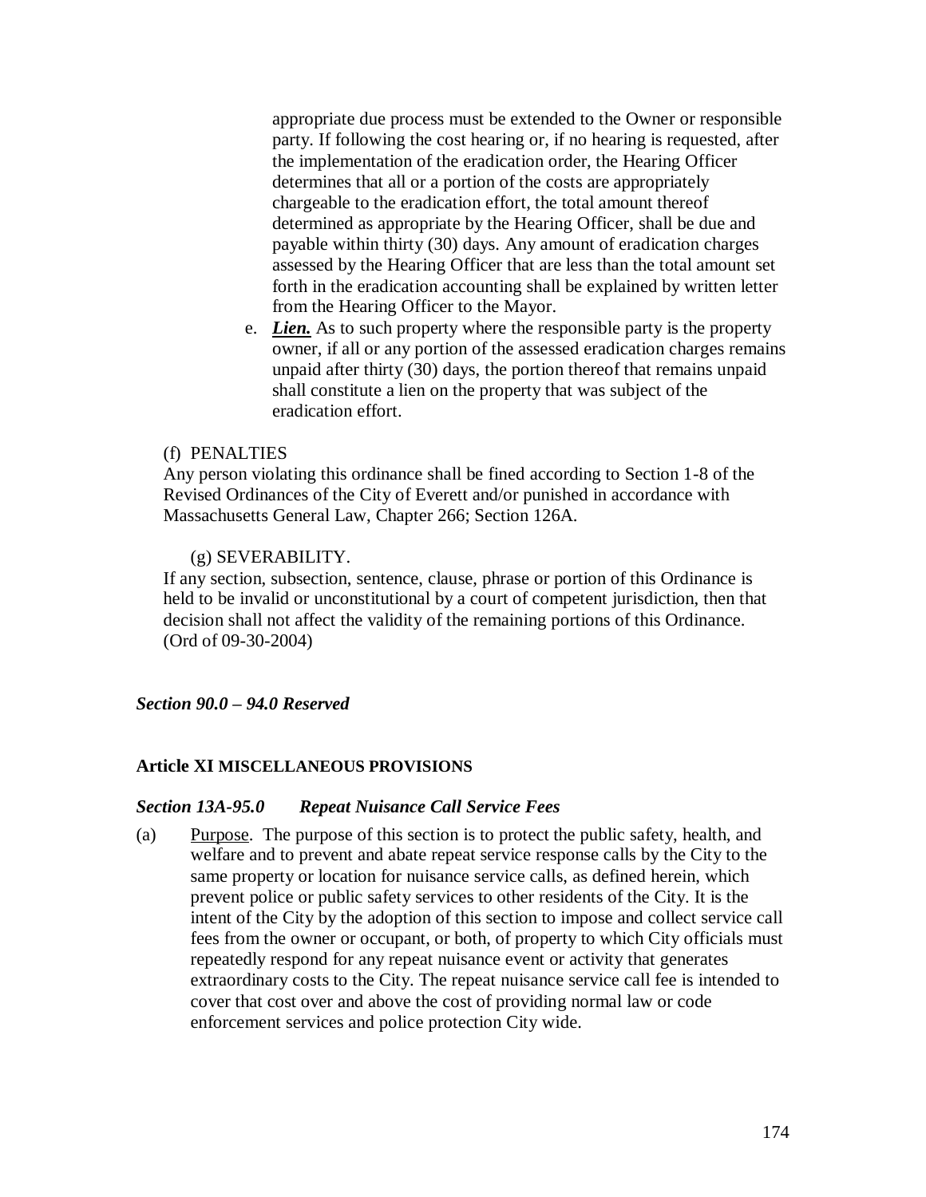appropriate due process must be extended to the Owner or responsible party. If following the cost hearing or, if no hearing is requested, after the implementation of the eradication order, the Hearing Officer determines that all or a portion of the costs are appropriately chargeable to the eradication effort, the total amount thereof determined as appropriate by the Hearing Officer, shall be due and payable within thirty (30) days. Any amount of eradication charges assessed by the Hearing Officer that are less than the total amount set forth in the eradication accounting shall be explained by written letter from the Hearing Officer to the Mayor.

e. ***Lien.*** As to such property where the responsible party is the property owner, if all or any portion of the assessed eradication charges remains unpaid after thirty (30) days, the portion thereof that remains unpaid shall constitute a lien on the property that was subject of the eradication effort.

(f) PENALTIES

Any person violating this ordinance shall be fined according to Section 1-8 of the Revised Ordinances of the City of Everett and/or punished in accordance with Massachusetts General Law, Chapter 266; Section 126A.

(g) SEVERABILITY.

If any section, subsection, sentence, clause, phrase or portion of this Ordinance is held to be invalid or unconstitutional by a court of competent jurisdiction, then that decision shall not affect the validity of the remaining portions of this Ordinance. (Ord of 09-30-2004)

***Section 90.0 – 94.0 Reserved***

**Article XI MISCELLANEOUS PROVISIONS**

***Section 13A-95.0 Repeat Nuisance Call Service Fees***

(a) Purpose. The purpose of this section is to protect the public safety, health, and welfare and to prevent and abate repeat service response calls by the City to the same property or location for nuisance service calls, as defined herein, which prevent police or public safety services to other residents of the City. It is the intent of the City by the adoption of this section to impose and collect service call fees from the owner or occupant, or both, of property to which City officials must repeatedly respond for any repeat nuisance event or activity that generates extraordinary costs to the City. The repeat nuisance service call fee is intended to cover that cost over and above the cost of providing normal law or code enforcement services and police protection City wide.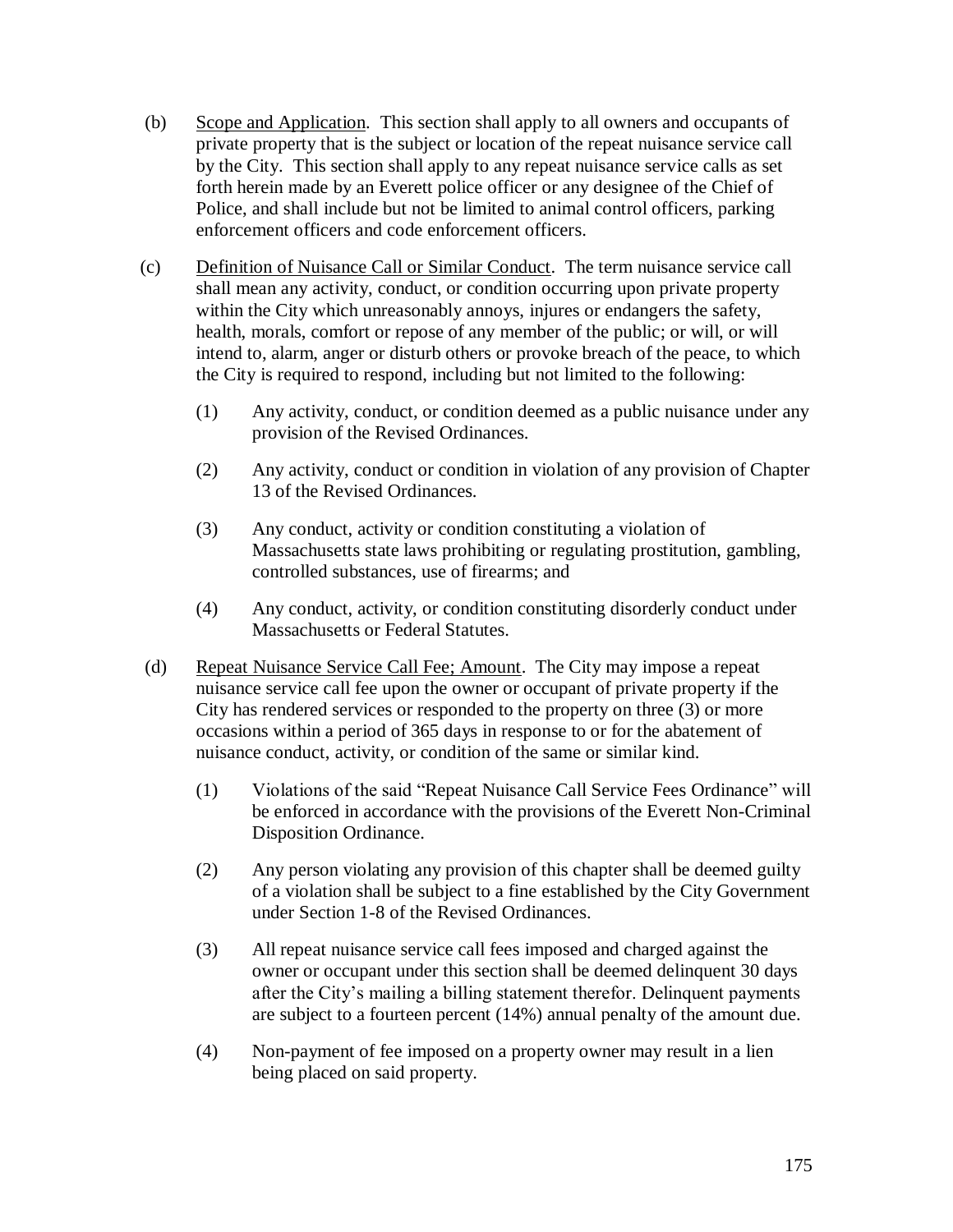(b) <u>Scope and Application</u>. This section shall apply to all owners and occupants of private property that is the subject or location of the repeat nuisance service call by the City. This section shall apply to any repeat nuisance service calls as set forth herein made by an Everett police officer or any designee of the Chief of Police, and shall include but not be limited to animal control officers, parking enforcement officers and code enforcement officers.

(c) <u>Definition of Nuisance Call or Similar Conduct</u>. The term nuisance service call shall mean any activity, conduct, or condition occurring upon private property within the City which unreasonably annoys, injures or endangers the safety, health, morals, comfort or repose of any member of the public; or will, or will intend to, alarm, anger or disturb others or provoke breach of the peace, to which the City is required to respond, including but not limited to the following:

> (1) Any activity, conduct, or condition deemed as a public nuisance under any provision of the Revised Ordinances.
>
> (2) Any activity, conduct or condition in violation of any provision of Chapter 13 of the Revised Ordinances.
>
> (3) Any conduct, activity or condition constituting a violation of Massachusetts state laws prohibiting or regulating prostitution, gambling, controlled substances, use of firearms; and
>
> (4) Any conduct, activity, or condition constituting disorderly conduct under Massachusetts or Federal Statutes.

(d) <u>Repeat Nuisance Service Call Fee; Amount</u>. The City may impose a repeat nuisance service call fee upon the owner or occupant of private property if the City has rendered services or responded to the property on three (3) or more occasions within a period of 365 days in response to or for the abatement of nuisance conduct, activity, or condition of the same or similar kind.

> (1) Violations of the said "Repeat Nuisance Call Service Fees Ordinance" will be enforced in accordance with the provisions of the Everett Non-Criminal Disposition Ordinance.
>
> (2) Any person violating any provision of this chapter shall be deemed guilty of a violation shall be subject to a fine established by the City Government under Section 1-8 of the Revised Ordinances.
>
> (3) All repeat nuisance service call fees imposed and charged against the owner or occupant under this section shall be deemed delinquent 30 days after the City's mailing a billing statement therefor. Delinquent payments are subject to a fourteen percent (14%) annual penalty of the amount due.
>
> (4) Non-payment of fee imposed on a property owner may result in a lien being placed on said property.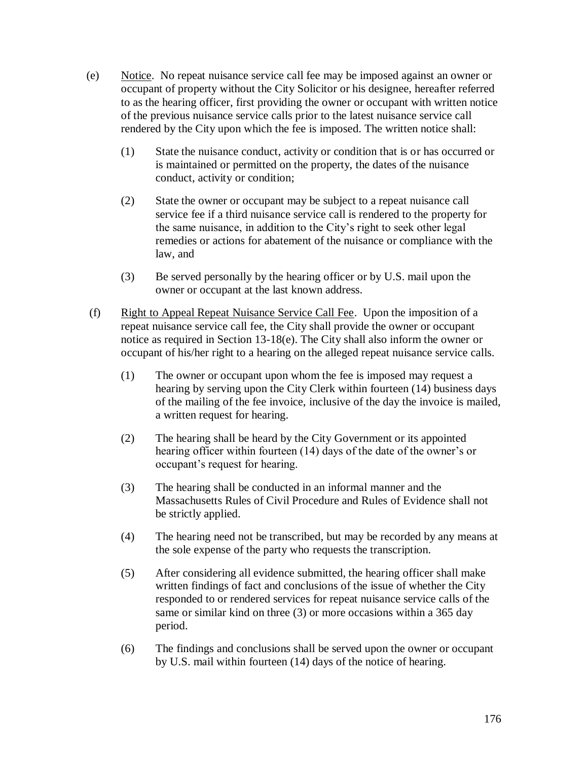(e) Notice. No repeat nuisance service call fee may be imposed against an owner or occupant of property without the City Solicitor or his designee, hereafter referred to as the hearing officer, first providing the owner or occupant with written notice of the previous nuisance service calls prior to the latest nuisance service call rendered by the City upon which the fee is imposed. The written notice shall:

(1) State the nuisance conduct, activity or condition that is or has occurred or is maintained or permitted on the property, the dates of the nuisance conduct, activity or condition;

(2) State the owner or occupant may be subject to a repeat nuisance call service fee if a third nuisance service call is rendered to the property for the same nuisance, in addition to the City's right to seek other legal remedies or actions for abatement of the nuisance or compliance with the law, and

(3) Be served personally by the hearing officer or by U.S. mail upon the owner or occupant at the last known address.

(f) Right to Appeal Repeat Nuisance Service Call Fee. Upon the imposition of a repeat nuisance service call fee, the City shall provide the owner or occupant notice as required in Section 13-18(e). The City shall also inform the owner or occupant of his/her right to a hearing on the alleged repeat nuisance service calls.

(1) The owner or occupant upon whom the fee is imposed may request a hearing by serving upon the City Clerk within fourteen (14) business days of the mailing of the fee invoice, inclusive of the day the invoice is mailed, a written request for hearing.

(2) The hearing shall be heard by the City Government or its appointed hearing officer within fourteen (14) days of the date of the owner's or occupant's request for hearing.

(3) The hearing shall be conducted in an informal manner and the Massachusetts Rules of Civil Procedure and Rules of Evidence shall not be strictly applied.

(4) The hearing need not be transcribed, but may be recorded by any means at the sole expense of the party who requests the transcription.

(5) After considering all evidence submitted, the hearing officer shall make written findings of fact and conclusions of the issue of whether the City responded to or rendered services for repeat nuisance service calls of the same or similar kind on three (3) or more occasions within a 365 day period.

(6) The findings and conclusions shall be served upon the owner or occupant by U.S. mail within fourteen (14) days of the notice of hearing.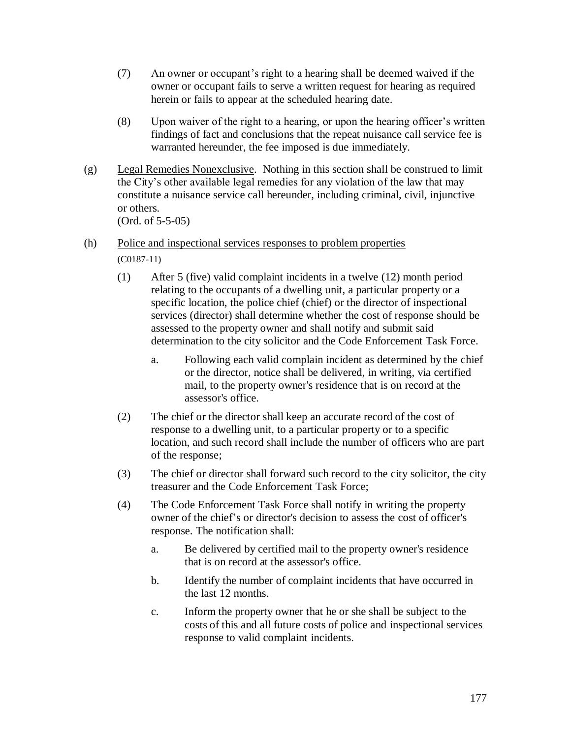(7) An owner or occupant's right to a hearing shall be deemed waived if the owner or occupant fails to serve a written request for hearing as required herein or fails to appear at the scheduled hearing date.

(8) Upon waiver of the right to a hearing, or upon the hearing officer's written findings of fact and conclusions that the repeat nuisance call service fee is warranted hereunder, the fee imposed is due immediately.

(g) Legal Remedies Nonexclusive. Nothing in this section shall be construed to limit the City's other available legal remedies for any violation of the law that may constitute a nuisance service call hereunder, including criminal, civil, injunctive or others.
(Ord. of 5-5-05)

(h) Police and inspectional services responses to problem properties
(C0187-11)

(1) After 5 (five) valid complaint incidents in a twelve (12) month period relating to the occupants of a dwelling unit, a particular property or a specific location, the police chief (chief) or the director of inspectional services (director) shall determine whether the cost of response should be assessed to the property owner and shall notify and submit said determination to the city solicitor and the Code Enforcement Task Force.

a. Following each valid complain incident as determined by the chief or the director, notice shall be delivered, in writing, via certified mail, to the property owner's residence that is on record at the assessor's office.

(2) The chief or the director shall keep an accurate record of the cost of response to a dwelling unit, to a particular property or to a specific location, and such record shall include the number of officers who are part of the response;

(3) The chief or director shall forward such record to the city solicitor, the city treasurer and the Code Enforcement Task Force;

(4) The Code Enforcement Task Force shall notify in writing the property owner of the chief's or director's decision to assess the cost of officer's response. The notification shall:

a. Be delivered by certified mail to the property owner's residence that is on record at the assessor's office.

b. Identify the number of complaint incidents that have occurred in the last 12 months.

c. Inform the property owner that he or she shall be subject to the costs of this and all future costs of police and inspectional services response to valid complaint incidents.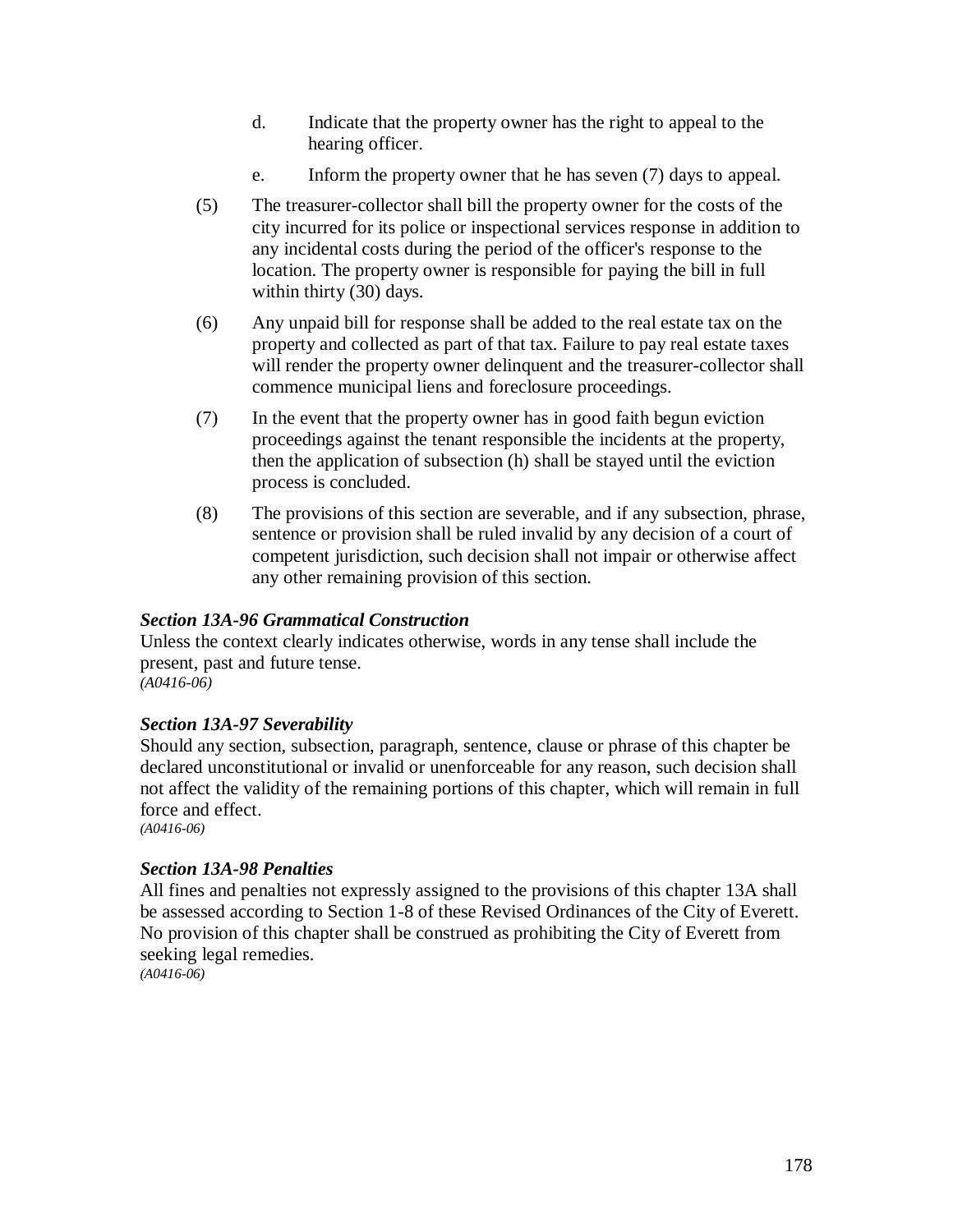d. Indicate that the property owner has the right to appeal to the hearing officer.

e. Inform the property owner that he has seven (7) days to appeal.

(5) The treasurer-collector shall bill the property owner for the costs of the city incurred for its police or inspectional services response in addition to any incidental costs during the period of the officer's response to the location. The property owner is responsible for paying the bill in full within thirty (30) days.

(6) Any unpaid bill for response shall be added to the real estate tax on the property and collected as part of that tax. Failure to pay real estate taxes will render the property owner delinquent and the treasurer-collector shall commence municipal liens and foreclosure proceedings.

(7) In the event that the property owner has in good faith begun eviction proceedings against the tenant responsible the incidents at the property, then the application of subsection (h) shall be stayed until the eviction process is concluded.

(8) The provisions of this section are severable, and if any subsection, phrase, sentence or provision shall be ruled invalid by any decision of a court of competent jurisdiction, such decision shall not impair or otherwise affect any other remaining provision of this section.

***Section 13A-96 Grammatical Construction***

Unless the context clearly indicates otherwise, words in any tense shall include the present, past and future tense.
*(A0416-06)*

***Section 13A-97 Severability***

Should any section, subsection, paragraph, sentence, clause or phrase of this chapter be declared unconstitutional or invalid or unenforceable for any reason, such decision shall not affect the validity of the remaining portions of this chapter, which will remain in full force and effect.
*(A0416-06)*

***Section 13A-98 Penalties***

All fines and penalties not expressly assigned to the provisions of this chapter 13A shall be assessed according to Section 1-8 of these Revised Ordinances of the City of Everett. No provision of this chapter shall be construed as prohibiting the City of Everett from seeking legal remedies.
*(A0416-06)*